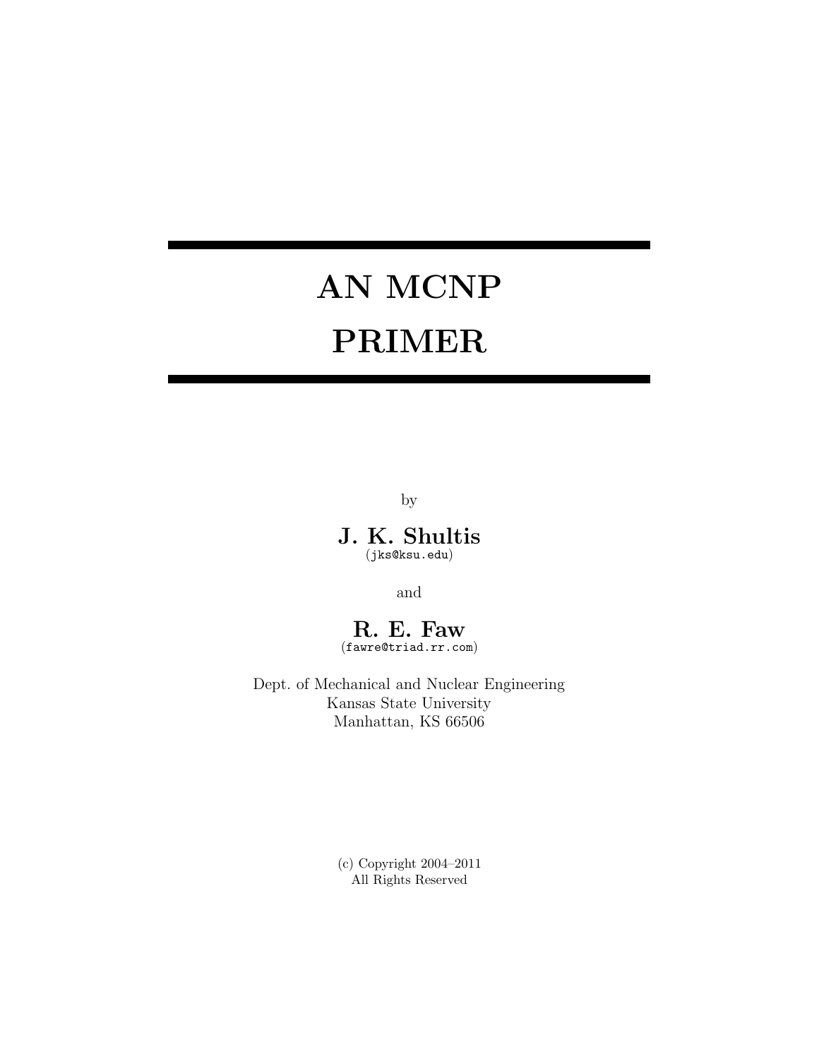# AN MCNP PRIMER

by

**J. K. Shultis**
(jks@ksu.edu)

and

**R. E. Faw**
(fawre@triad.rr.com)

Dept. of Mechanical and Nuclear Engineering
Kansas State University
Manhattan, KS 66506

(c) Copyright 2004–2011
All Rights Reserved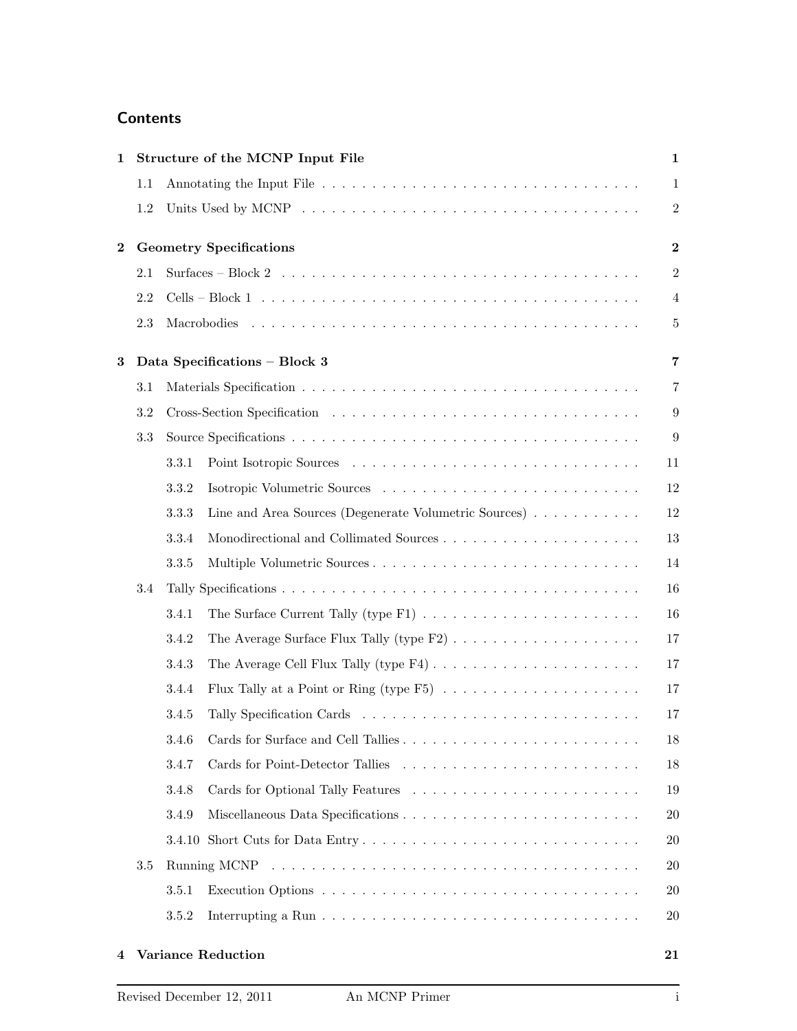## Contents

**1 Structure of the MCNP Input File** **1**

- 1.1 Annotating the Input File . . . . . 1
- 1.2 Units Used by MCNP . . . . . 2

**2 Geometry Specifications** **2**

- 2.1 Surfaces – Block 2 . . . . . 2
- 2.2 Cells – Block 1 . . . . . 4
- 2.3 Macrobodies . . . . . 5

**3 Data Specifications – Block 3** **7**

- 3.1 Materials Specification . . . . . 7
- 3.2 Cross-Section Specification . . . . . 9
- 3.3 Source Specifications . . . . . 9
  - 3.3.1 Point Isotropic Sources . . . . . 11
  - 3.3.2 Isotropic Volumetric Sources . . . . . 12
  - 3.3.3 Line and Area Sources (Degenerate Volumetric Sources) . . . . . 12
  - 3.3.4 Monodirectional and Collimated Sources . . . . . 13
  - 3.3.5 Multiple Volumetric Sources . . . . . 14
- 3.4 Tally Specifications . . . . . 16
  - 3.4.1 The Surface Current Tally (type F1) . . . . . 16
  - 3.4.2 The Average Surface Flux Tally (type F2) . . . . . 17
  - 3.4.3 The Average Cell Flux Tally (type F4) . . . . . 17
  - 3.4.4 Flux Tally at a Point or Ring (type F5) . . . . . 17
  - 3.4.5 Tally Specification Cards . . . . . 17
  - 3.4.6 Cards for Surface and Cell Tallies . . . . . 18
  - 3.4.7 Cards for Point-Detector Tallies . . . . . 18
  - 3.4.8 Cards for Optional Tally Features . . . . . 19
  - 3.4.9 Miscellaneous Data Specifications . . . . . 20
  - 3.4.10 Short Cuts for Data Entry . . . . . 20
- 3.5 Running MCNP . . . . . 20
  - 3.5.1 Execution Options . . . . . 20
  - 3.5.2 Interrupting a Run . . . . . 20

**4 Variance Reduction** **21**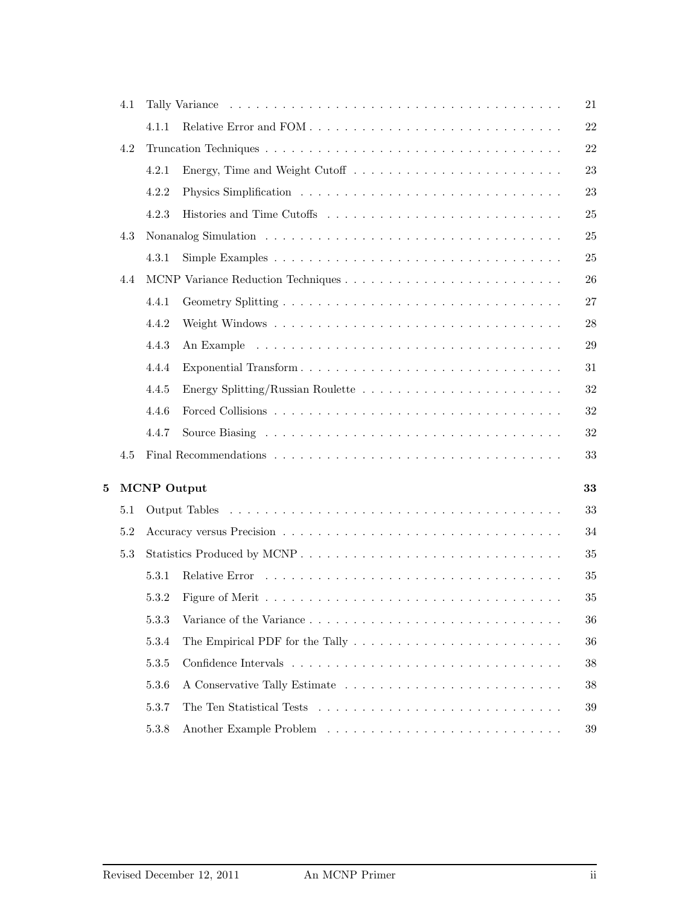| | | |
|---|---|---|
| 4.1 | Tally Variance | 21 |
| 4.1.1 | Relative Error and FOM | 22 |
| 4.2 | Truncation Techniques | 22 |
| 4.2.1 | Energy, Time and Weight Cutoff | 23 |
| 4.2.2 | Physics Simplification | 23 |
| 4.2.3 | Histories and Time Cutoffs | 25 |
| 4.3 | Nonanalog Simulation | 25 |
| 4.3.1 | Simple Examples | 25 |
| 4.4 | MCNP Variance Reduction Techniques | 26 |
| 4.4.1 | Geometry Splitting | 27 |
| 4.4.2 | Weight Windows | 28 |
| 4.4.3 | An Example | 29 |
| 4.4.4 | Exponential Transform | 31 |
| 4.4.5 | Energy Splitting/Russian Roulette | 32 |
| 4.4.6 | Forced Collisions | 32 |
| 4.4.7 | Source Biasing | 32 |
| 4.5 | Final Recommendations | 33 |
| **5** | **MCNP Output** | **33** |
| 5.1 | Output Tables | 33 |
| 5.2 | Accuracy versus Precision | 34 |
| 5.3 | Statistics Produced by MCNP | 35 |
| 5.3.1 | Relative Error | 35 |
| 5.3.2 | Figure of Merit | 35 |
| 5.3.3 | Variance of the Variance | 36 |
| 5.3.4 | The Empirical PDF for the Tally | 36 |
| 5.3.5 | Confidence Intervals | 38 |
| 5.3.6 | A Conservative Tally Estimate | 38 |
| 5.3.7 | The Ten Statistical Tests | 39 |
| 5.3.8 | Another Example Problem | 39 |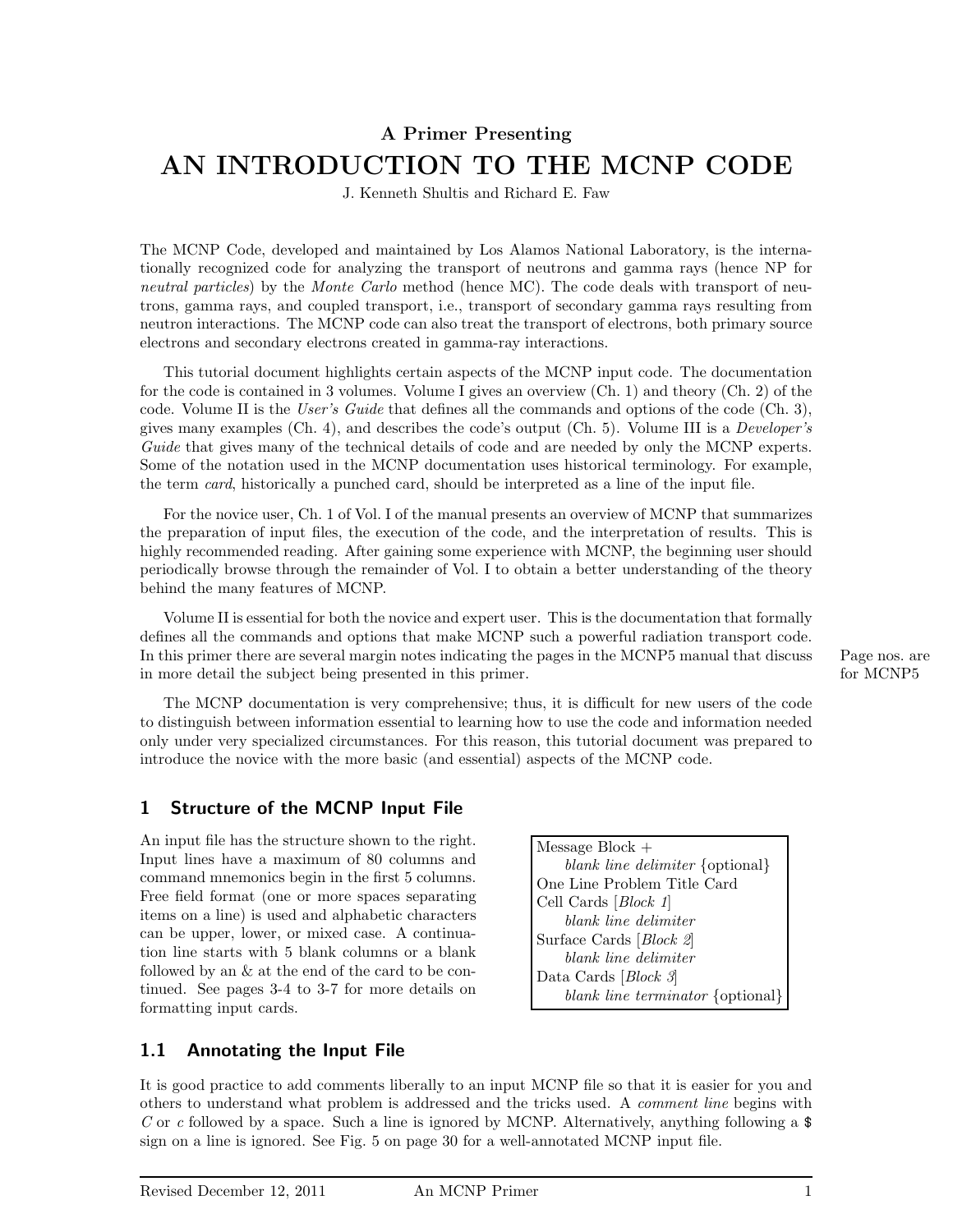**A Primer Presenting**

# AN INTRODUCTION TO THE MCNP CODE

J. Kenneth Shultis and Richard E. Faw

The MCNP Code, developed and maintained by Los Alamos National Laboratory, is the internationally recognized code for analyzing the transport of neutrons and gamma rays (hence NP for *neutral particles*) by the *Monte Carlo* method (hence MC). The code deals with transport of neutrons, gamma rays, and coupled transport, i.e., transport of secondary gamma rays resulting from neutron interactions. The MCNP code can also treat the transport of electrons, both primary source electrons and secondary electrons created in gamma-ray interactions.

This tutorial document highlights certain aspects of the MCNP input code. The documentation for the code is contained in 3 volumes. Volume I gives an overview (Ch. 1) and theory (Ch. 2) of the code. Volume II is the *User's Guide* that defines all the commands and options of the code (Ch. 3), gives many examples (Ch. 4), and describes the code's output (Ch. 5). Volume III is a *Developer's Guide* that gives many of the technical details of code and are needed by only the MCNP experts. Some of the notation used in the MCNP documentation uses historical terminology. For example, the term *card*, historically a punched card, should be interpreted as a line of the input file.

For the novice user, Ch. 1 of Vol. I of the manual presents an overview of MCNP that summarizes the preparation of input files, the execution of the code, and the interpretation of results. This is highly recommended reading. After gaining some experience with MCNP, the beginning user should periodically browse through the remainder of Vol. I to obtain a better understanding of the theory behind the many features of MCNP.

Volume II is essential for both the novice and expert user. This is the documentation that formally defines all the commands and options that make MCNP such a powerful radiation transport code. In this primer there are several margin notes indicating the pages in the MCNP5 manual that discuss in more detail the subject being presented in this primer.

Page nos. are for MCNP5

The MCNP documentation is very comprehensive; thus, it is difficult for new users of the code to distinguish between information essential to learning how to use the code and information needed only under very specialized circumstances. For this reason, this tutorial document was prepared to introduce the novice with the more basic (and essential) aspects of the MCNP code.

## 1 Structure of the MCNP Input File

An input file has the structure shown to the right. Input lines have a maximum of 80 columns and command mnemonics begin in the first 5 columns. Free field format (one or more spaces separating items on a line) is used and alphabetic characters can be upper, lower, or mixed case. A continuation line starts with 5 blank columns or a blank followed by an & at the end of the card to be continued. See pages 3-4 to 3-7 for more details on formatting input cards.

| Message Block + |
|---|
| *blank line delimiter* {optional} |
| One Line Problem Title Card |
| Cell Cards [*Block 1*] |
| *blank line delimiter* |
| Surface Cards [*Block 2*] |
| *blank line delimiter* |
| Data Cards [*Block 3*] |
| *blank line terminator* {optional} |

### 1.1 Annotating the Input File

It is good practice to add comments liberally to an input MCNP file so that it is easier for you and others to understand what problem is addressed and the tricks used. A *comment line* begins with *C* or *c* followed by a space. Such a line is ignored by MCNP. Alternatively, anything following a $ sign on a line is ignored. See Fig. 5 on page 30 for a well-annotated MCNP input file.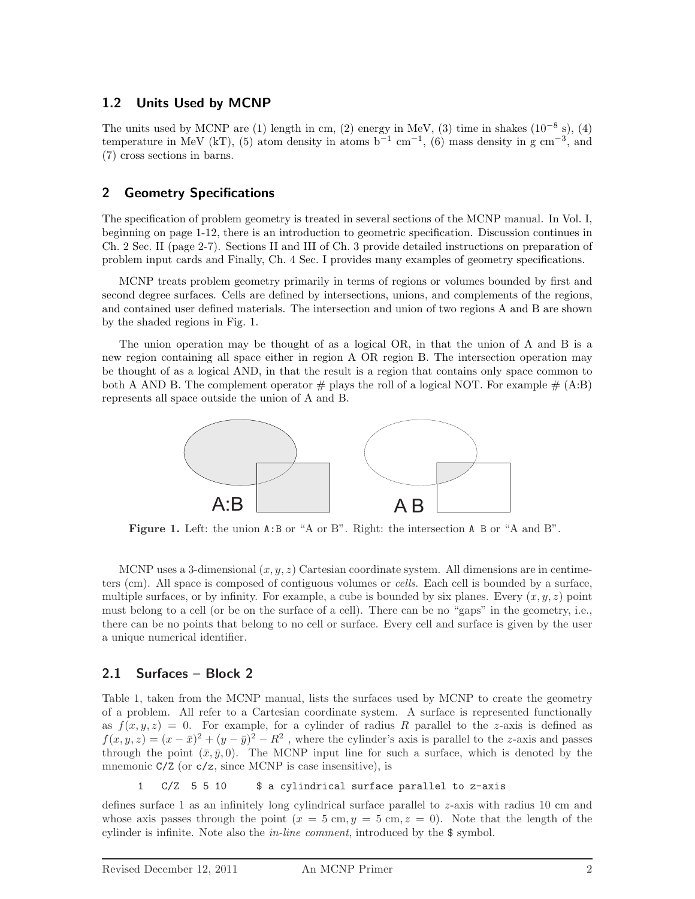### 1.2 Units Used by MCNP

The units used by MCNP are (1) length in cm, (2) energy in MeV, (3) time in shakes ($10^{-8}$ s), (4) temperature in MeV (kT), (5) atom density in atoms $b^{-1}$ $cm^{-1}$, (6) mass density in g $cm^{-3}$, and (7) cross sections in barns.

## 2 Geometry Specifications

The specification of problem geometry is treated in several sections of the MCNP manual. In Vol. I, beginning on page 1-12, there is an introduction to geometric specification. Discussion continues in Ch. 2 Sec. II (page 2-7). Sections II and III of Ch. 3 provide detailed instructions on preparation of problem input cards and Finally, Ch. 4 Sec. I provides many examples of geometry specifications.

MCNP treats problem geometry primarily in terms of regions or volumes bounded by first and second degree surfaces. Cells are defined by intersections, unions, and complements of the regions, and contained user defined materials. The intersection and union of two regions A and B are shown by the shaded regions in Fig. 1.

The union operation may be thought of as a logical OR, in that the union of A and B is a new region containing all space either in region A OR region B. The intersection operation may be thought of as a logical AND, in that the result is a region that contains only space common to both A AND B. The complement operator # plays the roll of a logical NOT. For example # (A:B) represents all space outside the union of A and B.

**Figure 1.** Left: the union `A:B` or "A or B". Right: the intersection `A B` or "A and B".

MCNP uses a 3-dimensional $(x, y, z)$ Cartesian coordinate system. All dimensions are in centimeters (cm). All space is composed of contiguous volumes or *cells*. Each cell is bounded by a surface, multiple surfaces, or by infinity. For example, a cube is bounded by six planes. Every $(x, y, z)$ point must belong to a cell (or be on the surface of a cell). There can be no "gaps" in the geometry, i.e., there can be no points that belong to no cell or surface. Every cell and surface is given by the user a unique numerical identifier.

### 2.1 Surfaces – Block 2

Table 1, taken from the MCNP manual, lists the surfaces used by MCNP to create the geometry of a problem. All refer to a Cartesian coordinate system. A surface is represented functionally as $f(x, y, z) = 0$. For example, for a cylinder of radius $R$ parallel to the $z$-axis is defined as $f(x, y, z) = (x - \bar{x})^2 + (y - \bar{y})^2 - R^2$ , where the cylinder's axis is parallel to the $z$-axis and passes through the point $(\bar{x}, \bar{y}, 0)$. The MCNP input line for such a surface, which is denoted by the mnemonic `C/Z` (or `c/z`, since MCNP is case insensitive), is

```
1   C/Z  5 5 10     $ a cylindrical surface parallel to z-axis
```

defines surface 1 as an infinitely long cylindrical surface parallel to $z$-axis with radius 10 cm and whose axis passes through the point ($x = 5$ cm, $y = 5$ cm, $z = 0$). Note that the length of the cylinder is infinite. Note also the *in-line comment*, introduced by the `$` symbol.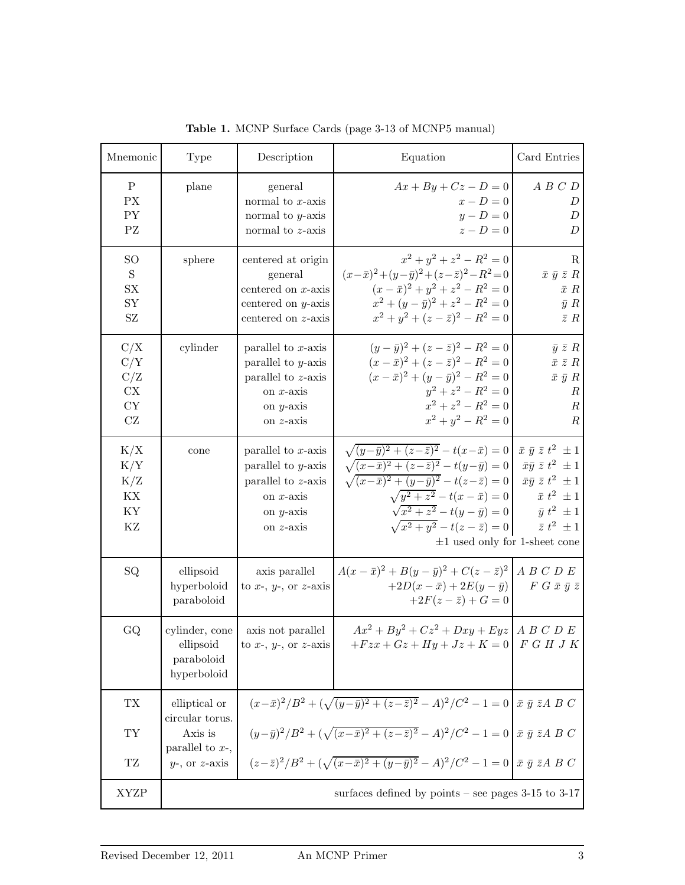**Table 1.** MCNP Surface Cards (page 3-13 of MCNP5 manual)

| Mnemonic | Type | Description | Equation | Card Entries |
|---|---|---|---|---|
| P | plane | general | $Ax + By + Cz - D = 0$ | $A\ B\ C\ D$ |
| PX | | normal to $x$-axis | $x - D = 0$ | $D$ |
| PY | | normal to $y$-axis | $y - D = 0$ | $D$ |
| PZ | | normal to $z$-axis | $z - D = 0$ | $D$ |
| SO | sphere | centered at origin | $x^2 + y^2 + z^2 - R^2 = 0$ | R |
| S | | general | $(x-\bar{x})^2 + (y-\bar{y})^2 + (z-\bar{z})^2 - R^2 = 0$ | $\bar{x}\ \bar{y}\ \bar{z}\ R$ |
| SX | | centered on $x$-axis | $(x-\bar{x})^2 + y^2 + z^2 - R^2 = 0$ | $\bar{x}\ R$ |
| SY | | centered on $y$-axis | $x^2 + (y-\bar{y})^2 + z^2 - R^2 = 0$ | $\bar{y}\ R$ |
| SZ | | centered on $z$-axis | $x^2 + y^2 + (z-\bar{z})^2 - R^2 = 0$ | $\bar{z}\ R$ |
| C/X | cylinder | parallel to $x$-axis | $(y-\bar{y})^2 + (z-\bar{z})^2 - R^2 = 0$ | $\bar{y}\ \bar{z}\ R$ |
| C/Y | | parallel to $y$-axis | $(x-\bar{x})^2 + (z-\bar{z})^2 - R^2 = 0$ | $\bar{x}\ \bar{z}\ R$ |
| C/Z | | parallel to $z$-axis | $(x-\bar{x})^2 + (y-\bar{y})^2 - R^2 = 0$ | $\bar{x}\ \bar{y}\ R$ |
| CX | | on $x$-axis | $y^2 + z^2 - R^2 = 0$ | $R$ |
| CY | | on $y$-axis | $x^2 + z^2 - R^2 = 0$ | $R$ |
| CZ | | on $z$-axis | $x^2 + y^2 - R^2 = 0$ | $R$ |
| K/X | cone | parallel to $x$-axis | $\sqrt{(y-\bar{y})^2 + (z-\bar{z})^2} - t(x-\bar{x}) = 0$ | $\bar{x}\ \bar{y}\ \bar{z}\ t^2\ \pm 1$ |
| K/Y | | parallel to $y$-axis | $\sqrt{(x-\bar{x})^2 + (z-\bar{z})^2} - t(y-\bar{y}) = 0$ | $\bar{x}\bar{y}\ \bar{z}\ t^2\ \pm 1$ |
| K/Z | | parallel to $z$-axis | $\sqrt{(x-\bar{x})^2 + (y-\bar{y})^2} - t(z-\bar{z}) = 0$ | $\bar{x}\bar{y}\ \bar{z}\ t^2\ \pm 1$ |
| KX | | on $x$-axis | $\sqrt{y^2 + z^2} - t(x-\bar{x}) = 0$ | $\bar{x}\ t^2\ \pm 1$ |
| KY | | on $y$-axis | $\sqrt{x^2 + z^2} - t(y-\bar{y}) = 0$ | $\bar{y}\ t^2\ \pm 1$ |
| KZ | | on $z$-axis | $\sqrt{x^2 + y^2} - t(z-\bar{z}) = 0$ | $\bar{z}\ t^2\ \pm 1$ |
| | | | $\pm 1$ used only for 1-sheet cone | |
| SQ | ellipsoid hyperboloid paraboloid | axis parallel to $x$-, $y$-, or $z$-axis | $A(x-\bar{x})^2 + B(y-\bar{y})^2 + C(z-\bar{z})^2 + 2D(x-\bar{x}) + 2E(y-\bar{y}) + 2F(z-\bar{z}) + G = 0$ | $A\ B\ C\ D\ E\ F\ G\ \bar{x}\ \bar{y}\ \bar{z}$ |
| GQ | cylinder, cone ellipsoid paraboloid hyperboloid | axis not parallel to $x$-, $y$-, or $z$-axis | $Ax^2 + By^2 + Cz^2 + Dxy + Eyz + Fzx + Gz + Hy + Jz + K = 0$ | $A\ B\ C\ D\ E\ F\ G\ H\ J\ K$ |
| TX | elliptical or circular torus. Axis is parallel to $x$-, $y$-, or $z$-axis | | $(x-\bar{x})^2/B^2 + (\sqrt{(y-\bar{y})^2 + (z-\bar{z})^2} - A)^2/C^2 - 1 = 0$ | $\bar{x}\ \bar{y}\ \bar{z} A\ B\ C$ |
| TY | | | $(y-\bar{y})^2/B^2 + (\sqrt{(x-\bar{x})^2 + (z-\bar{z})^2} - A)^2/C^2 - 1 = 0$ | $\bar{x}\ \bar{y}\ \bar{z} A\ B\ C$ |
| TZ | | | $(z-\bar{z})^2/B^2 + (\sqrt{(x-\bar{x})^2 + (y-\bar{y})^2} - A)^2/C^2 - 1 = 0$ | $\bar{x}\ \bar{y}\ \bar{z} A\ B\ C$ |
| XYZP | surfaces defined by points – see pages 3-15 to 3-17 | | | |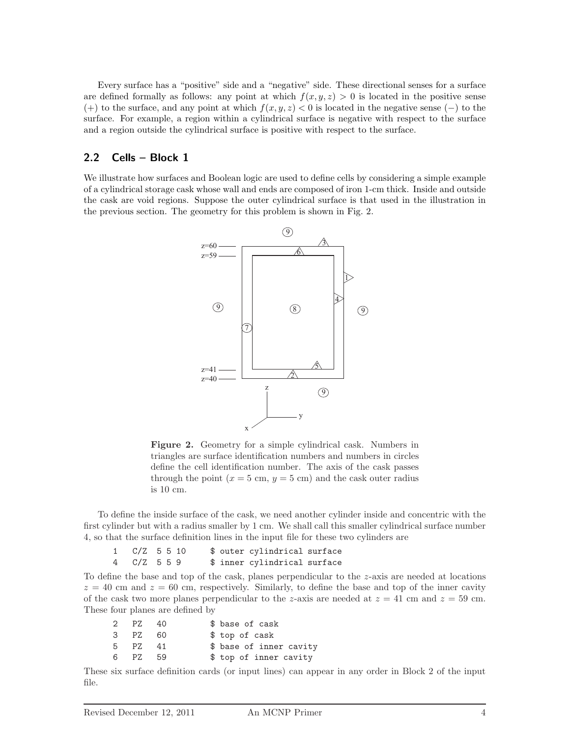Every surface has a "positive" side and a "negative" side. These directional senses for a surface are defined formally as follows: any point at which $f(x, y, z) > 0$ is located in the positive sense (+) to the surface, and any point at which $f(x, y, z) < 0$ is located in the negative sense (−) to the surface. For example, a region within a cylindrical surface is negative with respect to the surface and a region outside the cylindrical surface is positive with respect to the surface.

## 2.2 Cells – Block 1

We illustrate how surfaces and Boolean logic are used to define cells by considering a simple example of a cylindrical storage cask whose wall and ends are composed of iron 1-cm thick. Inside and outside the cask are void regions. Suppose the outer cylindrical surface is that used in the illustration in the previous section. The geometry for this problem is shown in Fig. 2.

**Figure 2.** Geometry for a simple cylindrical cask. Numbers in triangles are surface identification numbers and numbers in circles define the cell identification number. The axis of the cask passes through the point ($x = 5$ cm, $y = 5$ cm) and the cask outer radius is 10 cm.

To define the inside surface of the cask, we need another cylinder inside and concentric with the first cylinder but with a radius smaller by 1 cm. We shall call this smaller cylindrical surface number 4, so that the surface definition lines in the input file for these two cylinders are

```
1   C/Z  5 5 10     $ outer cylindrical surface
4   C/Z  5 5 9      $ inner cylindrical surface
```

To define the base and top of the cask, planes perpendicular to the $z$-axis are needed at locations $z = 40$ cm and $z = 60$ cm, respectively. Similarly, to define the base and top of the inner cavity of the cask two more planes perpendicular to the $z$-axis are needed at $z = 41$ cm and $z = 59$ cm. These four planes are defined by

```
2   PZ   40         $ base of cask
3   PZ   60         $ top of cask
5   PZ   41         $ base of inner cavity
6   PZ   59         $ top of inner cavity
```

These six surface definition cards (or input lines) can appear in any order in Block 2 of the input file.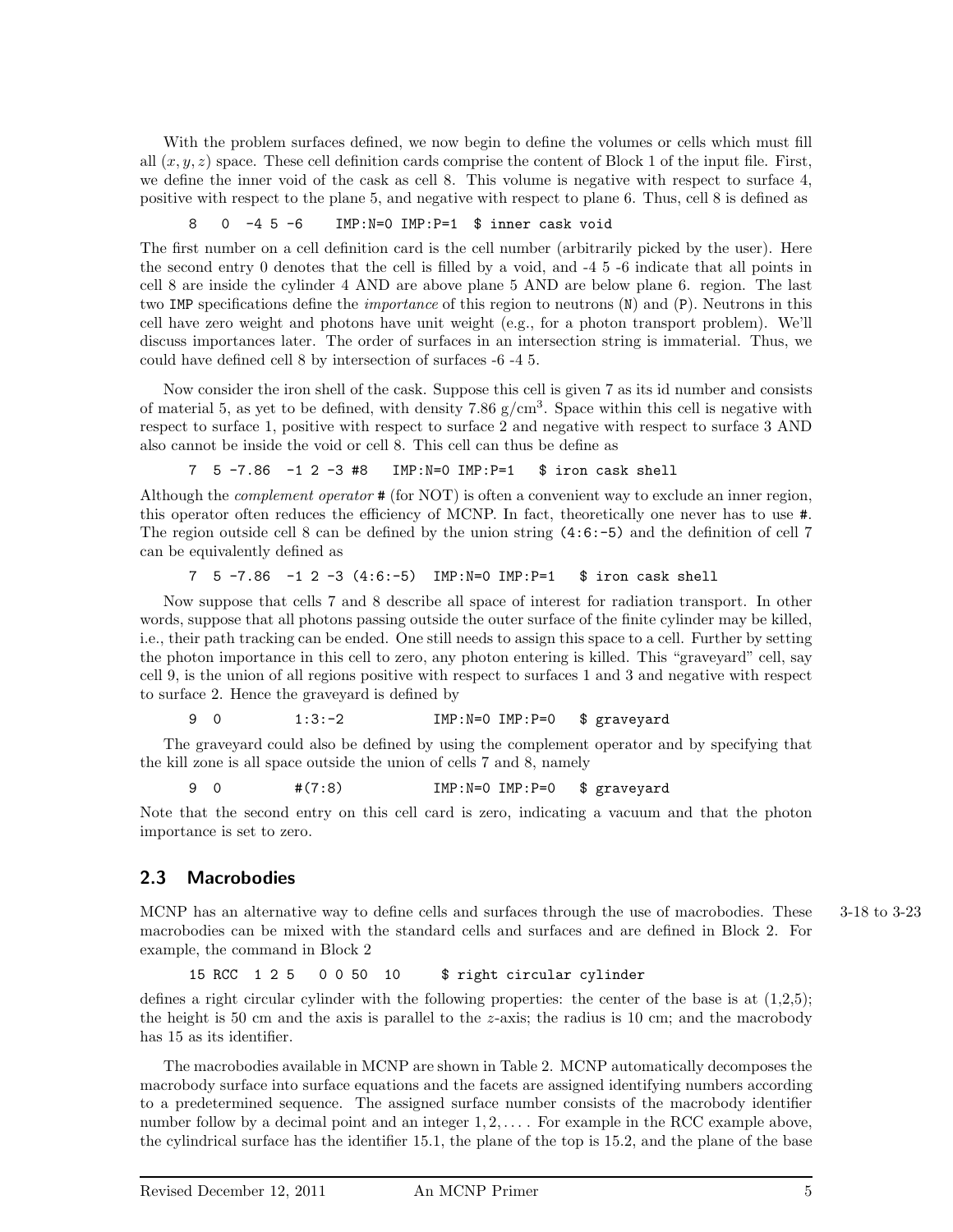With the problem surfaces defined, we now begin to define the volumes or cells which must fill all $(x, y, z)$ space. These cell definition cards comprise the content of Block 1 of the input file. First, we define the inner void of the cask as cell 8. This volume is negative with respect to surface 4, positive with respect to the plane 5, and negative with respect to plane 6. Thus, cell 8 is defined as

```
8   0  -4 5 -6    IMP:N=0 IMP:P=1  $ inner cask void
```

The first number on a cell definition card is the cell number (arbitrarily picked by the user). Here the second entry 0 denotes that the cell is filled by a void, and -4 5 -6 indicate that all points in cell 8 are inside the cylinder 4 AND are above plane 5 AND are below plane 6. region. The last two `IMP` specifications define the *importance* of this region to neutrons (`N`) and (`P`). Neutrons in this cell have zero weight and photons have unit weight (e.g., for a photon transport problem). We'll discuss importances later. The order of surfaces in an intersection string is immaterial. Thus, we could have defined cell 8 by intersection of surfaces -6 -4 5.

Now consider the iron shell of the cask. Suppose this cell is given 7 as its id number and consists of material 5, as yet to be defined, with density 7.86 g/cm$^3$. Space within this cell is negative with respect to surface 1, positive with respect to surface 2 and negative with respect to surface 3 AND also cannot be inside the void or cell 8. This cell can thus be define as

```
7  5 -7.86  -1 2 -3 #8   IMP:N=0 IMP:P=1   $ iron cask shell
```

Although the *complement operator* `#` (for NOT) is often a convenient way to exclude an inner region, this operator often reduces the efficiency of MCNP. In fact, theoretically one never has to use `#`. The region outside cell 8 can be defined by the union string `(4:6:-5)` and the definition of cell 7 can be equivalently defined as

```
7  5 -7.86  -1 2 -3 (4:6:-5)  IMP:N=0 IMP:P=1   $ iron cask shell
```

Now suppose that cells 7 and 8 describe all space of interest for radiation transport. In other words, suppose that all photons passing outside the outer surface of the finite cylinder may be killed, i.e., their path tracking can be ended. One still needs to assign this space to a cell. Further by setting the photon importance in this cell to zero, any photon entering is killed. This "graveyard" cell, say cell 9, is the union of all regions positive with respect to surfaces 1 and 3 and negative with respect to surface 2. Hence the graveyard is defined by

```
9  0          1:3:-2            IMP:N=0 IMP:P=0   $ graveyard
```

The graveyard could also be defined by using the complement operator and by specifying that the kill zone is all space outside the union of cells 7 and 8, namely

```
9  0          #(7:8)            IMP:N=0 IMP:P=0   $ graveyard
```

Note that the second entry on this cell card is zero, indicating a vacuum and that the photon importance is set to zero.

## 2.3 Macrobodies

MCNP has an alternative way to define cells and surfaces through the use of macrobodies. These macrobodies can be mixed with the standard cells and surfaces and are defined in Block 2. For example, the command in Block 2 (3-18 to 3-23)

```
15 RCC  1 2 5   0 0 50  10     $ right circular cylinder
```

defines a right circular cylinder with the following properties: the center of the base is at (1,2,5); the height is 50 cm and the axis is parallel to the $z$-axis; the radius is 10 cm; and the macrobody has 15 as its identifier.

The macrobodies available in MCNP are shown in Table 2. MCNP automatically decomposes the macrobody surface into surface equations and the facets are assigned identifying numbers according to a predetermined sequence. The assigned surface number consists of the macrobody identifier number follow by a decimal point and an integer $1, 2, \ldots$. For example in the RCC example above, the cylindrical surface has the identifier 15.1, the plane of the top is 15.2, and the plane of the base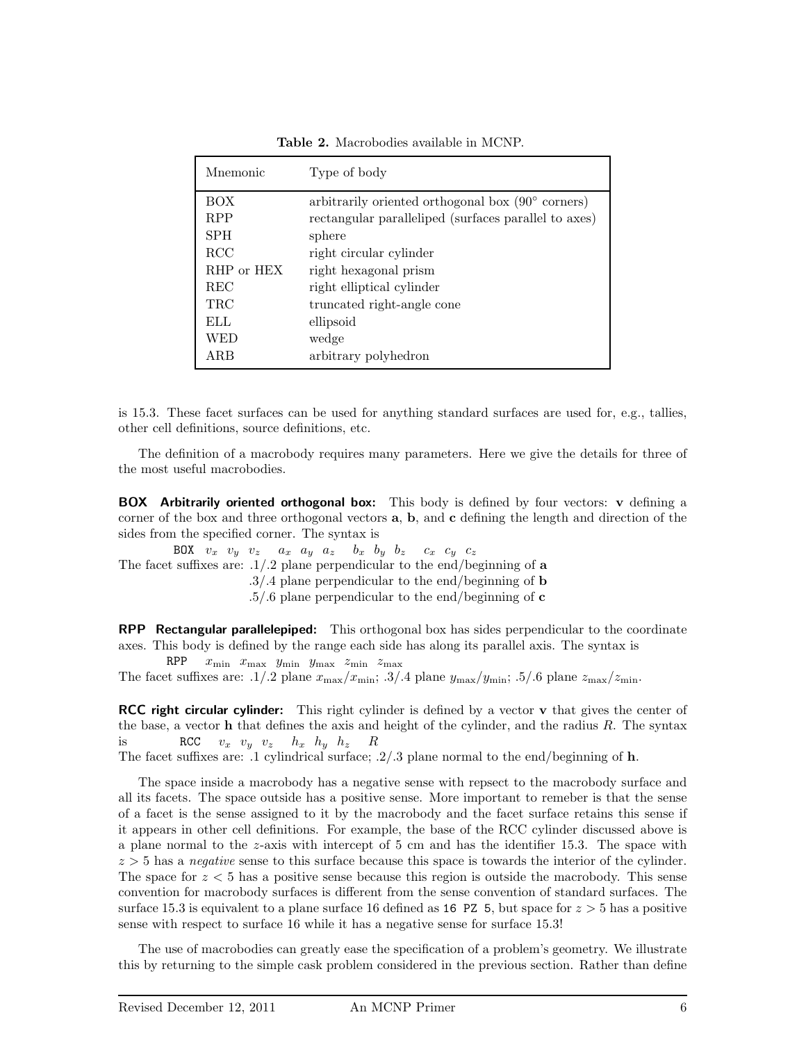**Table 2.** Macrobodies available in MCNP.

| Mnemonic | Type of body |
|---|---|
| BOX | arbitrarily oriented orthogonal box (90° corners) |
| RPP | rectangular paralleliped (surfaces parallel to axes) |
| SPH | sphere |
| RCC | right circular cylinder |
| RHP or HEX | right hexagonal prism |
| REC | right elliptical cylinder |
| TRC | truncated right-angle cone |
| ELL | ellipsoid |
| WED | wedge |
| ARB | arbitrary polyhedron |

is 15.3. These facet surfaces can be used for anything standard surfaces are used for, e.g., tallies, other cell definitions, source definitions, etc.

The definition of a macrobody requires many parameters. Here we give the details for three of the most useful macrobodies.

**BOX Arbitrarily oriented orthogonal box:** This body is defined by four vectors: **v** defining a corner of the box and three orthogonal vectors **a**, **b**, and **c** defining the length and direction of the sides from the specified corner. The syntax is

`BOX` $v_x$ $v_y$ $v_z$ $a_x$ $a_y$ $a_z$ $b_x$ $b_y$ $b_z$ $c_x$ $c_y$ $c_z$

The facet suffixes are: .1/.2 plane perpendicular to the end/beginning of **a**
.3/.4 plane perpendicular to the end/beginning of **b**
.5/.6 plane perpendicular to the end/beginning of **c**

**RPP Rectangular parallelepiped:** This orthogonal box has sides perpendicular to the coordinate axes. This body is defined by the range each side has along its parallel axis. The syntax is

`RPP` $x_{\min}$ $x_{\max}$ $y_{\min}$ $y_{\max}$ $z_{\min}$ $z_{\max}$

The facet suffixes are: .1/.2 plane $x_{\max}/x_{\min}$; .3/.4 plane $y_{\max}/y_{\min}$; .5/.6 plane $z_{\max}/z_{\min}$.

**RCC right circular cylinder:** This right cylinder is defined by a vector **v** that gives the center of the base, a vector **h** that defines the axis and height of the cylinder, and the radius $R$. The syntax is `RCC` $v_x$ $v_y$ $v_z$ $h_x$ $h_y$ $h_z$ $R$

The facet suffixes are: .1 cylindrical surface; .2/.3 plane normal to the end/beginning of **h**.

The space inside a macrobody has a negative sense with repsect to the macrobody surface and all its facets. The space outside has a positive sense. More important to remeber is that the sense of a facet is the sense assigned to it by the macrobody and the facet surface retains this sense if it appears in other cell definitions. For example, the base of the RCC cylinder discussed above is a plane normal to the $z$-axis with intercept of 5 cm and has the identifier 15.3. The space with $z > 5$ has a *negative* sense to this surface because this space is towards the interior of the cylinder. The space for $z < 5$ has a positive sense because this region is outside the macrobody. This sense convention for macrobody surfaces is different from the sense convention of standard surfaces. The surface 15.3 is equivalent to a plane surface 16 defined as `16 PZ 5`, but space for $z > 5$ has a positive sense with respect to surface 16 while it has a negative sense for surface 15.3!

The use of macrobodies can greatly ease the specification of a problem's geometry. We illustrate this by returning to the simple cask problem considered in the previous section. Rather than define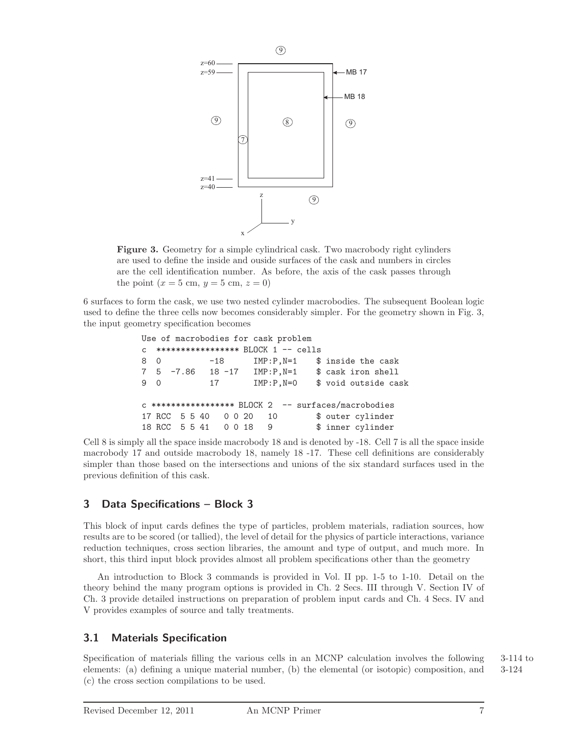**Figure 3.** Geometry for a simple cylindrical cask. Two macrobody right cylinders are used to define the inside and ouside surfaces of the cask and numbers in circles are the cell identification number. As before, the axis of the cask passes through the point ($x = 5$ cm, $y = 5$ cm, $z = 0$)

6 surfaces to form the cask, we use two nested cylinder macrobodies. The subsequent Boolean logic used to define the three cells now becomes considerably simpler. For the geometry shown in Fig. 3, the input geometry specification becomes

```
Use of macrobodies for cask problem
c  ***************** BLOCK 1 -- cells
8  0          -18      IMP:P,N=1    $ inside the cask
7  5  -7.86   18 -17   IMP:P,N=1    $ cask iron shell
9  0          17       IMP:P,N=0    $ void outside cask

c ***************** BLOCK 2  -- surfaces/macrobodies
17 RCC  5 5 40   0 0 20   10        $ outer cylinder
18 RCC  5 5 41   0 0 18   9         $ inner cylinder
```

Cell 8 is simply all the space inside macrobody 18 and is denoted by -18. Cell 7 is all the space inside macrobody 17 and outside macrobody 18, namely 18 -17. These cell definitions are considerably simpler than those based on the intersections and unions of the six standard surfaces used in the previous definition of this cask.

## 3 Data Specifications – Block 3

This block of input cards defines the type of particles, problem materials, radiation sources, how results are to be scored (or tallied), the level of detail for the physics of particle interactions, variance reduction techniques, cross section libraries, the amount and type of output, and much more. In short, this third input block provides almost all problem specifications other than the geometry

An introduction to Block 3 commands is provided in Vol. II pp. 1-5 to 1-10. Detail on the theory behind the many program options is provided in Ch. 2 Secs. III through V. Section IV of Ch. 3 provide detailed instructions on preparation of problem input cards and Ch. 4 Secs. IV and V provides examples of source and tally treatments.

### 3.1 Materials Specification

Specification of materials filling the various cells in an MCNP calculation involves the following elements: (a) defining a unique material number, (b) the elemental (or isotopic) composition, and (c) the cross section compilations to be used. 3-114 to 3-124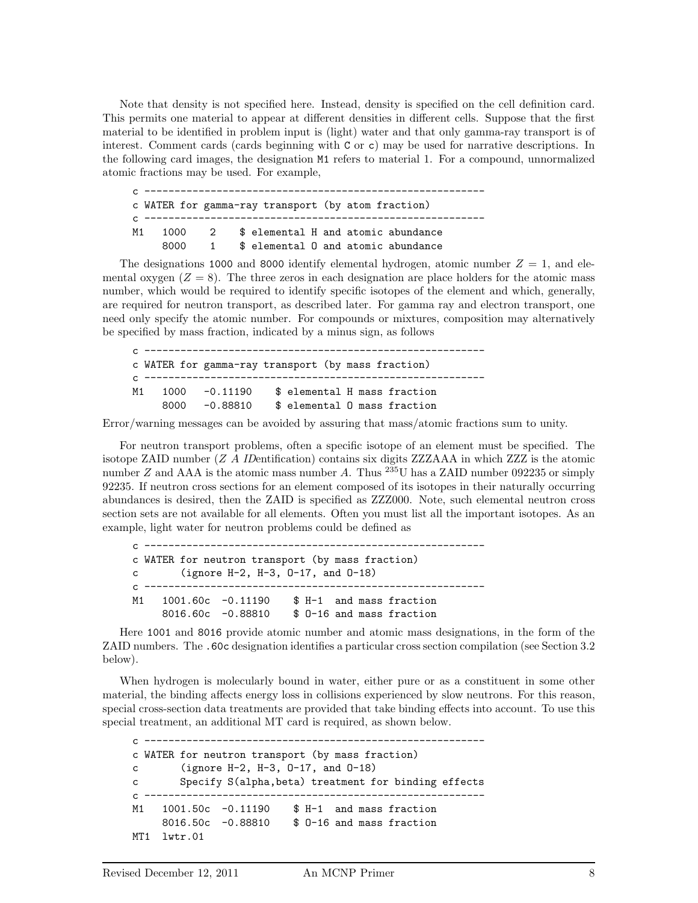Note that density is not specified here. Instead, density is specified on the cell definition card. This permits one material to appear at different densities in different cells. Suppose that the first material to be identified in problem input is (light) water and that only gamma-ray transport is of interest. Comment cards (cards beginning with C or c) may be used for narrative descriptions. In the following card images, the designation M1 refers to material 1. For a compound, unnormalized atomic fractions may be used. For example,

```
c ---------------------------------------------------------
c WATER for gamma-ray transport (by atom fraction)
c ---------------------------------------------------------
M1   1000    2    $ elemental H and atomic abundance
     8000    1    $ elemental O and atomic abundance
```

The designations 1000 and 8000 identify elemental hydrogen, atomic number $Z = 1$, and elemental oxygen ($Z = 8$). The three zeros in each designation are place holders for the atomic mass number, which would be required to identify specific isotopes of the element and which, generally, are required for neutron transport, as described later. For gamma ray and electron transport, one need only specify the atomic number. For compounds or mixtures, composition may alternatively be specified by mass fraction, indicated by a minus sign, as follows

```
c ---------------------------------------------------------
c WATER for gamma-ray transport (by mass fraction)
c ---------------------------------------------------------
M1   1000   -0.11190    $ elemental H mass fraction
     8000   -0.88810    $ elemental O mass fraction
```

Error/warning messages can be avoided by assuring that mass/atomic fractions sum to unity.

For neutron transport problems, often a specific isotope of an element must be specified. The isotope ZAID number (*Z A IDentification*) contains six digits ZZZAAA in which ZZZ is the atomic number $Z$ and AAA is the atomic mass number $A$. Thus $^{235}$U has a ZAID number 092235 or simply 92235. If neutron cross sections for an element composed of its isotopes in their naturally occurring abundances is desired, then the ZAID is specified as ZZZ000. Note, such elemental neutron cross section sets are not available for all elements. Often you must list all the important isotopes. As an example, light water for neutron problems could be defined as

```
c ---------------------------------------------------------
c WATER for neutron transport (by mass fraction)
c       (ignore H-2, H-3, O-17, and O-18)
c ---------------------------------------------------------
M1   1001.60c  -0.11190    $ H-1  and mass fraction
     8016.60c  -0.88810    $ O-16 and mass fraction
```

Here 1001 and 8016 provide atomic number and atomic mass designations, in the form of the ZAID numbers. The .60c designation identifies a particular cross section compilation (see Section 3.2 below).

When hydrogen is molecularly bound in water, either pure or as a constituent in some other material, the binding affects energy loss in collisions experienced by slow neutrons. For this reason, special cross-section data treatments are provided that take binding effects into account. To use this special treatment, an additional MT card is required, as shown below.

```
c ---------------------------------------------------------
c WATER for neutron transport (by mass fraction)
c       (ignore H-2, H-3, O-17, and O-18)
c       Specify S(alpha,beta) treatment for binding effects
c ---------------------------------------------------------
M1   1001.50c  -0.11190    $ H-1  and mass fraction
     8016.50c  -0.88810    $ O-16 and mass fraction
MT1  lwtr.01
```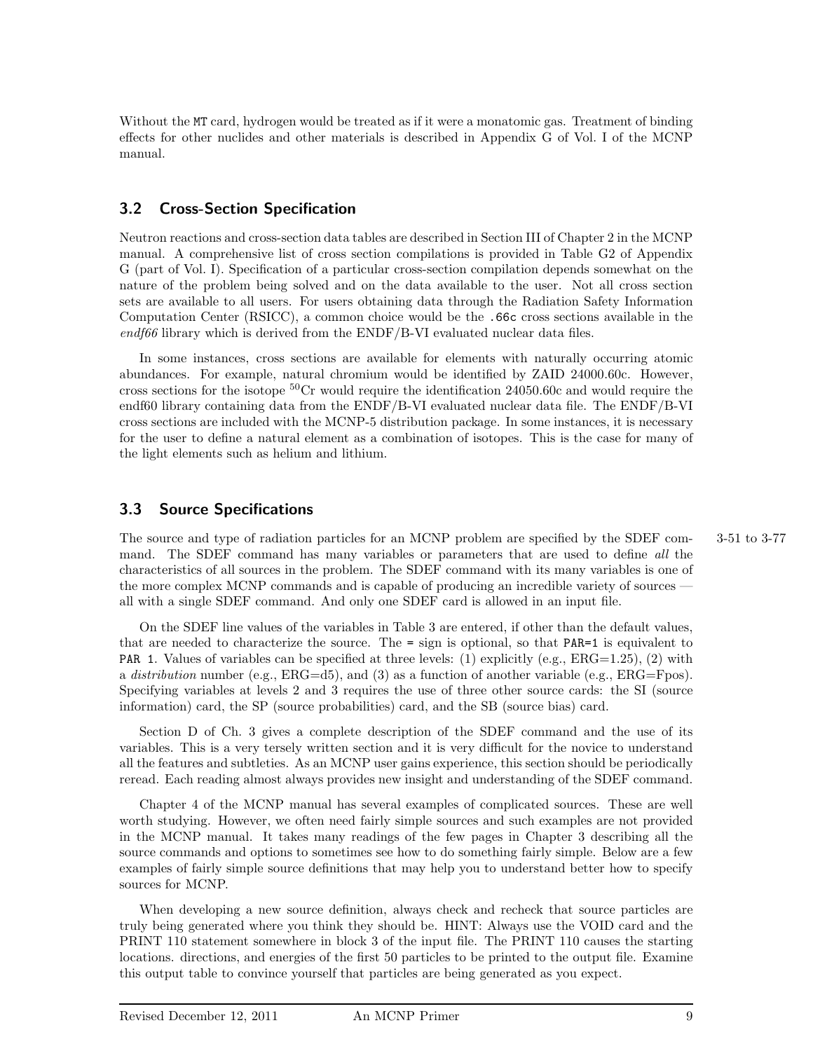Without the `MT` card, hydrogen would be treated as if it were a monatomic gas. Treatment of binding effects for other nuclides and other materials is described in Appendix G of Vol. I of the MCNP manual.

### 3.2 Cross-Section Specification

Neutron reactions and cross-section data tables are described in Section III of Chapter 2 in the MCNP manual. A comprehensive list of cross section compilations is provided in Table G2 of Appendix G (part of Vol. I). Specification of a particular cross-section compilation depends somewhat on the nature of the problem being solved and on the data available to the user. Not all cross section sets are available to all users. For users obtaining data through the Radiation Safety Information Computation Center (RSICC), a common choice would be the `.66c` cross sections available in the *endf66* library which is derived from the ENDF/B-VI evaluated nuclear data files.

In some instances, cross sections are available for elements with naturally occurring atomic abundances. For example, natural chromium would be identified by ZAID 24000.60c. However, cross sections for the isotope $^{50}$Cr would require the identification 24050.60c and would require the endf60 library containing data from the ENDF/B-VI evaluated nuclear data file. The ENDF/B-VI cross sections are included with the MCNP-5 distribution package. In some instances, it is necessary for the user to define a natural element as a combination of isotopes. This is the case for many of the light elements such as helium and lithium.

### 3.3 Source Specifications

The source and type of radiation particles for an MCNP problem are specified by the SDEF command. The SDEF command has many variables or parameters that are used to define *all* the characteristics of all sources in the problem. The SDEF command with its many variables is one of the more complex MCNP commands and is capable of producing an incredible variety of sources — all with a single SDEF command. And only one SDEF card is allowed in an input file. 3-51 to 3-77

On the SDEF line values of the variables in Table 3 are entered, if other than the default values, that are needed to characterize the source. The `=` sign is optional, so that `PAR=1` is equivalent to `PAR 1`. Values of variables can be specified at three levels: (1) explicitly (e.g., ERG=1.25), (2) with a *distribution* number (e.g., ERG=d5), and (3) as a function of another variable (e.g., ERG=Fpos). Specifying variables at levels 2 and 3 requires the use of three other source cards: the SI (source information) card, the SP (source probabilities) card, and the SB (source bias) card.

Section D of Ch. 3 gives a complete description of the SDEF command and the use of its variables. This is a very tersely written section and it is very difficult for the novice to understand all the features and subtleties. As an MCNP user gains experience, this section should be periodically reread. Each reading almost always provides new insight and understanding of the SDEF command.

Chapter 4 of the MCNP manual has several examples of complicated sources. These are well worth studying. However, we often need fairly simple sources and such examples are not provided in the MCNP manual. It takes many readings of the few pages in Chapter 3 describing all the source commands and options to sometimes see how to do something fairly simple. Below are a few examples of fairly simple source definitions that may help you to understand better how to specify sources for MCNP.

When developing a new source definition, always check and recheck that source particles are truly being generated where you think they should be. HINT: Always use the VOID card and the PRINT 110 statement somewhere in block 3 of the input file. The PRINT 110 causes the starting locations. directions, and energies of the first 50 particles to be printed to the output file. Examine this output table to convince yourself that particles are being generated as you expect.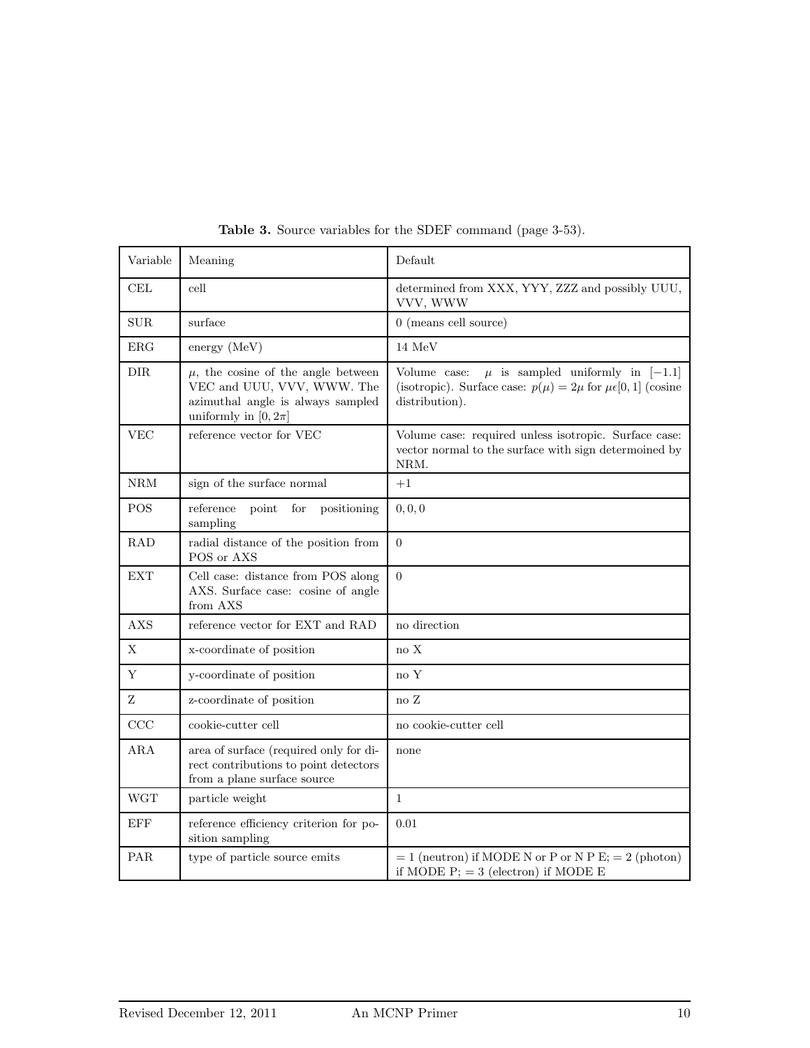**Table 3.** Source variables for the SDEF command (page 3-53).

| Variable | Meaning | Default |
|---|---|---|
| CEL | cell | determined from XXX, YYY, ZZZ and possibly UUU, VVV, WWW |
| SUR | surface | 0 (means cell source) |
| ERG | energy (MeV) | 14 MeV |
| DIR | $\mu$, the cosine of the angle between VEC and UUU, VVV, WWW. The azimuthal angle is always sampled uniformly in $[0, 2\pi]$ | Volume case: $\mu$ is sampled uniformly in $[-1.1]$ (isotropic). Surface case: $p(\mu) = 2\mu$ for $\mu\epsilon[0, 1]$ (cosine distribution). |
| VEC | reference vector for VEC | Volume case: required unless isotropic. Surface case: vector normal to the surface with sign determoined by NRM. |
| NRM | sign of the surface normal | $+1$ |
| POS | reference point for positioning sampling | $0, 0, 0$ |
| RAD | radial distance of the position from POS or AXS | 0 |
| EXT | Cell case: distance from POS along AXS. Surface case: cosine of angle from AXS | 0 |
| AXS | reference vector for EXT and RAD | no direction |
| X | x-coordinate of position | no X |
| Y | y-coordinate of position | no Y |
| Z | z-coordinate of position | no Z |
| CCC | cookie-cutter cell | no cookie-cutter cell |
| ARA | area of surface (required only for direct contributions to point detectors from a plane surface source | none |
| WGT | particle weight | 1 |
| EFF | reference efficiency criterion for position sampling | 0.01 |
| PAR | type of particle source emits | $= 1$ (neutron) if MODE N or P or N P E; $= 2$ (photon) if MODE P; $= 3$ (electron) if MODE E |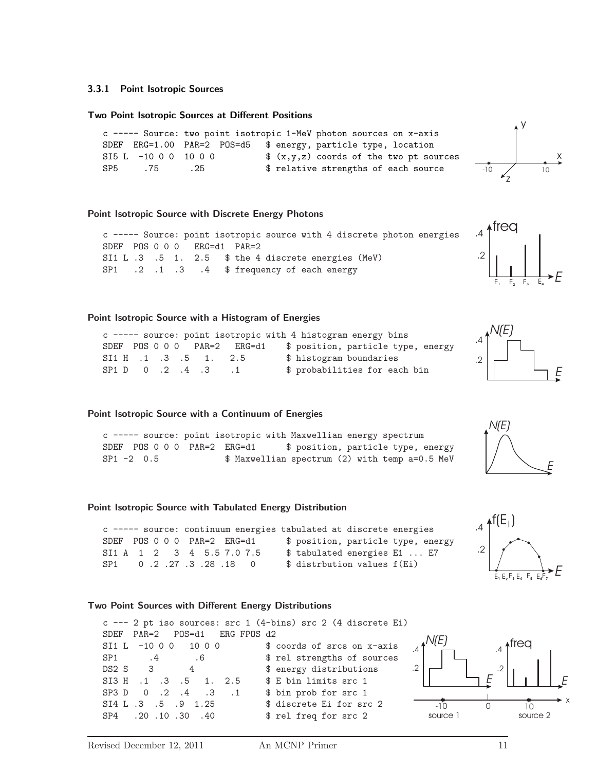### 3.3.1 Point Isotropic Sources

#### Two Point Isotropic Sources at Different Positions

```
c ----- Source: two point isotropic 1-MeV photon sources on x-axis
SDEF  ERG=1.00  PAR=2  POS=d5   $ energy, particle type, location
SI5 L  -10 0 0  10 0 0          $ (x,y,z) coords of the two pt sources
SP5     .75      .25            $ relative strengths of each source
```

#### Point Isotropic Source with Discrete Energy Photons

```
c ----- Source: point isotropic source with 4 discrete photon energies
SDEF  POS 0 0 0   ERG=d1  PAR=2
SI1 L .3  .5  1.  2.5   $ the 4 discrete energies (MeV)
SP1   .2  .1  .3   .4   $ frequency of each energy
```

#### Point Isotropic Source with a Histogram of Energies

```
c ----- source: point isotropic with 4 histogram energy bins
SDEF  POS 0 0 0   PAR=2   ERG=d1    $ position, particle type, energy
SI1 H  .1  .3  .5  1.   2.5         $ histogram boundaries
SP1 D   0  .2  .4  .3    .1         $ probabilities for each bin
```

#### Point Isotropic Source with a Continuum of Energies

```
c ----- source: point isotropic with Maxwellian energy spectrum
SDEF  POS 0 0 0  PAR=2  ERG=d1      $ position, particle type, energy
SP1 -2  0.5              $ Maxwellian spectrum (2) with temp a=0.5 MeV
```

#### Point Isotropic Source with Tabulated Energy Distribution

```
c ----- source: continuum energies tabulated at discrete energies
SDEF  POS 0 0 0  PAR=2  ERG=d1      $ position, particle type, energy
SI1 A  1  2   3  4  5.5 7.0 7.5     $ tabulated energies E1 ... E7
SP1    0 .2 .27 .3 .28 .18   0      $ distrbution values f(Ei)
```

#### Two Point Sources with Different Energy Distributions

```
c --- 2 pt iso sources: src 1 (4-bins) src 2 (4 discrete Ei)
SDEF  PAR=2   POS=d1   ERG FPOS d2
SI1 L  -10 0 0   10 0 0          $ coords of srcs on x-axis
SP1       .4        .6           $ rel strengths of sources
DS2 S    3       4               $ energy distributions
SI3 H  .1  .3  .5   1.  2.5      $ E bin limits src 1
SP3 D   0  .2  .4   .3   .1      $ bin prob for src 1
SI4 L .3  .5  .9  1.25           $ discrete Ei for src 2
SP4   .20 .10 .30  .40           $ rel freq for src 2
```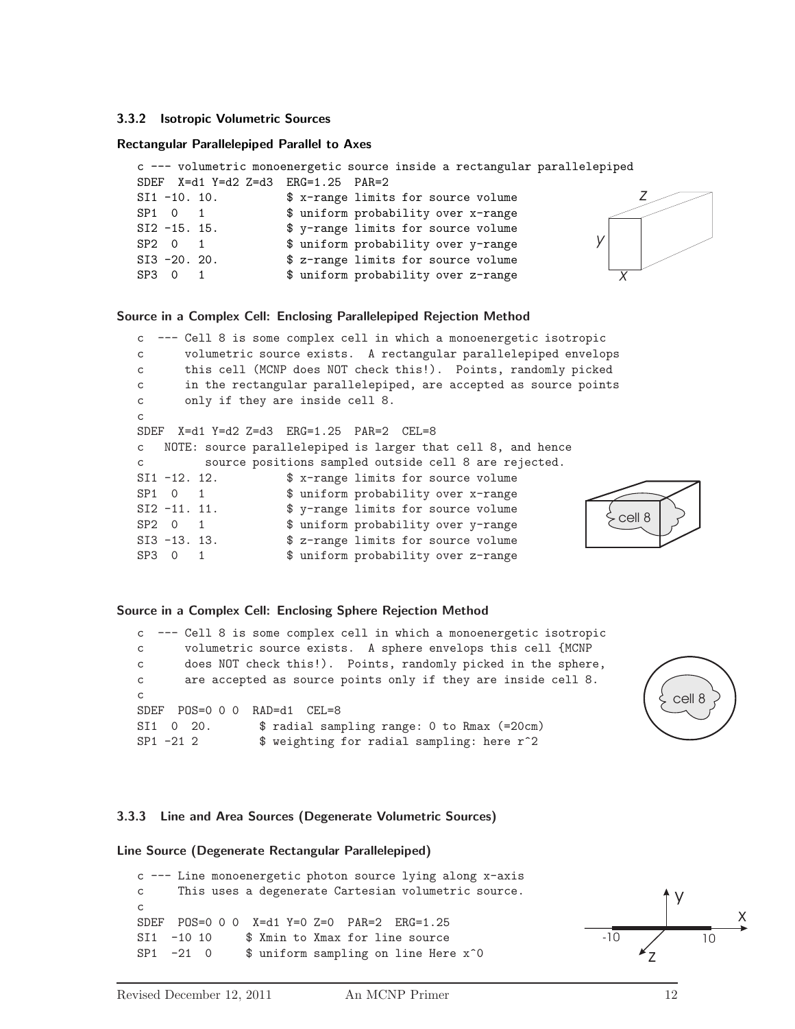### 3.3.2 Isotropic Volumetric Sources

#### Rectangular Parallelepiped Parallel to Axes

```
c --- volumetric monoenergetic source inside a rectangular parallelepiped
SDEF  X=d1 Y=d2 Z=d3  ERG=1.25  PAR=2
SI1 -10. 10.          $ x-range limits for source volume
SP1  0   1            $ uniform probability over x-range
SI2 -15. 15.          $ y-range limits for source volume
SP2  0   1            $ uniform probability over y-range
SI3 -20. 20.          $ z-range limits for source volume
SP3  0   1            $ uniform probability over z-range
```

#### Source in a Complex Cell: Enclosing Parallelepiped Rejection Method

```
c  --- Cell 8 is some complex cell in which a monoenergetic isotropic
c      volumetric source exists.  A rectangular parallelepiped envelops
c      this cell (MCNP does NOT check this!).  Points, randomly picked
c      in the rectangular parallelepiped, are accepted as source points
c      only if they are inside cell 8.
c
SDEF  X=d1 Y=d2 Z=d3  ERG=1.25  PAR=2  CEL=8
c   NOTE: source parallelepiped is larger that cell 8, and hence
c         source positions sampled outside cell 8 are rejected.
SI1 -12. 12.          $ x-range limits for source volume
SP1  0   1            $ uniform probability over x-range
SI2 -11. 11.          $ y-range limits for source volume
SP2  0   1            $ uniform probability over y-range
SI3 -13. 13.          $ z-range limits for source volume
SP3  0   1            $ uniform probability over z-range
```

#### Source in a Complex Cell: Enclosing Sphere Rejection Method

```
c  --- Cell 8 is some complex cell in which a monoenergetic isotropic
c      volumetric source exists.  A sphere envelops this cell {MCNP
c      does NOT check this!).  Points, randomly picked in the sphere,
c      are accepted as source points only if they are inside cell 8.
c
SDEF  POS=0 0 0  RAD=d1  CEL=8
SI1  0  20.       $ radial sampling range: 0 to Rmax (=20cm)
SP1 -21 2         $ weighting for radial sampling: here r^2
```

### 3.3.3 Line and Area Sources (Degenerate Volumetric Sources)

#### Line Source (Degenerate Rectangular Parallelepiped)

```
c --- Line monoenergetic photon source lying along x-axis
c     This uses a degenerate Cartesian volumetric source.
c
SDEF  POS=0 0 0  X=d1 Y=0 Z=0  PAR=2  ERG=1.25
SI1  -10 10     $ Xmin to Xmax for line source
SP1  -21  0     $ uniform sampling on line Here x^0
```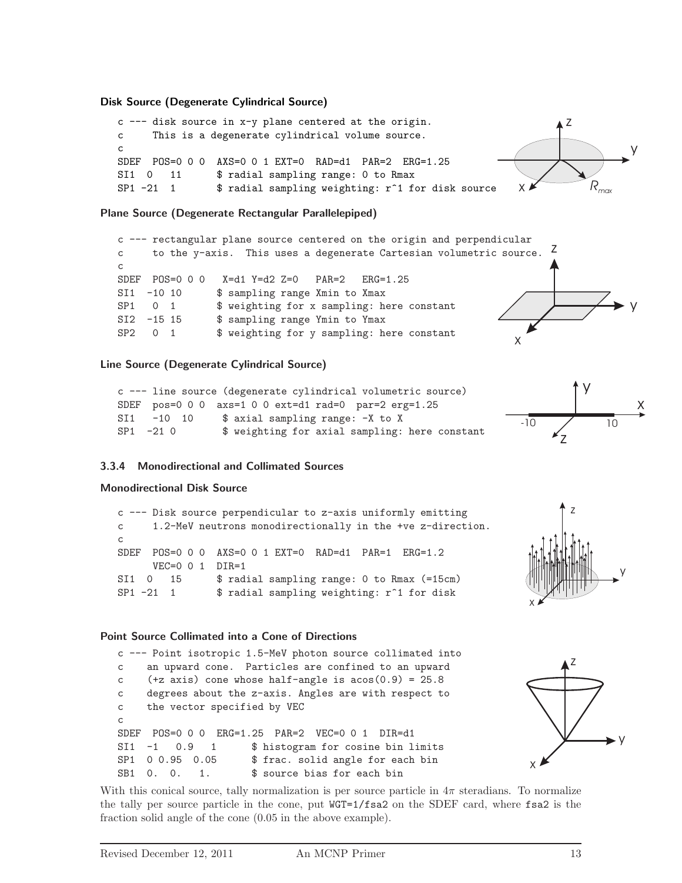### Disk Source (Degenerate Cylindrical Source)

```
c --- disk source in x-y plane centered at the origin.
c     This is a degenerate cylindrical volume source.
c
SDEF  POS=0 0 0  AXS=0 0 1 EXT=0  RAD=d1  PAR=2  ERG=1.25
SI1  0   11      $ radial sampling range: 0 to Rmax
SP1 -21  1       $ radial sampling weighting: r^1 for disk source
```

### Plane Source (Degenerate Rectangular Parallelepiped)

```
c --- rectangular plane source centered on the origin and perpendicular
c     to the y-axis.  This uses a degenerate Cartesian volumetric source.
c
SDEF  POS=0 0 0   X=d1 Y=d2 Z=0   PAR=2   ERG=1.25
SI1  -10 10      $ sampling range Xmin to Xmax
SP1   0  1       $ weighting for x sampling: here constant
SI2  -15 15      $ sampling range Ymin to Ymax
SP2   0  1       $ weighting for y sampling: here constant
```

### Line Source (Degenerate Cylindrical Source)

```
c --- line source (degenerate cylindrical volumetric source)
SDEF  pos=0 0 0  axs=1 0 0 ext=d1 rad=0  par=2 erg=1.25
SI1   -10  10     $ axial sampling range: -X to X
SP1  -21 0        $ weighting for axial sampling: here constant
```

### 3.3.4 Monodirectional and Collimated Sources

#### Monodirectional Disk Source

```
c --- Disk source perpendicular to z-axis uniformly emitting
c     1.2-MeV neutrons monodirectionally in the +ve z-direction.
c
SDEF  POS=0 0 0  AXS=0 0 1 EXT=0  RAD=d1  PAR=1  ERG=1.2
      VEC=0 0 1  DIR=1
SI1  0   15      $ radial sampling range: 0 to Rmax (=15cm)
SP1 -21  1       $ radial sampling weighting: r^1 for disk
```

#### Point Source Collimated into a Cone of Directions

```
c --- Point isotropic 1.5-MeV photon source collimated into
c    an upward cone.  Particles are confined to an upward
c    (+z axis) cone whose half-angle is acos(0.9) = 25.8
c    degrees about the z-axis. Angles are with respect to
c    the vector specified by VEC
c
SDEF  POS=0 0 0  ERG=1.25  PAR=2  VEC=0 0 1  DIR=d1
SI1  -1   0.9   1      $ histogram for cosine bin limits
SP1  0 0.95  0.05      $ frac. solid angle for each bin
SB1  0.  0.   1.       $ source bias for each bin
```

With this conical source, tally normalization is per source particle in $4\pi$ steradians. To normalize the tally per source particle in the cone, put `WGT=1/fsa2` on the SDEF card, where `fsa2` is the fraction solid angle of the cone (0.05 in the above example).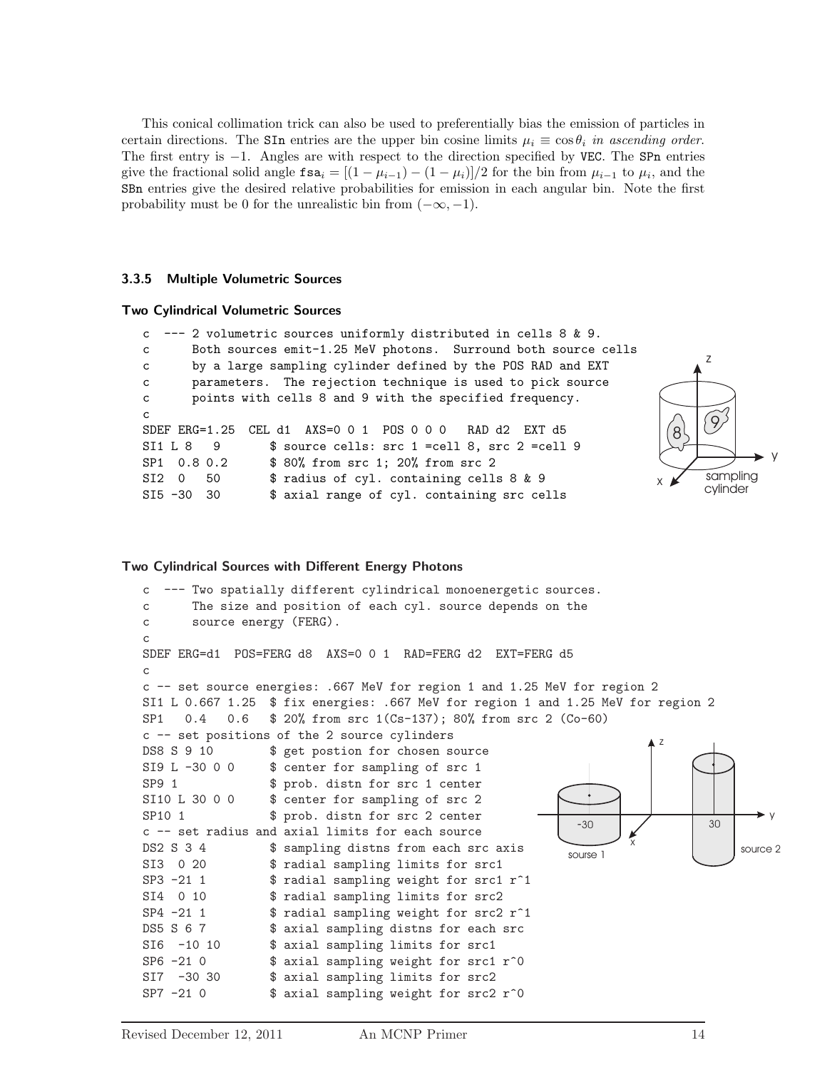This conical collimation trick can also be used to preferentially bias the emission of particles in certain directions. The SIn entries are the upper bin cosine limits $\mu_i \equiv \cos\theta_i$ *in ascending order*. The first entry is $-1$. Angles are with respect to the direction specified by VEC. The SPn entries give the fractional solid angle $\mathtt{fsa}_i = [(1-\mu_{i-1}) - (1-\mu_i)]/2$ for the bin from $\mu_{i-1}$ to $\mu_i$, and the SBn entries give the desired relative probabilities for emission in each angular bin. Note the first probability must be 0 for the unrealistic bin from $(-\infty, -1)$.

### 3.3.5 Multiple Volumetric Sources

#### Two Cylindrical Volumetric Sources

```
c  --- 2 volumetric sources uniformly distributed in cells 8 & 9.
c       Both sources emit-1.25 MeV photons.  Surround both source cells
c       by a large sampling cylinder defined by the POS RAD and EXT
c       parameters.  The rejection technique is used to pick source
c       points with cells 8 and 9 with the specified frequency.
c
SDEF ERG=1.25  CEL d1  AXS=0 0 1  POS 0 0 0   RAD d2  EXT d5
SI1 L 8   9        $ source cells: src 1 =cell 8, src 2 =cell 9
SP1  0.8 0.2       $ 80% from src 1; 20% from src 2
SI2  0   50        $ radius of cyl. containing cells 8 & 9
SI5 -30  30        $ axial range of cyl. containing src cells
```

#### Two Cylindrical Sources with Different Energy Photons

```
c  --- Two spatially different cylindrical monoenergetic sources.
c       The size and position of each cyl. source depends on the
c       source energy (FERG).
c
SDEF ERG=d1  POS=FERG d8  AXS=0 0 1  RAD=FERG d2  EXT=FERG d5
c
c -- set source energies: .667 MeV for region 1 and 1.25 MeV for region 2
SI1 L 0.667 1.25  $ fix energies: .667 MeV for region 1 and 1.25 MeV for region 2
SP1   0.4   0.6   $ 20% from src 1(Cs-137); 80% from src 2 (Co-60)
c -- set positions of the 2 source cylinders
DS8 S 9 10        $ get postion for chosen source
SI9 L -30 0 0     $ center for sampling of src 1
SP9 1             $ prob. distn for src 1 center
SI10 L 30 0 0     $ center for sampling of src 2
SP10 1            $ prob. distn for src 2 center
c -- set radius and axial limits for each source
DS2 S 3 4         $ sampling distns from each src axis
SI3  0 20         $ radial sampling limits for src1
SP3 -21 1         $ radial sampling weight for src1 r^1
SI4  0 10         $ radial sampling limits for src2
SP4 -21 1         $ radial sampling weight for src2 r^1
DS5 S 6 7         $ axial sampling distns for each src
SI6  -10 10       $ axial sampling limits for src1
SP6 -21 0         $ axial sampling weight for src1 r^0
SI7  -30 30       $ axial sampling limits for src2
SP7 -21 0         $ axial sampling weight for src2 r^0
```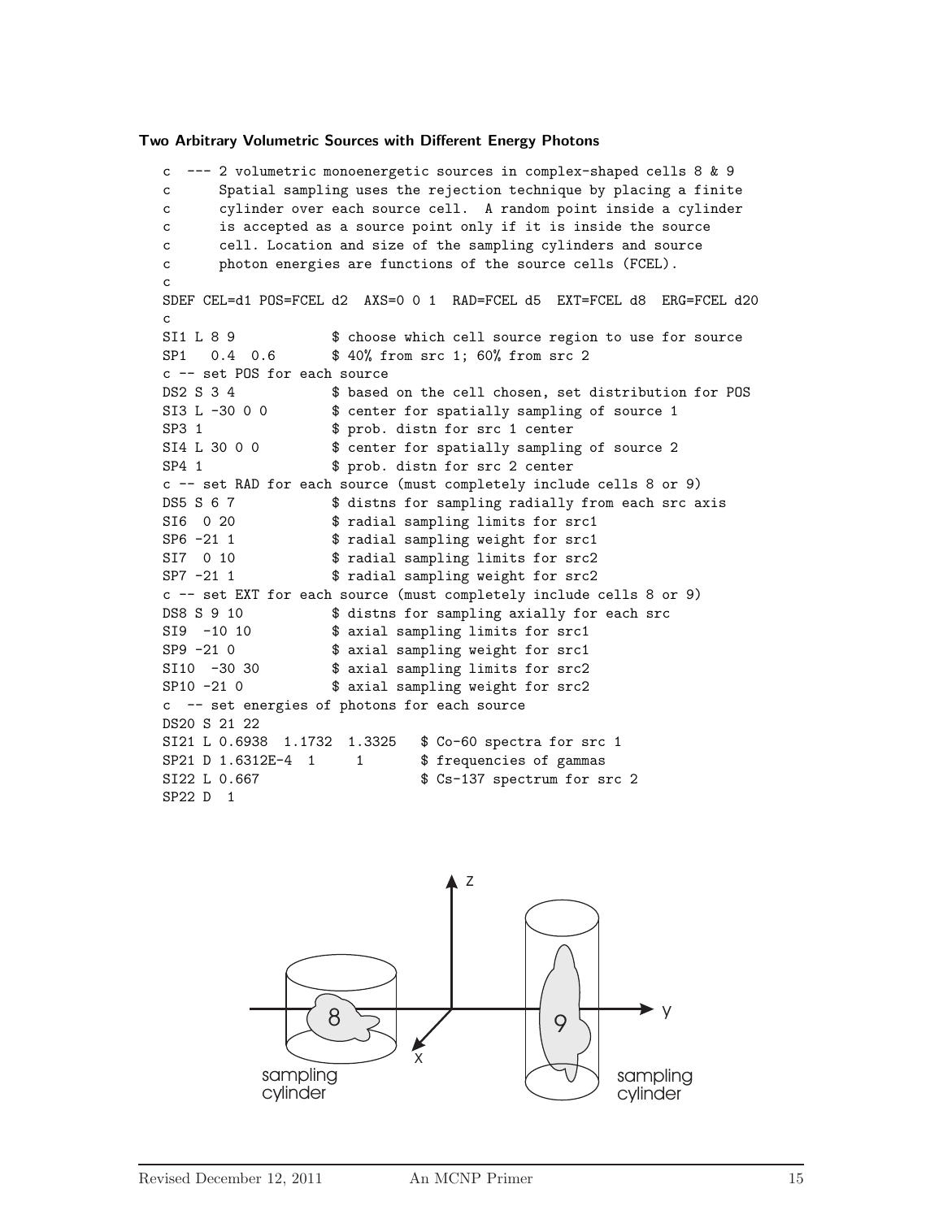**Two Arbitrary Volumetric Sources with Different Energy Photons**

```
c  --- 2 volumetric monoenergetic sources in complex-shaped cells 8 & 9
c      Spatial sampling uses the rejection technique by placing a finite
c      cylinder over each source cell.  A random point inside a cylinder
c      is accepted as a source point only if it is inside the source
c      cell. Location and size of the sampling cylinders and source
c      photon energies are functions of the source cells (FCEL).
c
SDEF CEL=d1 POS=FCEL d2  AXS=0 0 1  RAD=FCEL d5  EXT=FCEL d8  ERG=FCEL d20
c
SI1 L 8 9            $ choose which cell source region to use for source
SP1   0.4  0.6       $ 40% from src 1; 60% from src 2
c -- set POS for each source
DS2 S 3 4            $ based on the cell chosen, set distribution for POS
SI3 L -30 0 0        $ center for spatially sampling of source 1
SP3 1                $ prob. distn for src 1 center
SI4 L 30 0 0         $ center for spatially sampling of source 2
SP4 1                $ prob. distn for src 2 center
c -- set RAD for each source (must completely include cells 8 or 9)
DS5 S 6 7            $ distns for sampling radially from each src axis
SI6  0 20            $ radial sampling limits for src1
SP6 -21 1            $ radial sampling weight for src1
SI7  0 10            $ radial sampling limits for src2
SP7 -21 1            $ radial sampling weight for src2
c -- set EXT for each source (must completely include cells 8 or 9)
DS8 S 9 10           $ distns for sampling axially for each src
SI9  -10 10          $ axial sampling limits for src1
SP9 -21 0            $ axial sampling weight for src1
SI10  -30 30         $ axial sampling limits for src2
SP10 -21 0           $ axial sampling weight for src2
c  -- set energies of photons for each source
DS20 S 21 22
SI21 L 0.6938  1.1732  1.3325   $ Co-60 spectra for src 1
SP21 D 1.6312E-4  1     1       $ frequencies of gammas
SI22 L 0.667                    $ Cs-137 spectrum for src 2
SP22 D  1
```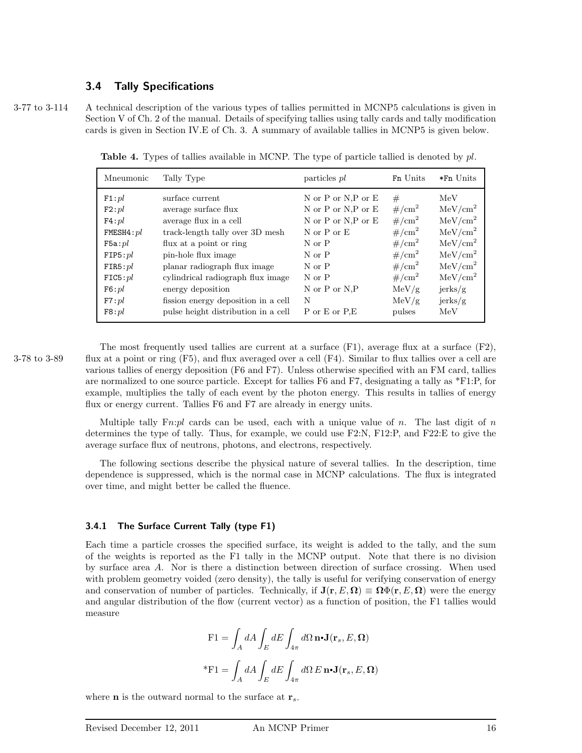## 3.4 Tally Specifications

3-77 to 3-114

A technical description of the various types of tallies permitted in MCNP5 calculations is given in Section V of Ch. 2 of the manual. Details of specifying tallies using tally cards and tally modification cards is given in Section IV.E of Ch. 3. A summary of available tallies in MCNP5 is given below.

**Table 4.** Types of tallies available in MCNP. The type of particle tallied is denoted by *pl*.

| Mneumonic | Tally Type | particles *pl* | Fn Units | *Fn Units |
|---|---|---|---|---|
| F1:*pl* | surface current | N or P or N,P or E | # | MeV |
| F2:*pl* | average surface flux | N or P or N,P or E | $\#/\text{cm}^2$ | $\text{MeV}/\text{cm}^2$ |
| F4:*pl* | average flux in a cell | N or P or N,P or E | $\#/\text{cm}^2$ | $\text{MeV}/\text{cm}^2$ |
| FMESH4:*pl* | track-length tally over 3D mesh | N or P or E | $\#/\text{cm}^2$ | $\text{MeV}/\text{cm}^2$ |
| F5a:*pl* | flux at a point or ring | N or P | $\#/\text{cm}^2$ | $\text{MeV}/\text{cm}^2$ |
| FIP5:*pl* | pin-hole flux image | N or P | $\#/\text{cm}^2$ | $\text{MeV}/\text{cm}^2$ |
| FIR5:*pl* | planar radiograph flux image | N or P | $\#/\text{cm}^2$ | $\text{MeV}/\text{cm}^2$ |
| FIC5:*pl* | cylindrical radiograph flux image | N or P | $\#/\text{cm}^2$ | $\text{MeV}/\text{cm}^2$ |
| F6:*pl* | energy deposition | N or P or N,P | MeV/g | jerks/g |
| F7:*pl* | fission energy deposition in a cell | N | MeV/g | jerks/g |
| F8:*pl* | pulse height distribution in a cell | P or E or P,E | pulses | MeV |

3-78 to 3-89

The most frequently used tallies are current at a surface (F1), average flux at a surface (F2), flux at a point or ring (F5), and flux averaged over a cell (F4). Similar to flux tallies over a cell are various tallies of energy deposition (F6 and F7). Unless otherwise specified with an FM card, tallies are normalized to one source particle. Except for tallies F6 and F7, designating a tally as *F1:P, for example, multiplies the tally of each event by the photon energy. This results in tallies of energy flux or energy current. Tallies F6 and F7 are already in energy units.

Multiple tally F*n*:*pl* cards can be used, each with a unique value of *n*. The last digit of *n* determines the type of tally. Thus, for example, we could use F2:N, F12:P, and F22:E to give the average surface flux of neutrons, photons, and electrons, respectively.

The following sections describe the physical nature of several tallies. In the description, time dependence is suppressed, which is the normal case in MCNP calculations. The flux is integrated over time, and might better be called the fluence.

### 3.4.1 The Surface Current Tally (type F1)

Each time a particle crosses the specified surface, its weight is added to the tally, and the sum of the weights is reported as the F1 tally in the MCNP output. Note that there is no division by surface area $A$. Nor is there a distinction between direction of surface crossing. When used with problem geometry voided (zero density), the tally is useful for verifying conservation of energy and conservation of number of particles. Technically, if $\mathbf{J}(\mathbf{r}, E, \mathbf{\Omega}) \equiv \mathbf{\Omega}\Phi(\mathbf{r}, E, \mathbf{\Omega})$ were the energy and angular distribution of the flow (current vector) as a function of position, the F1 tallies would measure

$$\text{F1} = \int_A dA \int_E dE \int_{4\pi} d\Omega \, \mathbf{n} \bullet \mathbf{J}(\mathbf{r}_s, E, \mathbf{\Omega})$$

$$^*\text{F1} = \int_A dA \int_E dE \int_{4\pi} d\Omega \, E \, \mathbf{n} \bullet \mathbf{J}(\mathbf{r}_s, E, \mathbf{\Omega})$$

where $\mathbf{n}$ is the outward normal to the surface at $\mathbf{r}_s$.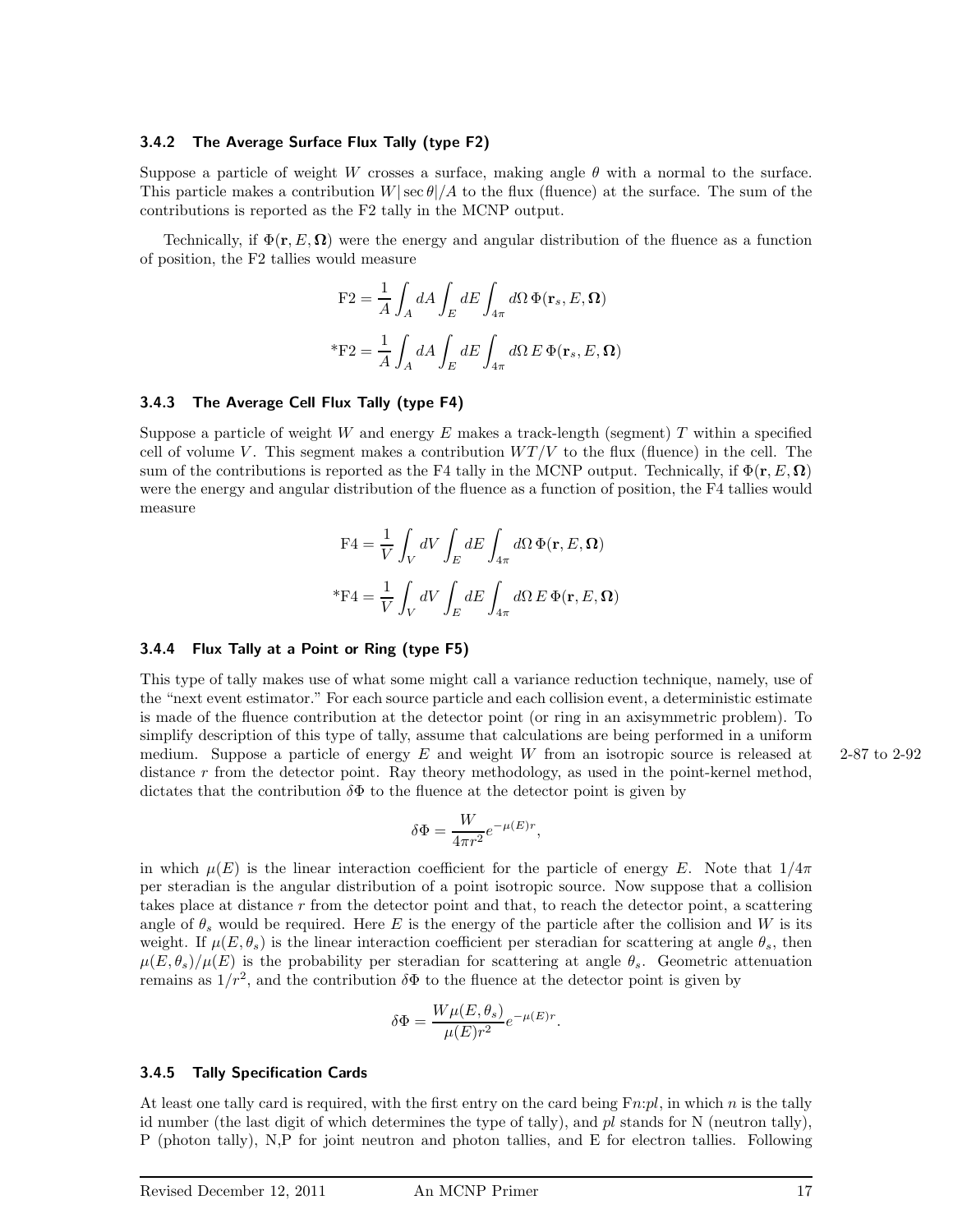### 3.4.2 The Average Surface Flux Tally (type F2)

Suppose a particle of weight $W$ crosses a surface, making angle $\theta$ with a normal to the surface. This particle makes a contribution $W|\sec\theta|/A$ to the flux (fluence) at the surface. The sum of the contributions is reported as the F2 tally in the MCNP output.

Technically, if $\Phi(\mathbf{r}, E, \mathbf{\Omega})$ were the energy and angular distribution of the fluence as a function of position, the F2 tallies would measure

$$\text{F2} = \frac{1}{A}\int_A dA \int_E dE \int_{4\pi} d\Omega\, \Phi(\mathbf{r}_s, E, \mathbf{\Omega})$$

$$^*\text{F2} = \frac{1}{A}\int_A dA \int_E dE \int_{4\pi} d\Omega\, E\, \Phi(\mathbf{r}_s, E, \mathbf{\Omega})$$

### 3.4.3 The Average Cell Flux Tally (type F4)

Suppose a particle of weight $W$ and energy $E$ makes a track-length (segment) $T$ within a specified cell of volume $V$. This segment makes a contribution $WT/V$ to the flux (fluence) in the cell. The sum of the contributions is reported as the F4 tally in the MCNP output. Technically, if $\Phi(\mathbf{r}, E, \mathbf{\Omega})$ were the energy and angular distribution of the fluence as a function of position, the F4 tallies would measure

$$\text{F4} = \frac{1}{V}\int_V dV \int_E dE \int_{4\pi} d\Omega\, \Phi(\mathbf{r}, E, \mathbf{\Omega})$$

$$^*\text{F4} = \frac{1}{V}\int_V dV \int_E dE \int_{4\pi} d\Omega\, E\, \Phi(\mathbf{r}, E, \mathbf{\Omega})$$

### 3.4.4 Flux Tally at a Point or Ring (type F5)

This type of tally makes use of what some might call a variance reduction technique, namely, use of the "next event estimator." For each source particle and each collision event, a deterministic estimate is made of the fluence contribution at the detector point (or ring in an axisymmetric problem). To simplify description of this type of tally, assume that calculations are being performed in a uniform medium. Suppose a particle of energy $E$ and weight $W$ from an isotropic source is released at distance $r$ from the detector point. Ray theory methodology, as used in the point-kernel method, dictates that the contribution $\delta\Phi$ to the fluence at the detector point is given by

2-87 to 2-92

$$\delta\Phi = \frac{W}{4\pi r^2} e^{-\mu(E)r},$$

in which $\mu(E)$ is the linear interaction coefficient for the particle of energy $E$. Note that $1/4\pi$ per steradian is the angular distribution of a point isotropic source. Now suppose that a collision takes place at distance $r$ from the detector point and that, to reach the detector point, a scattering angle of $\theta_s$ would be required. Here $E$ is the energy of the particle after the collision and $W$ is its weight. If $\mu(E, \theta_s)$ is the linear interaction coefficient per steradian for scattering at angle $\theta_s$, then $\mu(E, \theta_s)/\mu(E)$ is the probability per steradian for scattering at angle $\theta_s$. Geometric attenuation remains as $1/r^2$, and the contribution $\delta\Phi$ to the fluence at the detector point is given by

$$\delta\Phi = \frac{W\mu(E, \theta_s)}{\mu(E) r^2} e^{-\mu(E)r}.$$

### 3.4.5 Tally Specification Cards

At least one tally card is required, with the first entry on the card being F*n*:*pl*, in which $n$ is the tally id number (the last digit of which determines the type of tally), and *pl* stands for N (neutron tally), P (photon tally), N,P for joint neutron and photon tallies, and E for electron tallies. Following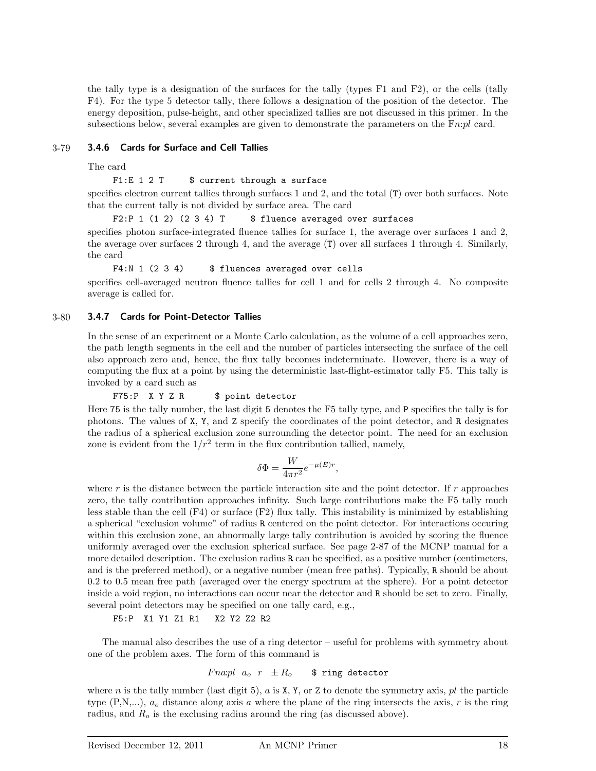the tally type is a designation of the surfaces for the tally (types F1 and F2), or the cells (tally F4). For the type 5 detector tally, there follows a designation of the position of the detector. The energy deposition, pulse-height, and other specialized tallies are not discussed in this primer. In the subsections below, several examples are given to demonstrate the parameters on the F*n*:*pl* card.

### 3.4.6 Cards for Surface and Cell Tallies

3-79

The card

```
F1:E 1 2 T     $ current through a surface
```

specifies electron current tallies through surfaces 1 and 2, and the total (T) over both surfaces. Note that the current tally is not divided by surface area. The card

```
F2:P 1 (1 2) (2 3 4) T     $ fluence averaged over surfaces
```

specifies photon surface-integrated fluence tallies for surface 1, the average over surfaces 1 and 2, the average over surfaces 2 through 4, and the average (T) over all surfaces 1 through 4. Similarly, the card

```
F4:N 1 (2 3 4)     $ fluences averaged over cells
```

specifies cell-averaged neutron fluence tallies for cell 1 and for cells 2 through 4. No composite average is called for.

### 3.4.7 Cards for Point-Detector Tallies

3-80

In the sense of an experiment or a Monte Carlo calculation, as the volume of a cell approaches zero, the path length segments in the cell and the number of particles intersecting the surface of the cell also approach zero and, hence, the flux tally becomes indeterminate. However, there is a way of computing the flux at a point by using the deterministic last-flight-estimator tally F5. This tally is invoked by a card such as

```
F75:P  X Y Z R      $ point detector
```

Here 75 is the tally number, the last digit 5 denotes the F5 tally type, and P specifies the tally is for photons. The values of X, Y, and Z specify the coordinates of the point detector, and R designates the radius of a spherical exclusion zone surrounding the detector point. The need for an exclusion zone is evident from the $1/r^2$ term in the flux contribution tallied, namely,

$$\delta\Phi = \frac{W}{4\pi r^2} e^{-\mu(E)r},$$

where $r$ is the distance between the particle interaction site and the point detector. If $r$ approaches zero, the tally contribution approaches infinity. Such large contributions make the F5 tally much less stable than the cell (F4) or surface (F2) flux tally. This instability is minimized by establishing a spherical "exclusion volume" of radius R centered on the point detector. For interactions occuring within this exclusion zone, an abnormally large tally contribution is avoided by scoring the fluence uniformly averaged over the exclusion spherical surface. See page 2-87 of the MCNP manual for a more detailed description. The exclusion radius R can be specified, as a positive number (centimeters, and is the preferred method), or a negative number (mean free paths). Typically, R should be about 0.2 to 0.5 mean free path (averaged over the energy spectrum at the sphere). For a point detector inside a void region, no interactions can occur near the detector and R should be set to zero. Finally, several point detectors may be specified on one tally card, e.g.,

```
F5:P  X1 Y1 Z1 R1   X2 Y2 Z2 R2
```

The manual also describes the use of a ring detector – useful for problems with symmetry about one of the problem axes. The form of this command is

$$Fna{:}pl \;\; a_o \;\; r \;\; \pm R_o \qquad \texttt{\$ ring detector}$$

where $n$ is the tally number (last digit 5), $a$ is X, Y, or Z to denote the symmetry axis, *pl* the particle type (P,N,...), $a_o$ distance along axis $a$ where the plane of the ring intersects the axis, $r$ is the ring radius, and $R_o$ is the exclusing radius around the ring (as discussed above).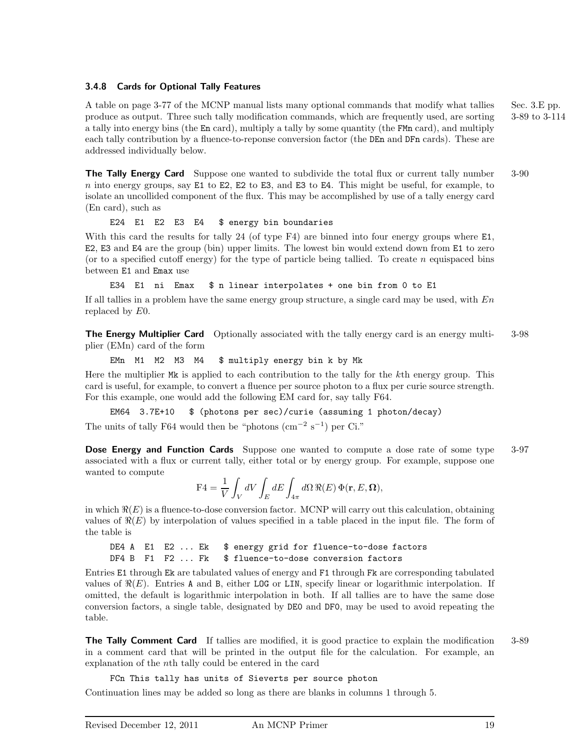### 3.4.8 Cards for Optional Tally Features

A table on page 3-77 of the MCNP manual lists many optional commands that modify what tallies produce as output. Three such tally modification commands, which are frequently used, are sorting a tally into energy bins (the `En` card), multiply a tally by some quantity (the `FMn` card), and multiply each tally contribution by a fluence-to-reponse conversion factor (the `DEn` and `DFn` cards). These are addressed individually below.

Sec. 3.E pp. 3-89 to 3-114

**The Tally Energy Card** Suppose one wanted to subdivide the total flux or current tally number $n$ into energy groups, say `E1` to `E2`, `E2` to `E3`, and `E3` to `E4`. This might be useful, for example, to isolate an uncollided component of the flux. This may be accomplished by use of a tally energy card (En card), such as

3-90

```
E24  E1  E2  E3  E4   $ energy bin boundaries
```

With this card the results for tally 24 (of type F4) are binned into four energy groups where `E1`, `E2`, `E3` and `E4` are the group (bin) upper limits. The lowest bin would extend down from `E1` to zero (or to a specified cutoff energy) for the type of particle being tallied. To create $n$ equispaced bins between `E1` and `Emax` use

```
E34  E1  ni  Emax   $ n linear interpolates + one bin from 0 to E1
```

If all tallies in a problem have the same energy group structure, a single card may be used, with $En$ replaced by $E0$.

**The Energy Multiplier Card** Optionally associated with the tally energy card is an energy multiplier (EMn) card of the form

3-98

```
EMn  M1  M2  M3  M4   $ multiply energy bin k by Mk
```

Here the multiplier `Mk` is applied to each contribution to the tally for the $k$th energy group. This card is useful, for example, to convert a fluence per source photon to a flux per curie source strength. For this example, one would add the following EM card for, say tally F64.

```
EM64  3.7E+10   $ (photons per sec)/curie (assuming 1 photon/decay)
```

The units of tally F64 would then be "photons (cm$^{-2}$ s$^{-1}$) per Ci."

**Dose Energy and Function Cards** Suppose one wanted to compute a dose rate of some type associated with a flux or current tally, either total or by energy group. For example, suppose one wanted to compute

3-97

$$\text{F4} = \frac{1}{V}\int_V dV \int_E dE \int_{4\pi} d\Omega\, \Re(E)\, \Phi(\mathbf{r}, E, \mathbf{\Omega}),$$

in which $\Re(E)$ is a fluence-to-dose conversion factor. MCNP will carry out this calculation, obtaining values of $\Re(E)$ by interpolation of values specified in a table placed in the input file. The form of the table is

```
DE4 A  E1  E2 ... Ek   $ energy grid for fluence-to-dose factors
DF4 B  F1  F2 ... Fk   $ fluence-to-dose conversion factors
```

Entries `E1` through `Ek` are tabulated values of energy and `F1` through `Fk` are corresponding tabulated values of $\Re(E)$. Entries `A` and `B`, either `LOG` or `LIN`, specify linear or logarithmic interpolation. If omitted, the default is logarithmic interpolation in both. If all tallies are to have the same dose conversion factors, a single table, designated by `DE0` and `DF0`, may be used to avoid repeating the table.

**The Tally Comment Card** If tallies are modified, it is good practice to explain the modification in a comment card that will be printed in the output file for the calculation. For example, an explanation of the $n$th tally could be entered in the card

3-89

```
FCn This tally has units of Sieverts per source photon
```

Continuation lines may be added so long as there are blanks in columns 1 through 5.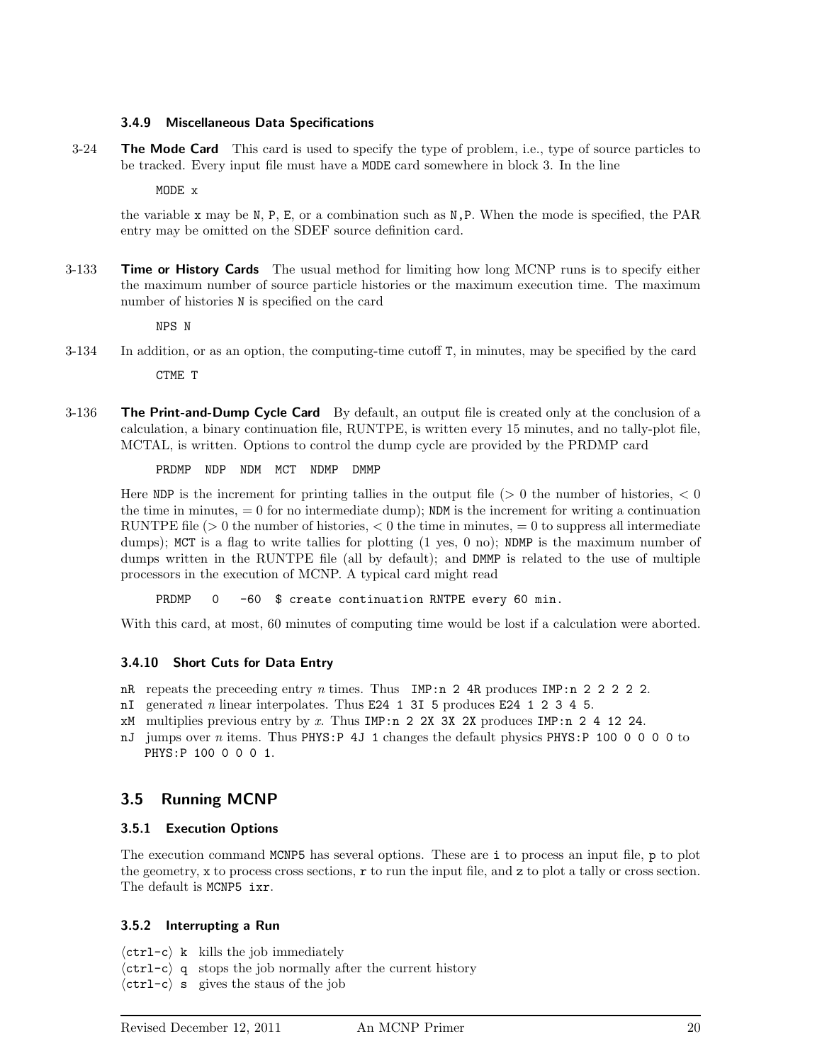### 3.4.9 Miscellaneous Data Specifications

3-24 **The Mode Card** This card is used to specify the type of problem, i.e., type of source particles to be tracked. Every input file must have a MODE card somewhere in block 3. In the line

```
MODE x
```

the variable x may be N, P, E, or a combination such as N,P. When the mode is specified, the PAR entry may be omitted on the SDEF source definition card.

3-133 **Time or History Cards** The usual method for limiting how long MCNP runs is to specify either the maximum number of source particle histories or the maximum execution time. The maximum number of histories N is specified on the card

```
NPS N
```

3-134 In addition, or as an option, the computing-time cutoff T, in minutes, may be specified by the card

```
CTME T
```

3-136 **The Print-and-Dump Cycle Card** By default, an output file is created only at the conclusion of a calculation, a binary continuation file, RUNTPE, is written every 15 minutes, and no tally-plot file, MCTAL, is written. Options to control the dump cycle are provided by the PRDMP card

```
PRDMP  NDP  NDM  MCT  NDMP  DMMP
```

Here NDP is the increment for printing tallies in the output file ($> 0$ the number of histories, $< 0$ the time in minutes, $= 0$ for no intermediate dump); NDM is the increment for writing a continuation RUNTPE file ($> 0$ the number of histories, $< 0$ the time in minutes, $= 0$ to suppress all intermediate dumps); MCT is a flag to write tallies for plotting (1 yes, 0 no); NDMP is the maximum number of dumps written in the RUNTPE file (all by default); and DMMP is related to the use of multiple processors in the execution of MCNP. A typical card might read

```
PRDMP   0   -60  $ create continuation RNTPE every 60 min.
```

With this card, at most, 60 minutes of computing time would be lost if a calculation were aborted.

### 3.4.10 Short Cuts for Data Entry

- nR repeats the preceeding entry *n* times. Thus IMP:n 2 4R produces IMP:n 2 2 2 2 2.
- nI generated *n* linear interpolates. Thus E24 1 3I 5 produces E24 1 2 3 4 5.
- xM multiplies previous entry by *x*. Thus IMP:n 2 2X 3X 2X produces IMP:n 2 4 12 24.
- nJ jumps over *n* items. Thus PHYS:P 4J 1 changes the default physics PHYS:P 100 0 0 0 0 to PHYS:P 100 0 0 0 1.

## 3.5 Running MCNP

### 3.5.1 Execution Options

The execution command MCNP5 has several options. These are i to process an input file, p to plot the geometry, x to process cross sections, r to run the input file, and z to plot a tally or cross section. The default is MCNP5 ixr.

### 3.5.2 Interrupting a Run

⟨ctrl-c⟩ k kills the job immediately
⟨ctrl-c⟩ q stops the job normally after the current history
⟨ctrl-c⟩ s gives the staus of the job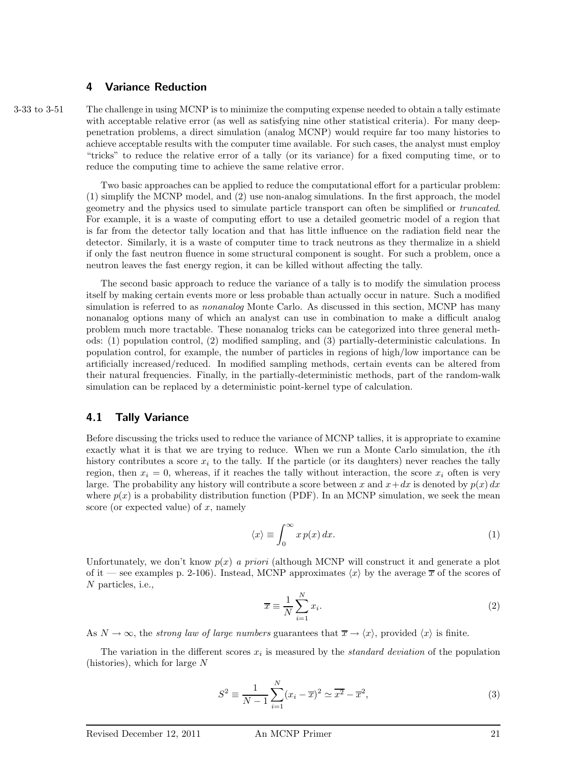## 4 Variance Reduction

3-33 to 3-51

The challenge in using MCNP is to minimize the computing expense needed to obtain a tally estimate with acceptable relative error (as well as satisfying nine other statistical criteria). For many deep-penetration problems, a direct simulation (analog MCNP) would require far too many histories to achieve acceptable results with the computer time available. For such cases, the analyst must employ "tricks" to reduce the relative error of a tally (or its variance) for a fixed computing time, or to reduce the computing time to achieve the same relative error.

Two basic approaches can be applied to reduce the computational effort for a particular problem: (1) simplify the MCNP model, and (2) use non-analog simulations. In the first approach, the model geometry and the physics used to simulate particle transport can often be simplified or *truncated*. For example, it is a waste of computing effort to use a detailed geometric model of a region that is far from the detector tally location and that has little influence on the radiation field near the detector. Similarly, it is a waste of computer time to track neutrons as they thermalize in a shield if only the fast neutron fluence in some structural component is sought. For such a problem, once a neutron leaves the fast energy region, it can be killed without affecting the tally.

The second basic approach to reduce the variance of a tally is to modify the simulation process itself by making certain events more or less probable than actually occur in nature. Such a modified simulation is referred to as *nonanalog* Monte Carlo. As discussed in this section, MCNP has many nonanalog options many of which an analyst can use in combination to make a difficult analog problem much more tractable. These nonanalog tricks can be categorized into three general methods: (1) population control, (2) modified sampling, and (3) partially-deterministic calculations. In population control, for example, the number of particles in regions of high/low importance can be artificially increased/reduced. In modified sampling methods, certain events can be altered from their natural frequencies. Finally, in the partially-deterministic methods, part of the random-walk simulation can be replaced by a deterministic point-kernel type of calculation.

### 4.1 Tally Variance

Before discussing the tricks used to reduce the variance of MCNP tallies, it is appropriate to examine exactly what it is that we are trying to reduce. When we run a Monte Carlo simulation, the $i$th history contributes a score $x_i$ to the tally. If the particle (or its daughters) never reaches the tally region, then $x_i = 0$, whereas, if it reaches the tally without interaction, the score $x_i$ often is very large. The probability any history will contribute a score between $x$ and $x + dx$ is denoted by $p(x)\,dx$ where $p(x)$ is a probability distribution function (PDF). In an MCNP simulation, we seek the mean score (or expected value) of $x$, namely

$$\langle x \rangle \equiv \int_0^\infty x\, p(x)\, dx. \tag{1}$$

Unfortunately, we don't know $p(x)$ *a priori* (although MCNP will construct it and generate a plot of it — see examples p. 2-106). Instead, MCNP approximates $\langle x \rangle$ by the average $\overline{x}$ of the scores of $N$ particles, i.e.,

$$\overline{x} \equiv \frac{1}{N} \sum_{i=1}^{N} x_i. \tag{2}$$

As $N \to \infty$, the *strong law of large numbers* guarantees that $\overline{x} \to \langle x \rangle$, provided $\langle x \rangle$ is finite.

The variation in the different scores $x_i$ is measured by the *standard deviation* of the population (histories), which for large $N$

$$S^2 \equiv \frac{1}{N-1} \sum_{i=1}^{N} (x_i - \overline{x})^2 \simeq \overline{x^2} - \overline{x}^2, \tag{3}$$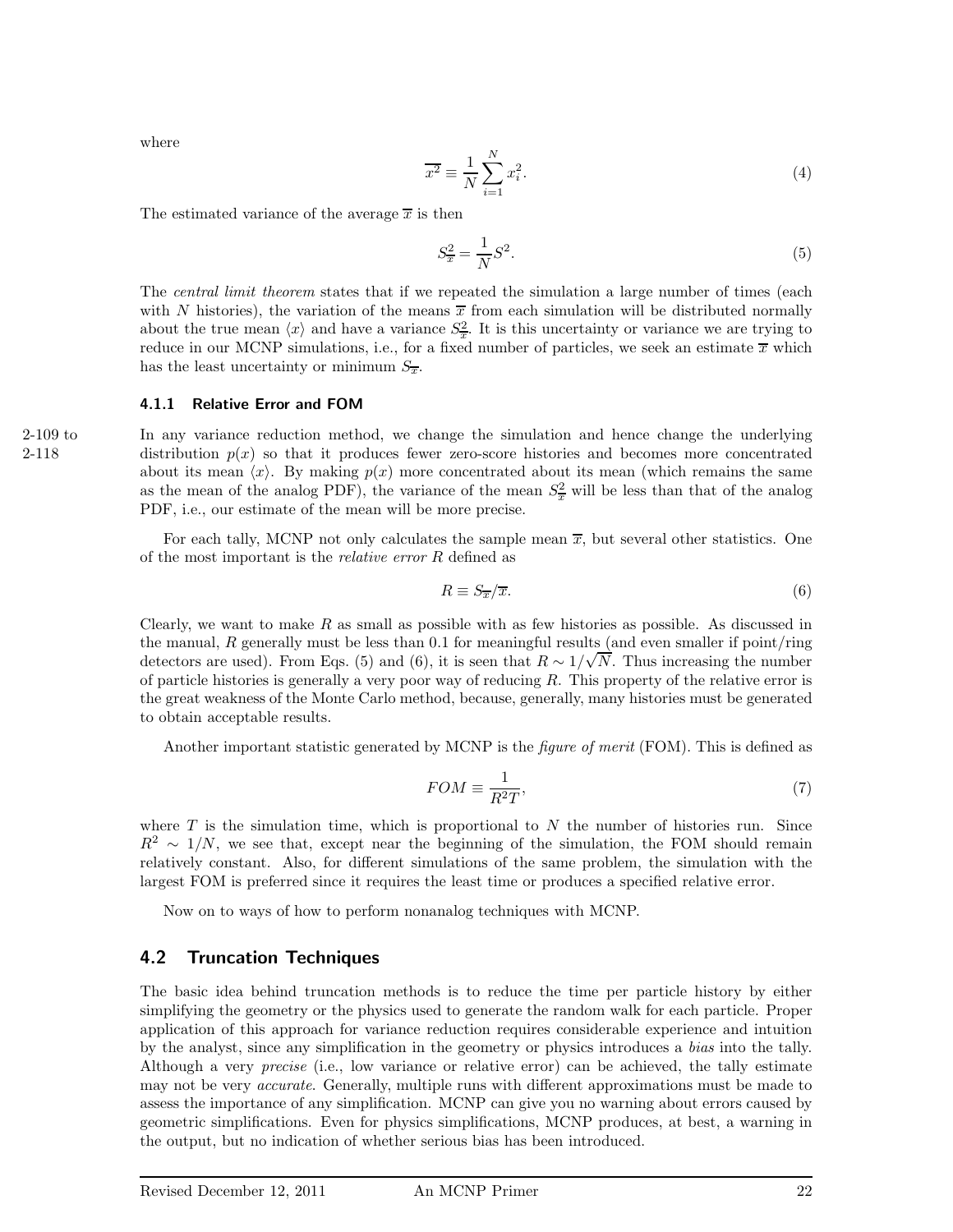where

$$\overline{x^2} \equiv \frac{1}{N}\sum_{i=1}^{N} x_i^2. \tag{4}$$

The estimated variance of the average $\overline{x}$ is then

$$S_{\overline{x}}^2 = \frac{1}{N} S^2. \tag{5}$$

The *central limit theorem* states that if we repeated the simulation a large number of times (each with $N$ histories), the variation of the means $\overline{x}$ from each simulation will be distributed normally about the true mean $\langle x \rangle$ and have a variance $S_{\overline{x}}^2$. It is this uncertainty or variance we are trying to reduce in our MCNP simulations, i.e., for a fixed number of particles, we seek an estimate $\overline{x}$ which has the least uncertainty or minimum $S_{\overline{x}}$.

### 4.1.1 Relative Error and FOM

2-109 to 2-118

In any variance reduction method, we change the simulation and hence change the underlying distribution $p(x)$ so that it produces fewer zero-score histories and becomes more concentrated about its mean $\langle x \rangle$. By making $p(x)$ more concentrated about its mean (which remains the same as the mean of the analog PDF), the variance of the mean $S_{\overline{x}}^2$ will be less than that of the analog PDF, i.e., our estimate of the mean will be more precise.

For each tally, MCNP not only calculates the sample mean $\overline{x}$, but several other statistics. One of the most important is the *relative error* $R$ defined as

$$R \equiv S_{\overline{x}}/\overline{x}. \tag{6}$$

Clearly, we want to make $R$ as small as possible with as few histories as possible. As discussed in the manual, $R$ generally must be less than 0.1 for meaningful results (and even smaller if point/ring detectors are used). From Eqs. (5) and (6), it is seen that $R \sim 1/\sqrt{N}$. Thus increasing the number of particle histories is generally a very poor way of reducing $R$. This property of the relative error is the great weakness of the Monte Carlo method, because, generally, many histories must be generated to obtain acceptable results.

Another important statistic generated by MCNP is the *figure of merit* (FOM). This is defined as

$$FOM \equiv \frac{1}{R^2 T}, \tag{7}$$

where $T$ is the simulation time, which is proportional to $N$ the number of histories run. Since $R^2 \sim 1/N$, we see that, except near the beginning of the simulation, the FOM should remain relatively constant. Also, for different simulations of the same problem, the simulation with the largest FOM is preferred since it requires the least time or produces a specified relative error.

Now on to ways of how to perform nonanalog techniques with MCNP.

## 4.2 Truncation Techniques

The basic idea behind truncation methods is to reduce the time per particle history by either simplifying the geometry or the physics used to generate the random walk for each particle. Proper application of this approach for variance reduction requires considerable experience and intuition by the analyst, since any simplification in the geometry or physics introduces a *bias* into the tally. Although a very *precise* (i.e., low variance or relative error) can be achieved, the tally estimate may not be very *accurate*. Generally, multiple runs with different approximations must be made to assess the importance of any simplification. MCNP can give you no warning about errors caused by geometric simplifications. Even for physics simplifications, MCNP produces, at best, a warning in the output, but no indication of whether serious bias has been introduced.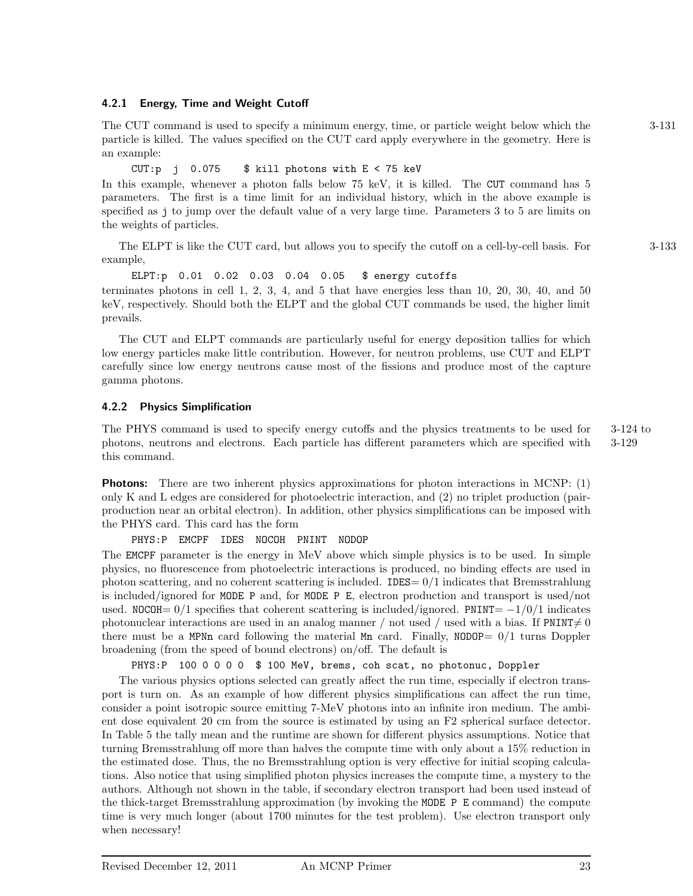### 4.2.1 Energy, Time and Weight Cutoff

The CUT command is used to specify a minimum energy, time, or particle weight below which the particle is killed. The values specified on the CUT card apply everywhere in the geometry. Here is an example: 3-131

```
CUT:p  j  0.075    $ kill photons with E < 75 keV
```

In this example, whenever a photon falls below 75 keV, it is killed. The CUT command has 5 parameters. The first is a time limit for an individual history, which in the above example is specified as j to jump over the default value of a very large time. Parameters 3 to 5 are limits on the weights of particles.

The ELPT is like the CUT card, but allows you to specify the cutoff on a cell-by-cell basis. For example, 3-133

```
ELPT:p  0.01  0.02  0.03  0.04  0.05   $ energy cutoffs
```

terminates photons in cell 1, 2, 3, 4, and 5 that have energies less than 10, 20, 30, 40, and 50 keV, respectively. Should both the ELPT and the global CUT commands be used, the higher limit prevails.

The CUT and ELPT commands are particularly useful for energy deposition tallies for which low energy particles make little contribution. However, for neutron problems, use CUT and ELPT carefully since low energy neutrons cause most of the fissions and produce most of the capture gamma photons.

### 4.2.2 Physics Simplification

The PHYS command is used to specify energy cutoffs and the physics treatments to be used for photons, neutrons and electrons. Each particle has different parameters which are specified with this command. 3-124 to 3-129

**Photons:** There are two inherent physics approximations for photon interactions in MCNP: (1) only K and L edges are considered for photoelectric interaction, and (2) no triplet production (pair-production near an orbital electron). In addition, other physics simplifications can be imposed with the PHYS card. This card has the form

```
PHYS:P  EMCPF  IDES  NOCOH  PNINT  NODOP
```

The EMCPF parameter is the energy in MeV above which simple physics is to be used. In simple physics, no fluorescence from photoelectric interactions is produced, no binding effects are used in photon scattering, and no coherent scattering is included. IDES= 0/1 indicates that Bremsstrahlung is included/ignored for MODE P and, for MODE P E, electron production and transport is used/not used. NOCOH= 0/1 specifies that coherent scattering is included/ignored. PNINT= −1/0/1 indicates photonuclear interactions are used in an analog manner / not used / used with a bias. If PNINT$\neq 0$ there must be a MPNn card following the material Mn card. Finally, NODOP= 0/1 turns Doppler broadening (from the speed of bound electrons) on/off. The default is

```
PHYS:P  100 0 0 0 0  $ 100 MeV, brems, coh scat, no photonuc, Doppler
```

The various physics options selected can greatly affect the run time, especially if electron transport is turn on. As an example of how different physics simplifications can affect the run time, consider a point isotropic source emitting 7-MeV photons into an infinite iron medium. The ambient dose equivalent 20 cm from the source is estimated by using an F2 spherical surface detector. In Table 5 the tally mean and the runtime are shown for different physics assumptions. Notice that turning Bremsstrahlung off more than halves the compute time with only about a 15% reduction in the estimated dose. Thus, the no Bremsstrahlung option is very effective for initial scoping calculations. Also notice that using simplified photon physics increases the compute time, a mystery to the authors. Although not shown in the table, if secondary electron transport had been used instead of the thick-target Bremsstrahlung approximation (by invoking the MODE P E command) the compute time is very much longer (about 1700 minutes for the test problem). Use electron transport only when necessary!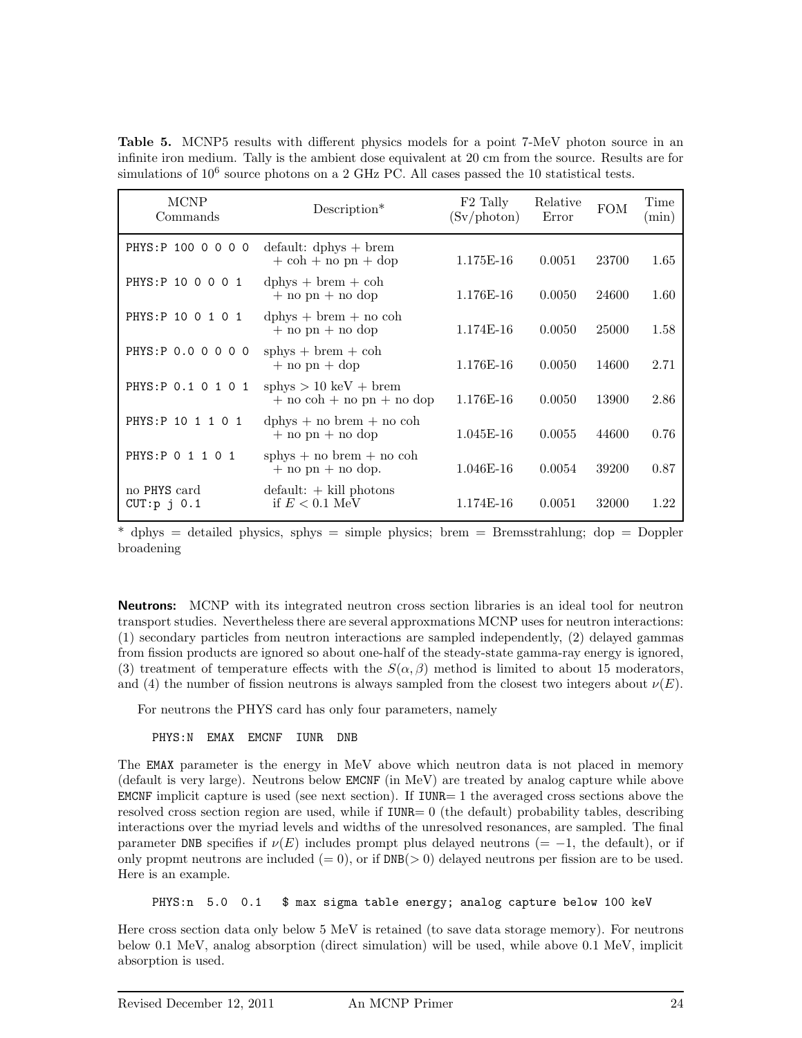**Table 5.** MCNP5 results with different physics models for a point 7-MeV photon source in an infinite iron medium. Tally is the ambient dose equivalent at 20 cm from the source. Results are for simulations of $10^6$ source photons on a 2 GHz PC. All cases passed the 10 statistical tests.

| MCNP Commands | Description* | F2 Tally (Sv/photon) | Relative Error | FOM | Time (min) |
|---|---|---|---|---|---|
| `PHYS:P 100 0 0 0 0` | default: dphys + brem + coh + no pn + dop | 1.175E-16 | 0.0051 | 23700 | 1.65 |
| `PHYS:P 10 0 0 0 1` | dphys + brem + coh + no pn + no dop | 1.176E-16 | 0.0050 | 24600 | 1.60 |
| `PHYS:P 10 0 1 0 1` | dphys + brem + no coh + no pn + no dop | 1.174E-16 | 0.0050 | 25000 | 1.58 |
| `PHYS:P 0.0 0 0 0 0` | sphys + brem + coh + no pn + dop | 1.176E-16 | 0.0050 | 14600 | 2.71 |
| `PHYS:P 0.1 0 1 0 1` | sphys > 10 keV + brem + no coh + no pn + no dop | 1.176E-16 | 0.0050 | 13900 | 2.86 |
| `PHYS:P 10 1 1 0 1` | dphys + no brem + no coh + no pn + no dop | 1.045E-16 | 0.0055 | 44600 | 0.76 |
| `PHYS:P 0 1 1 0 1` | sphys + no brem + no coh + no pn + no dop. | 1.046E-16 | 0.0054 | 39200 | 0.87 |
| no `PHYS` card `CUT:p j 0.1` | default: + kill photons if $E < 0.1$ MeV | 1.174E-16 | 0.0051 | 32000 | 1.22 |

\* dphys = detailed physics, sphys = simple physics; brem = Bremsstrahlung; dop = Doppler broadening

**Neutrons:** MCNP with its integrated neutron cross section libraries is an ideal tool for neutron transport studies. Nevertheless there are several approxmations MCNP uses for neutron interactions: (1) secondary particles from neutron interactions are sampled independently, (2) delayed gammas from fission products are ignored so about one-half of the steady-state gamma-ray energy is ignored, (3) treatment of temperature effects with the $S(\alpha, \beta)$ method is limited to about 15 moderators, and (4) the number of fission neutrons is always sampled from the closest two integers about $\nu(E)$.

For neutrons the PHYS card has only four parameters, namely

```
PHYS:N  EMAX  EMCNF  IUNR  DNB
```

The `EMAX` parameter is the energy in MeV above which neutron data is not placed in memory (default is very large). Neutrons below `EMCNF` (in MeV) are treated by analog capture while above `EMCNF` implicit capture is used (see next section). If `IUNR`= 1 the averaged cross sections above the resolved cross section region are used, while if `IUNR`= 0 (the default) probability tables, describing interactions over the myriad levels and widths of the unresolved resonances, are sampled. The final parameter `DNB` specifies if $\nu(E)$ includes prompt plus delayed neutrons (= −1, the default), or if only propmt neutrons are included (= 0), or if `DNB`(> 0) delayed neutrons per fission are to be used. Here is an example.

```
PHYS:n  5.0  0.1   $ max sigma table energy; analog capture below 100 keV
```

Here cross section data only below 5 MeV is retained (to save data storage memory). For neutrons below 0.1 MeV, analog absorption (direct simulation) will be used, while above 0.1 MeV, implicit absorption is used.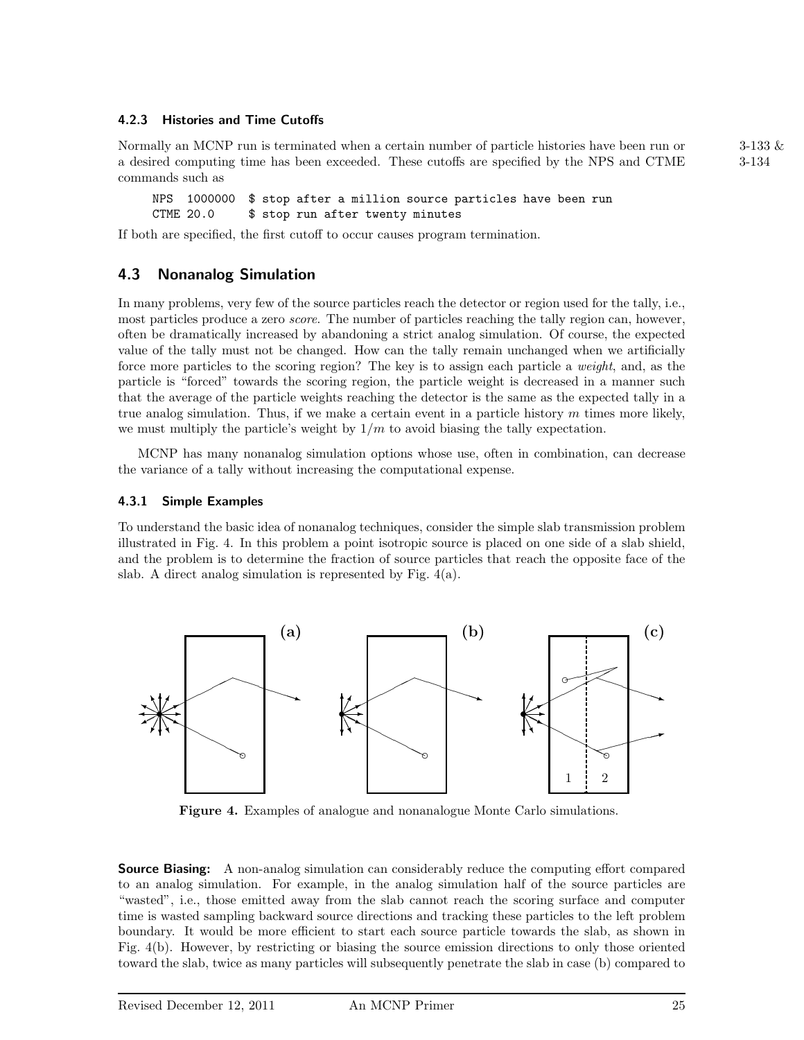### 4.2.3 Histories and Time Cutoffs

Normally an MCNP run is terminated when a certain number of particle histories have been run or a desired computing time has been exceeded. These cutoffs are specified by the NPS and CTME commands such as

3-133 & 3-134

```
NPS  1000000  $ stop after a million source particles have been run
CTME 20.0     $ stop run after twenty minutes
```

If both are specified, the first cutoff to occur causes program termination.

## 4.3 Nonanalog Simulation

In many problems, very few of the source particles reach the detector or region used for the tally, i.e., most particles produce a zero *score*. The number of particles reaching the tally region can, however, often be dramatically increased by abandoning a strict analog simulation. Of course, the expected value of the tally must not be changed. How can the tally remain unchanged when we artificially force more particles to the scoring region? The key is to assign each particle a *weight*, and, as the particle is "forced" towards the scoring region, the particle weight is decreased in a manner such that the average of the particle weights reaching the detector is the same as the expected tally in a true analog simulation. Thus, if we make a certain event in a particle history $m$ times more likely, we must multiply the particle's weight by $1/m$ to avoid biasing the tally expectation.

MCNP has many nonanalog simulation options whose use, often in combination, can decrease the variance of a tally without increasing the computational expense.

### 4.3.1 Simple Examples

To understand the basic idea of nonanalog techniques, consider the simple slab transmission problem illustrated in Fig. 4. In this problem a point isotropic source is placed on one side of a slab shield, and the problem is to determine the fraction of source particles that reach the opposite face of the slab. A direct analog simulation is represented by Fig. 4(a).

**Figure 4.** Examples of analogue and nonanalogue Monte Carlo simulations.

**Source Biasing:** A non-analog simulation can considerably reduce the computing effort compared to an analog simulation. For example, in the analog simulation half of the source particles are "wasted", i.e., those emitted away from the slab cannot reach the scoring surface and computer time is wasted sampling backward source directions and tracking these particles to the left problem boundary. It would be more efficient to start each source particle towards the slab, as shown in Fig. 4(b). However, by restricting or biasing the source emission directions to only those oriented toward the slab, twice as many particles will subsequently penetrate the slab in case (b) compared to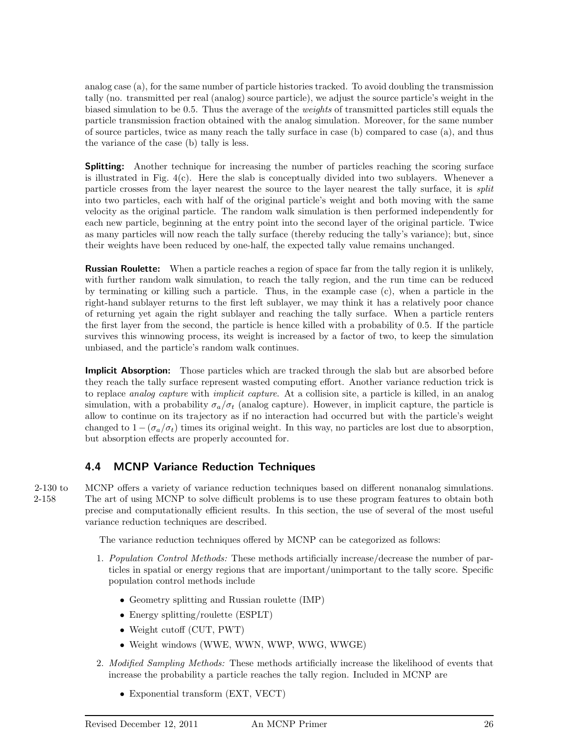analog case (a), for the same number of particle histories tracked. To avoid doubling the transmission tally (no. transmitted per real (analog) source particle), we adjust the source particle's weight in the biased simulation to be 0.5. Thus the average of the *weights* of transmitted particles still equals the particle transmission fraction obtained with the analog simulation. Moreover, for the same number of source particles, twice as many reach the tally surface in case (b) compared to case (a), and thus the variance of the case (b) tally is less.

**Splitting:** Another technique for increasing the number of particles reaching the scoring surface is illustrated in Fig. 4(c). Here the slab is conceptually divided into two sublayers. Whenever a particle crosses from the layer nearest the source to the layer nearest the tally surface, it is *split* into two particles, each with half of the original particle's weight and both moving with the same velocity as the original particle. The random walk simulation is then performed independently for each new particle, beginning at the entry point into the second layer of the original particle. Twice as many particles will now reach the tally surface (thereby reducing the tally's variance); but, since their weights have been reduced by one-half, the expected tally value remains unchanged.

**Russian Roulette:** When a particle reaches a region of space far from the tally region it is unlikely, with further random walk simulation, to reach the tally region, and the run time can be reduced by terminating or killing such a particle. Thus, in the example case (c), when a particle in the right-hand sublayer returns to the first left sublayer, we may think it has a relatively poor chance of returning yet again the right sublayer and reaching the tally surface. When a particle renters the first layer from the second, the particle is hence killed with a probability of 0.5. If the particle survives this winnowing process, its weight is increased by a factor of two, to keep the simulation unbiased, and the particle's random walk continues.

**Implicit Absorption:** Those particles which are tracked through the slab but are absorbed before they reach the tally surface represent wasted computing effort. Another variance reduction trick is to replace *analog capture* with *implicit capture*. At a collision site, a particle is killed, in an analog simulation, with a probability $\sigma_a/\sigma_t$ (analog capture). However, in implicit capture, the particle is allow to continue on its trajectory as if no interaction had occurred but with the particle's weight changed to $1-(\sigma_a/\sigma_t)$ times its original weight. In this way, no particles are lost due to absorption, but absorption effects are properly accounted for.

## 4.4 MCNP Variance Reduction Techniques

2-130 to 2-158

MCNP offers a variety of variance reduction techniques based on different nonanalog simulations. The art of using MCNP to solve difficult problems is to use these program features to obtain both precise and computationally efficient results. In this section, the use of several of the most useful variance reduction techniques are described.

The variance reduction techniques offered by MCNP can be categorized as follows:

1. *Population Control Methods:* These methods artificially increase/decrease the number of particles in spatial or energy regions that are important/unimportant to the tally score. Specific population control methods include
   - Geometry splitting and Russian roulette (IMP)
   - Energy splitting/roulette (ESPLT)
   - Weight cutoff (CUT, PWT)
   - Weight windows (WWE, WWN, WWP, WWG, WWGE)
2. *Modified Sampling Methods:* These methods artificially increase the likelihood of events that increase the probability a particle reaches the tally region. Included in MCNP are
   - Exponential transform (EXT, VECT)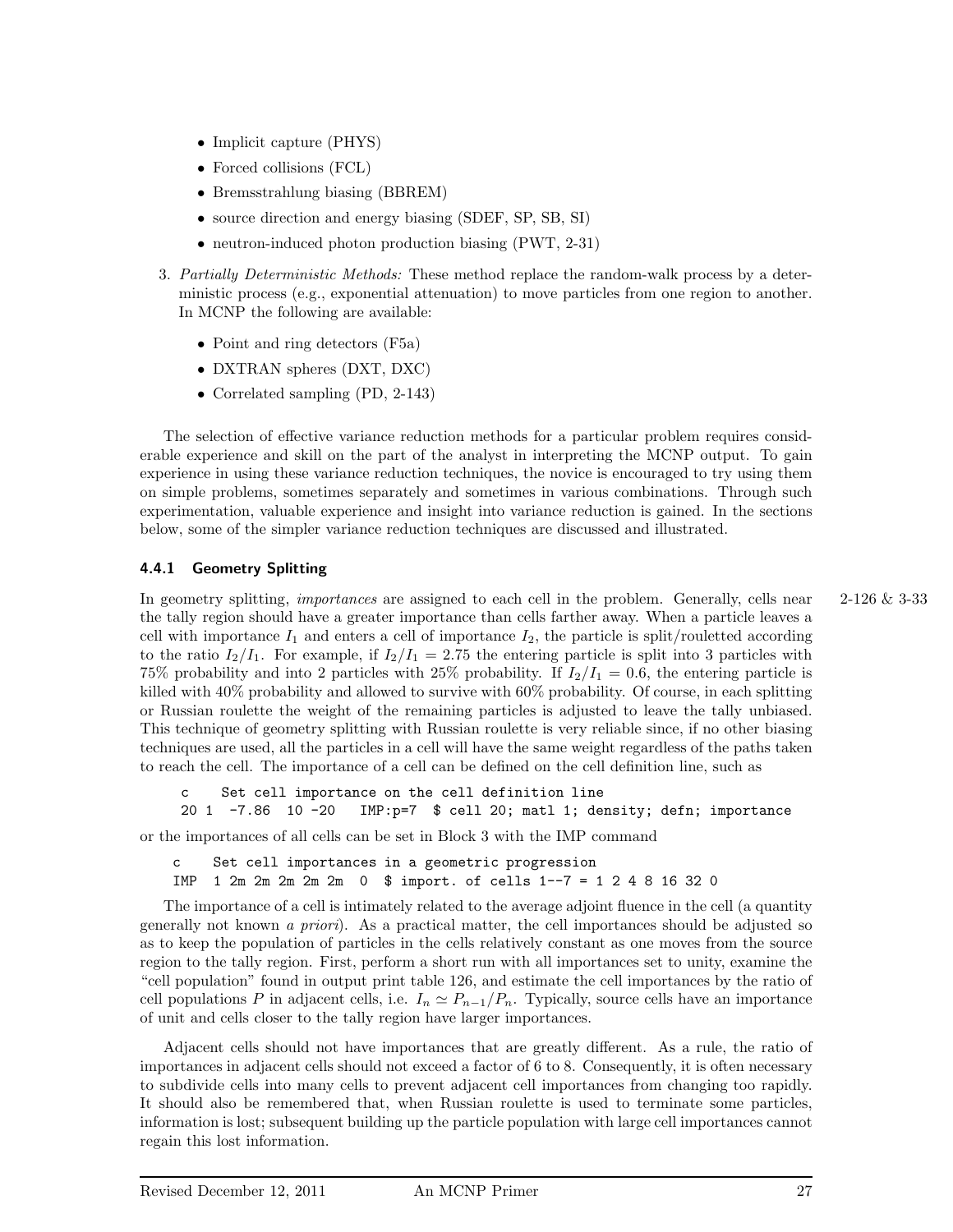- Implicit capture (PHYS)
- Forced collisions (FCL)
- Bremsstrahlung biasing (BBREM)
- source direction and energy biasing (SDEF, SP, SB, SI)
- neutron-induced photon production biasing (PWT, 2-31)

3. *Partially Deterministic Methods:* These method replace the random-walk process by a deterministic process (e.g., exponential attenuation) to move particles from one region to another. In MCNP the following are available:

   - Point and ring detectors (F5a)
   - DXTRAN spheres (DXT, DXC)
   - Correlated sampling (PD, 2-143)

The selection of effective variance reduction methods for a particular problem requires considerable experience and skill on the part of the analyst in interpreting the MCNP output. To gain experience in using these variance reduction techniques, the novice is encouraged to try using them on simple problems, sometimes separately and sometimes in various combinations. Through such experimentation, valuable experience and insight into variance reduction is gained. In the sections below, some of the simpler variance reduction techniques are discussed and illustrated.

### 4.4.1 Geometry Splitting

2-126 & 3-33

In geometry splitting, *importances* are assigned to each cell in the problem. Generally, cells near the tally region should have a greater importance than cells farther away. When a particle leaves a cell with importance $I_1$ and enters a cell of importance $I_2$, the particle is split/rouletted according to the ratio $I_2/I_1$. For example, if $I_2/I_1 = 2.75$ the entering particle is split into 3 particles with 75% probability and into 2 particles with 25% probability. If $I_2/I_1 = 0.6$, the entering particle is killed with 40% probability and allowed to survive with 60% probability. Of course, in each splitting or Russian roulette the weight of the remaining particles is adjusted to leave the tally unbiased. This technique of geometry splitting with Russian roulette is very reliable since, if no other biasing techniques are used, all the particles in a cell will have the same weight regardless of the paths taken to reach the cell. The importance of a cell can be defined on the cell definition line, such as

```
c    Set cell importance on the cell definition line
20 1  -7.86  10 -20   IMP:p=7  $ cell 20; matl 1; density; defn; importance
```

or the importances of all cells can be set in Block 3 with the IMP command

```
c    Set cell importances in a geometric progression
IMP  1 2m 2m 2m 2m 2m  0  $ import. of cells 1--7 = 1 2 4 8 16 32 0
```

The importance of a cell is intimately related to the average adjoint fluence in the cell (a quantity generally not known *a priori*). As a practical matter, the cell importances should be adjusted so as to keep the population of particles in the cells relatively constant as one moves from the source region to the tally region. First, perform a short run with all importances set to unity, examine the "cell population" found in output print table 126, and estimate the cell importances by the ratio of cell populations $P$ in adjacent cells, i.e. $I_n \simeq P_{n-1}/P_n$. Typically, source cells have an importance of unit and cells closer to the tally region have larger importances.

Adjacent cells should not have importances that are greatly different. As a rule, the ratio of importances in adjacent cells should not exceed a factor of 6 to 8. Consequently, it is often necessary to subdivide cells into many cells to prevent adjacent cell importances from changing too rapidly. It should also be remembered that, when Russian roulette is used to terminate some particles, information is lost; subsequent building up the particle population with large cell importances cannot regain this lost information.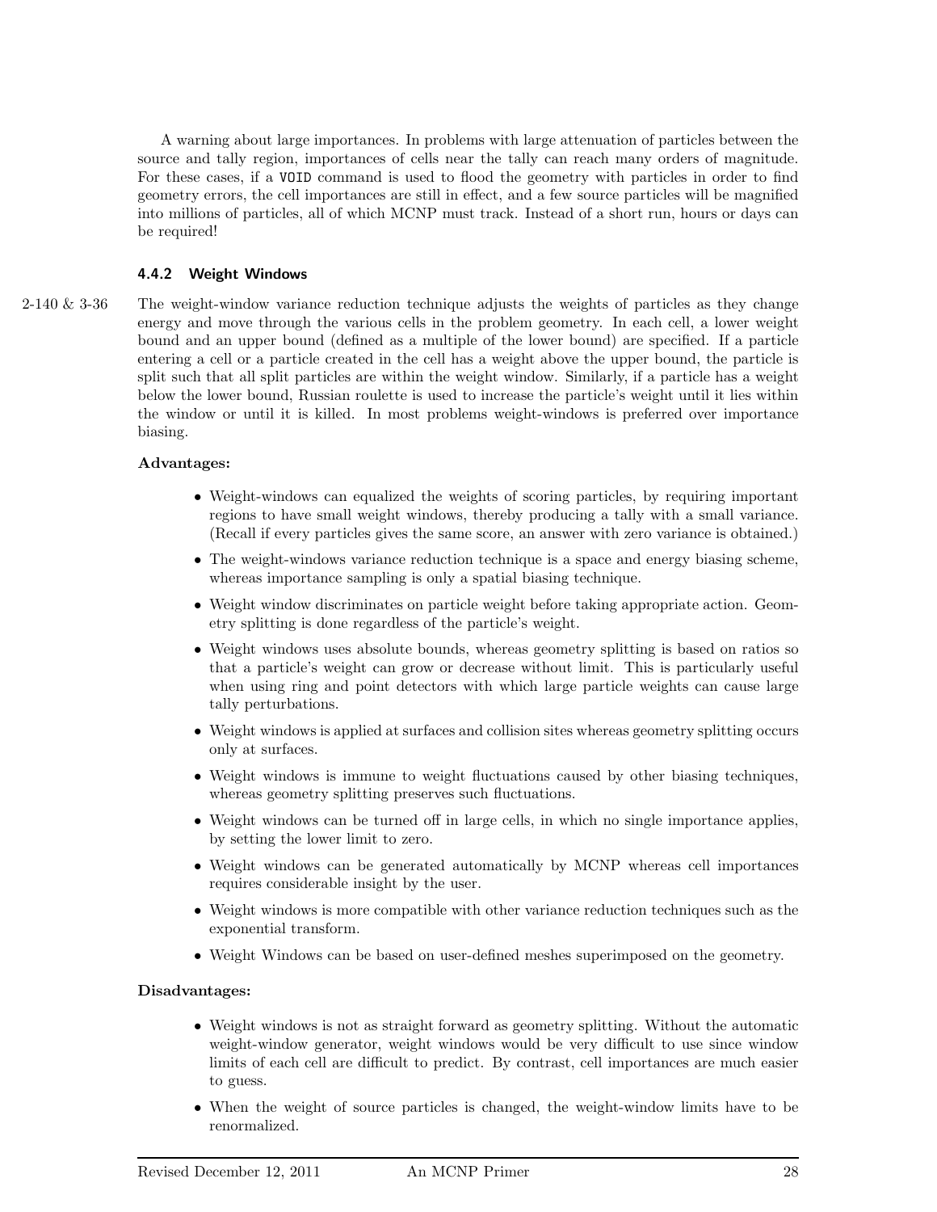A warning about large importances. In problems with large attenuation of particles between the source and tally region, importances of cells near the tally can reach many orders of magnitude. For these cases, if a VOID command is used to flood the geometry with particles in order to find geometry errors, the cell importances are still in effect, and a few source particles will be magnified into millions of particles, all of which MCNP must track. Instead of a short run, hours or days can be required!

### 4.4.2 Weight Windows

2-140 & 3-36

The weight-window variance reduction technique adjusts the weights of particles as they change energy and move through the various cells in the problem geometry. In each cell, a lower weight bound and an upper bound (defined as a multiple of the lower bound) are specified. If a particle entering a cell or a particle created in the cell has a weight above the upper bound, the particle is split such that all split particles are within the weight window. Similarly, if a particle has a weight below the lower bound, Russian roulette is used to increase the particle's weight until it lies within the window or until it is killed. In most problems weight-windows is preferred over importance biasing.

**Advantages:**

- Weight-windows can equalized the weights of scoring particles, by requiring important regions to have small weight windows, thereby producing a tally with a small variance. (Recall if every particles gives the same score, an answer with zero variance is obtained.)
- The weight-windows variance reduction technique is a space and energy biasing scheme, whereas importance sampling is only a spatial biasing technique.
- Weight window discriminates on particle weight before taking appropriate action. Geometry splitting is done regardless of the particle's weight.
- Weight windows uses absolute bounds, whereas geometry splitting is based on ratios so that a particle's weight can grow or decrease without limit. This is particularly useful when using ring and point detectors with which large particle weights can cause large tally perturbations.
- Weight windows is applied at surfaces and collision sites whereas geometry splitting occurs only at surfaces.
- Weight windows is immune to weight fluctuations caused by other biasing techniques, whereas geometry splitting preserves such fluctuations.
- Weight windows can be turned off in large cells, in which no single importance applies, by setting the lower limit to zero.
- Weight windows can be generated automatically by MCNP whereas cell importances requires considerable insight by the user.
- Weight windows is more compatible with other variance reduction techniques such as the exponential transform.
- Weight Windows can be based on user-defined meshes superimposed on the geometry.

**Disadvantages:**

- Weight windows is not as straight forward as geometry splitting. Without the automatic weight-window generator, weight windows would be very difficult to use since window limits of each cell are difficult to predict. By contrast, cell importances are much easier to guess.
- When the weight of source particles is changed, the weight-window limits have to be renormalized.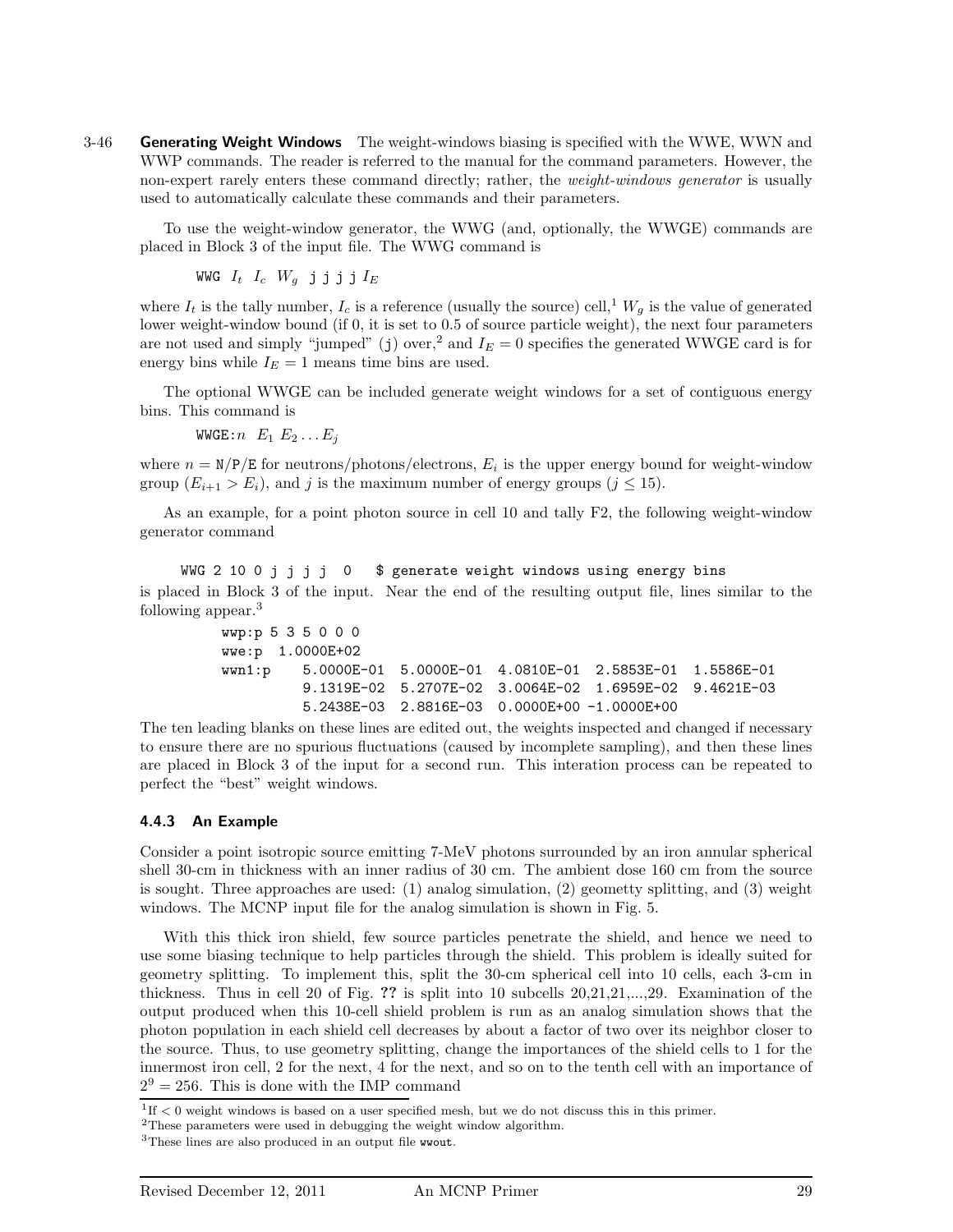3-46 **Generating Weight Windows** The weight-windows biasing is specified with the WWE, WWN and WWP commands. The reader is referred to the manual for the command parameters. However, the non-expert rarely enters these command directly; rather, the *weight-windows generator* is usually used to automatically calculate these commands and their parameters.

To use the weight-window generator, the WWG (and, optionally, the WWGE) commands are placed in Block 3 of the input file. The WWG command is

WWG $I_t$ $I_c$ $W_g$ j j j j $I_E$

where $I_t$ is the tally number, $I_c$ is a reference (usually the source) cell,[1] $W_g$ is the value of generated lower weight-window bound (if 0, it is set to 0.5 of source particle weight), the next four parameters are not used and simply "jumped" (j) over,[2] and $I_E = 0$ specifies the generated WWGE card is for energy bins while $I_E = 1$ means time bins are used.

The optional WWGE can be included generate weight windows for a set of contiguous energy bins. This command is

WWGE:$n$ $E_1$ $E_2 \ldots E_j$

where $n$ = N/P/E for neutrons/photons/electrons, $E_i$ is the upper energy bound for weight-window group ($E_{i+1} > E_i$), and $j$ is the maximum number of energy groups ($j \leq 15$).

As an example, for a point photon source in cell 10 and tally F2, the following weight-window generator command

```
WWG 2 10 0 j j j j  0   $ generate weight windows using energy bins
```

is placed in Block 3 of the input. Near the end of the resulting output file, lines similar to the following appear.[3]

```
wwp:p 5 3 5 0 0 0
wwe:p  1.0000E+02
wwn1:p    5.0000E-01  5.0000E-01  4.0810E-01  2.5853E-01  1.5586E-01
          9.1319E-02  5.2707E-02  3.0064E-02  1.6959E-02  9.4621E-03
          5.2438E-03  2.8816E-03  0.0000E+00 -1.0000E+00
```

The ten leading blanks on these lines are edited out, the weights inspected and changed if necessary to ensure there are no spurious fluctuations (caused by incomplete sampling), and then these lines are placed in Block 3 of the input for a second run. This interation process can be repeated to perfect the "best" weight windows.

### 4.4.3 An Example

Consider a point isotropic source emitting 7-MeV photons surrounded by an iron annular spherical shell 30-cm in thickness with an inner radius of 30 cm. The ambient dose 160 cm from the source is sought. Three approaches are used: (1) analog simulation, (2) geometty splitting, and (3) weight windows. The MCNP input file for the analog simulation is shown in Fig. 5.

With this thick iron shield, few source particles penetrate the shield, and hence we need to use some biasing technique to help particles through the shield. This problem is ideally suited for geometry splitting. To implement this, split the 30-cm spherical cell into 10 cells, each 3-cm in thickness. Thus in cell 20 of Fig. ?? is split into 10 subcells 20,21,21,...,29. Examination of the output produced when this 10-cell shield problem is run as an analog simulation shows that the photon population in each shield cell decreases by about a factor of two over its neighbor closer to the source. Thus, to use geometry splitting, change the importances of the shield cells to 1 for the innermost iron cell, 2 for the next, 4 for the next, and so on to the tenth cell with an importance of $2^9 = 256$. This is done with the IMP command

[1] If < 0 weight windows is based on a user specified mesh, but we do not discuss this in this primer.

[2] These parameters were used in debugging the weight window algorithm.

[3] These lines are also produced in an output file wwout.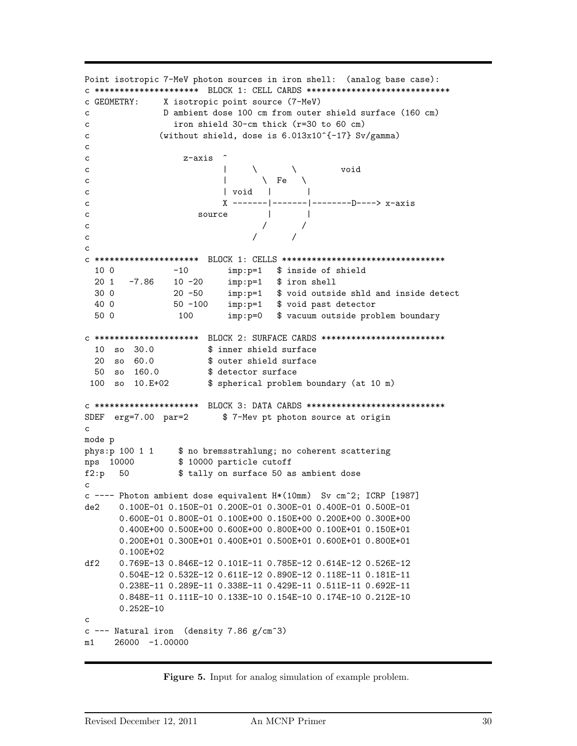```
Point isotropic 7-MeV photon sources in iron shell:  (analog base case):
c *********************  BLOCK 1: CELL CARDS *****************************
c GEOMETRY:     X isotropic point source (7-MeV)
c              D ambient dose 100 cm from outer shield surface (160 cm)
c                iron shield 30-cm thick (r=30 to 60 cm)
c             (without shield, dose is 6.013x10^{-17} Sv/gamma)
c
c                  z-axis  ^
c                          |     \       \         void
c                          |       \  Fe   \
c                          | void   |       |
c                          X -------|-------|--------D----> x-axis
c                    source         |       |
c                                  /       /
c                                /       /
c
c *********************  BLOCK 1: CELLS *********************************
  10 0            -10        imp:p=1   $ inside of shield
  20 1   -7.86    10 -20     imp:p=1   $ iron shell
  30 0            20 -50     imp:p=1   $ void outside shld and inside detect
  40 0            50 -100    imp:p=1   $ void past detector
  50 0             100       imp:p=0   $ vacuum outside problem boundary

c *********************  BLOCK 2: SURFACE CARDS *************************
  10  so  30.0          $ inner shield surface
  20  so  60.0          $ outer shield surface
  50  so  160.0         $ detector surface
 100  so  10.E+02       $ spherical problem boundary (at 10 m)

c *********************  BLOCK 3: DATA CARDS ****************************
SDEF  erg=7.00  par=2       $ 7-Mev pt photon source at origin
c
mode p
phys:p 100 1 1      $ no bremsstrahlung; no coherent scattering
nps  10000          $ 10000 particle cutoff
f2:p   50           $ tally on surface 50 as ambient dose
c
c ---- Photon ambient dose equivalent H*(10mm)  Sv cm^2; ICRP [1987]
de2    0.100E-01 0.150E-01 0.200E-01 0.300E-01 0.400E-01 0.500E-01
       0.600E-01 0.800E-01 0.100E+00 0.150E+00 0.200E+00 0.300E+00
       0.400E+00 0.500E+00 0.600E+00 0.800E+00 0.100E+01 0.150E+01
       0.200E+01 0.300E+01 0.400E+01 0.500E+01 0.600E+01 0.800E+01
       0.100E+02
df2    0.769E-13 0.846E-12 0.101E-11 0.785E-12 0.614E-12 0.526E-12
       0.504E-12 0.532E-12 0.611E-12 0.890E-12 0.118E-11 0.181E-11
       0.238E-11 0.289E-11 0.338E-11 0.429E-11 0.511E-11 0.692E-11
       0.848E-11 0.111E-10 0.133E-10 0.154E-10 0.174E-10 0.212E-10
       0.252E-10
c
c --- Natural iron  (density 7.86 g/cm^3)
m1    26000  -1.00000
```

**Figure 5.** Input for analog simulation of example problem.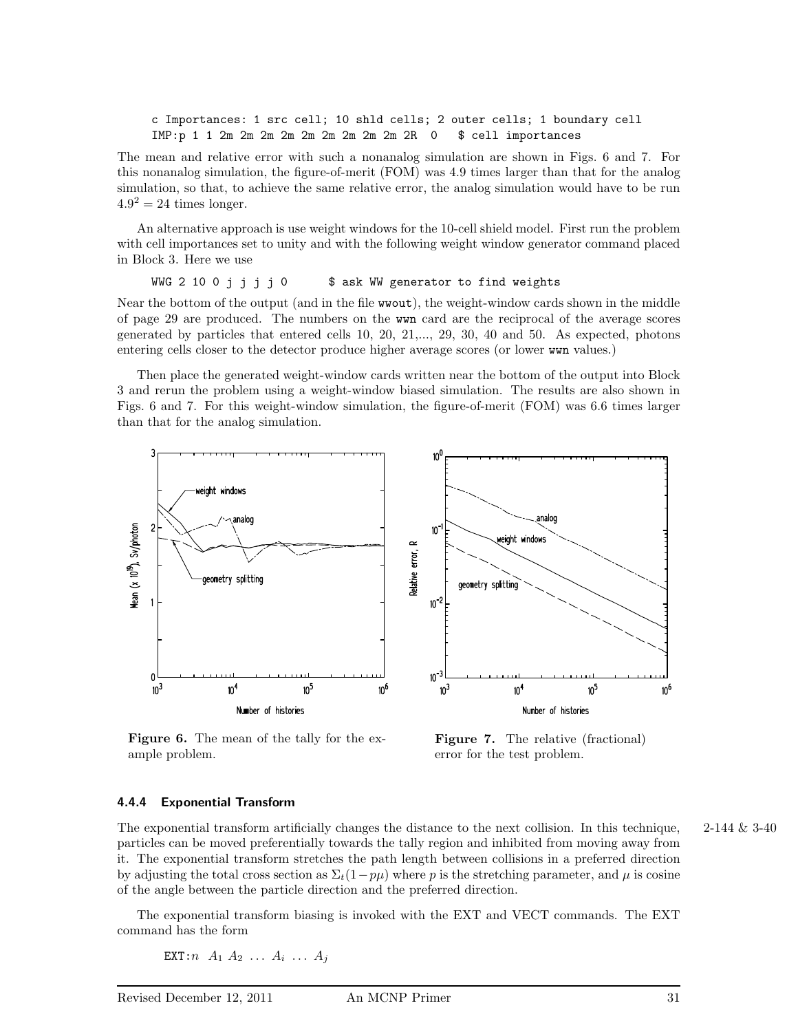```
c Importances: 1 src cell; 10 shld cells; 2 outer cells; 1 boundary cell
IMP:p 1 1 2m 2m 2m 2m 2m 2m 2m 2m 2m 2R  0   $ cell importances
```

The mean and relative error with such a nonanalog simulation are shown in Figs. 6 and 7. For this nonanalog simulation, the figure-of-merit (FOM) was 4.9 times larger than that for the analog simulation, so that, to achieve the same relative error, the analog simulation would have to be run $4.9^2 = 24$ times longer.

An alternative approach is use weight windows for the 10-cell shield model. First run the problem with cell importances set to unity and with the following weight window generator command placed in Block 3. Here we use

```
WWG 2 10 0 j j j j 0       $ ask WW generator to find weights
```

Near the bottom of the output (and in the file wwout), the weight-window cards shown in the middle of page 29 are produced. The numbers on the wwn card are the reciprocal of the average scores generated by particles that entered cells 10, 20, 21,..., 29, 30, 40 and 50. As expected, photons entering cells closer to the detector produce higher average scores (or lower wwn values.)

Then place the generated weight-window cards written near the bottom of the output into Block 3 and rerun the problem using a weight-window biased simulation. The results are also shown in Figs. 6 and 7. For this weight-window simulation, the figure-of-merit (FOM) was 6.6 times larger than that for the analog simulation.

**Figure 6.** The mean of the tally for the example problem.

**Figure 7.** The relative (fractional) error for the test problem.

#### 4.4.4 Exponential Transform

The exponential transform artificially changes the distance to the next collision. In this technique, particles can be moved preferentially towards the tally region and inhibited from moving away from it. The exponential transform stretches the path length between collisions in a preferred direction by adjusting the total cross section as $\Sigma_t(1 - p\mu)$ where $p$ is the stretching parameter, and $\mu$ is cosine of the angle between the particle direction and the preferred direction.

2-144 & 3-40

The exponential transform biasing is invoked with the EXT and VECT commands. The EXT command has the form

EXT:$n$ $A_1$ $A_2$ ... $A_i$ ... $A_j$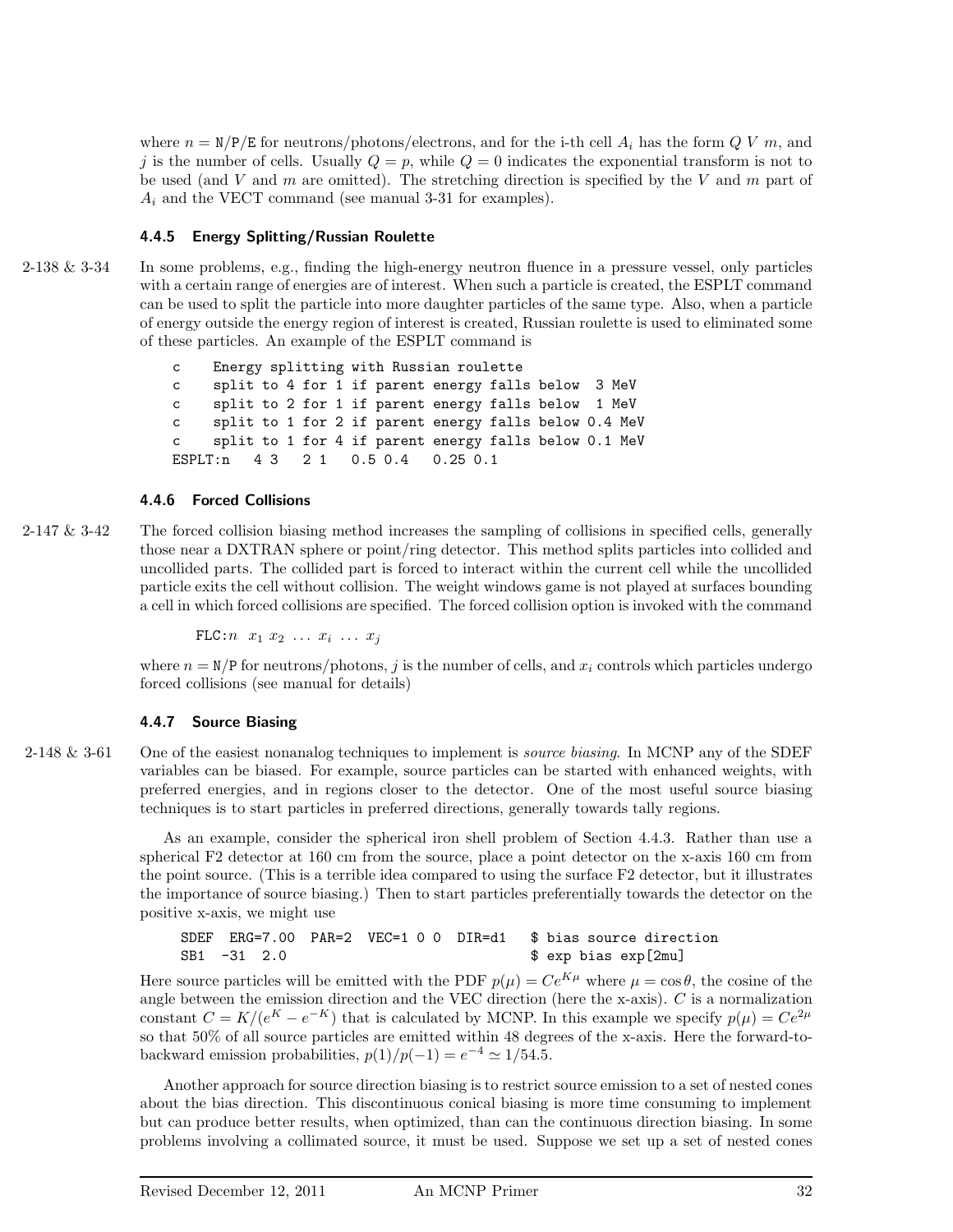where $n$ = N/P/E for neutrons/photons/electrons, and for the i-th cell $A_i$ has the form $Q\ V\ m$, and $j$ is the number of cells. Usually $Q = p$, while $Q = 0$ indicates the exponential transform is not to be used (and $V$ and $m$ are omitted). The stretching direction is specified by the $V$ and $m$ part of $A_i$ and the VECT command (see manual 3-31 for examples).

### 4.4.5 Energy Splitting/Russian Roulette

2-138 & 3-34

In some problems, e.g., finding the high-energy neutron fluence in a pressure vessel, only particles with a certain range of energies are of interest. When such a particle is created, the ESPLT command can be used to split the particle into more daughter particles of the same type. Also, when a particle of energy outside the energy region of interest is created, Russian roulette is used to eliminated some of these particles. An example of the ESPLT command is

```
c    Energy splitting with Russian roulette
c    split to 4 for 1 if parent energy falls below  3 MeV
c    split to 2 for 1 if parent energy falls below  1 MeV
c    split to 1 for 2 if parent energy falls below 0.4 MeV
c    split to 1 for 4 if parent energy falls below 0.1 MeV
ESPLT:n   4 3   2 1   0.5 0.4   0.25 0.1
```

### 4.4.6 Forced Collisions

2-147 & 3-42

The forced collision biasing method increases the sampling of collisions in specified cells, generally those near a DXTRAN sphere or point/ring detector. This method splits particles into collided and uncollided parts. The collided part is forced to interact within the current cell while the uncollided particle exits the cell without collision. The weight windows game is not played at surfaces bounding a cell in which forced collisions are specified. The forced collision option is invoked with the command

FLC:$n\ \ x_1\ x_2\ \ldots\ x_i\ \ldots\ x_j$

where $n$ = N/P for neutrons/photons, $j$ is the number of cells, and $x_i$ controls which particles undergo forced collisions (see manual for details)

### 4.4.7 Source Biasing

2-148 & 3-61

One of the easiest nonanalog techniques to implement is *source biasing*. In MCNP any of the SDEF variables can be biased. For example, source particles can be started with enhanced weights, with preferred energies, and in regions closer to the detector. One of the most useful source biasing techniques is to start particles in preferred directions, generally towards tally regions.

As an example, consider the spherical iron shell problem of Section 4.4.3. Rather than use a spherical F2 detector at 160 cm from the source, place a point detector on the x-axis 160 cm from the point source. (This is a terrible idea compared to using the surface F2 detector, but it illustrates the importance of source biasing.) Then to start particles preferentially towards the detector on the positive x-axis, we might use

```
SDEF  ERG=7.00  PAR=2  VEC=1 0 0  DIR=d1   $ bias source direction
SB1  -31  2.0                              $ exp bias exp[2mu]
```

Here source particles will be emitted with the PDF $p(\mu) = Ce^{K\mu}$ where $\mu = \cos\theta$, the cosine of the angle between the emission direction and the VEC direction (here the x-axis). $C$ is a normalization constant $C = K/(e^K - e^{-K})$ that is calculated by MCNP. In this example we specify $p(\mu) = Ce^{2\mu}$ so that 50% of all source particles are emitted within 48 degrees of the x-axis. Here the forward-to-backward emission probabilities, $p(1)/p(-1) = e^{-4} \simeq 1/54.5$.

Another approach for source direction biasing is to restrict source emission to a set of nested cones about the bias direction. This discontinuous conical biasing is more time consuming to implement but can produce better results, when optimized, than can the continuous direction biasing. In some problems involving a collimated source, it must be used. Suppose we set up a set of nested cones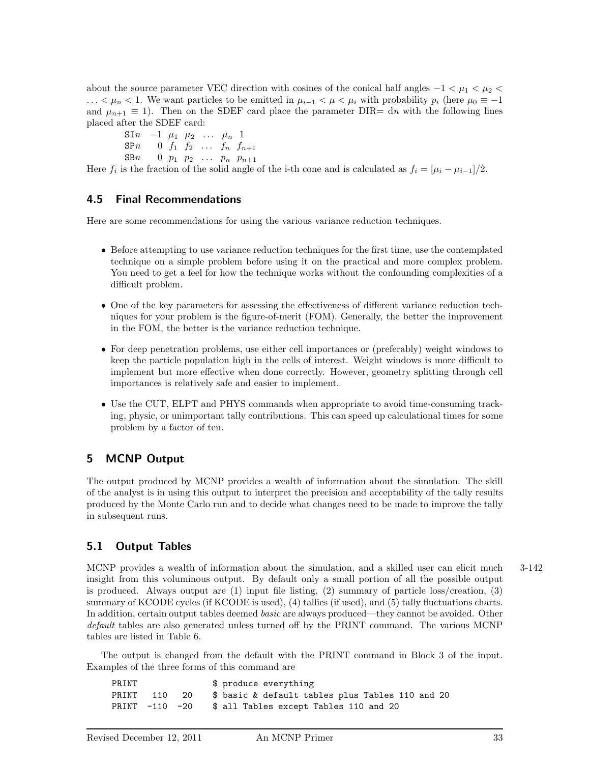about the source parameter VEC direction with cosines of the conical half angles $-1 < \mu_1 < \mu_2 < \ldots < \mu_n < 1$. We want particles to be emitted in $\mu_{i-1} < \mu < \mu_i$ with probability $p_i$ (here $\mu_0 \equiv -1$ and $\mu_{n+1} \equiv 1$). Then on the SDEF card place the parameter DIR= d$n$ with the following lines placed after the SDEF card:

$$
\begin{array}{llllllll}
\texttt{SI}n & -1 & \mu_1 & \mu_2 & \ldots & \mu_n & 1 \\
\texttt{SP}n & 0 & f_1 & f_2 & \ldots & f_n & f_{n+1} \\
\texttt{SB}n & 0 & p_1 & p_2 & \ldots & p_n & p_{n+1}
\end{array}
$$

Here $f_i$ is the fraction of the solid angle of the i-th cone and is calculated as $f_i = [\mu_i - \mu_{i-1}]/2$.

### 4.5 Final Recommendations

Here are some recommendations for using the various variance reduction techniques.

- Before attempting to use variance reduction techniques for the first time, use the contemplated technique on a simple problem before using it on the practical and more complex problem. You need to get a feel for how the technique works without the confounding complexities of a difficult problem.
- One of the key parameters for assessing the effectiveness of different variance reduction techniques for your problem is the figure-of-merit (FOM). Generally, the better the improvement in the FOM, the better is the variance reduction technique.
- For deep penetration problems, use either cell importances or (preferably) weight windows to keep the particle population high in the cells of interest. Weight windows is more difficult to implement but more effective when done correctly. However, geometry splitting through cell importances is relatively safe and easier to implement.
- Use the CUT, ELPT and PHYS commands when appropriate to avoid time-consuming tracking, physic, or unimportant tally contributions. This can speed up calculational times for some problem by a factor of ten.

## 5 MCNP Output

The output produced by MCNP provides a wealth of information about the simulation. The skill of the analyst is in using this output to interpret the precision and acceptability of the tally results produced by the Monte Carlo run and to decide what changes need to be made to improve the tally in subsequent runs.

### 5.1 Output Tables

MCNP provides a wealth of information about the simulation, and a skilled user can elicit much insight from this voluminous output. By default only a small portion of all the possible output is produced. Always output are (1) input file listing, (2) summary of particle loss/creation, (3) summary of KCODE cycles (if KCODE is used), (4) tallies (if used), and (5) tally fluctuations charts. In addition, certain output tables deemed *basic* are always produced—they cannot be avoided. Other *default* tables are also generated unless turned off by the PRINT command. The various MCNP tables are listed in Table 6. 3-142

The output is changed from the default with the PRINT command in Block 3 of the input. Examples of the three forms of this command are

```
PRINT              $ produce everything
PRINT   110   20   $ basic & default tables plus Tables 110 and 20
PRINT  -110  -20   $ all Tables except Tables 110 and 20
```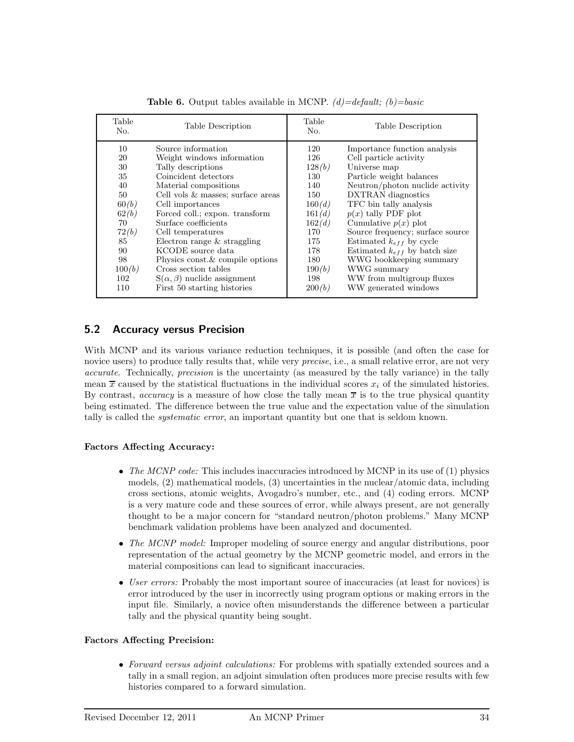**Table 6.** Output tables available in MCNP. *(d)=default; (b)=basic*

| Table No. | Table Description | Table No. | Table Description |
|---|---|---|---|
| 10 | Source information | 120 | Importance function analysis |
| 20 | Weight windows information | 126 | Cell particle activity |
| 30 | Tally descriptions | 128*(b)* | Universe map |
| 35 | Coincident detectors | 130 | Particle weight balances |
| 40 | Material compositions | 140 | Neutron/photon nuclide activity |
| 50 | Cell vols & masses; surface areas | 150 | DXTRAN diagnostics |
| 60*(b)* | Cell importances | 160*(d)* | TFC bin tally analysis |
| 62*(b)* | Forced coll.; expon. transform | 161*(d)* | $p(x)$ tally PDF plot |
| 70 | Surface coefficients | 162*(d)* | Cumulative $p(x)$ plot |
| 72*(b)* | Cell temperatures | 170 | Source frequency; surface source |
| 85 | Electron range & straggling | 175 | Estimated $k_{eff}$ by cycle |
| 90 | KCODE source data | 178 | Estimated $k_{eff}$ by batch size |
| 98 | Physics const.& compile options | 180 | WWG bookkeeping summary |
| 100*(b)* | Cross section tables | 190*(b)* | WWG summary |
| 102 | S$(\alpha,\beta)$ nuclide assignment | 198 | WW from multigroup fluxes |
| 110 | First 50 starting histories | 200*(b)* | WW generated windows |

## 5.2 Accuracy versus Precision

With MCNP and its various variance reduction techniques, it is possible (and often the case for novice users) to produce tally results that, while very *precise*, i.e., a small relative error, are not very *accurate*. Technically, *precision* is the uncertainty (as measured by the tally variance) in the tally mean $\overline{x}$ caused by the statistical fluctuations in the individual scores $x_i$ of the simulated histories. By contrast, *accuracy* is a measure of how close the tally mean $\overline{x}$ is to the true physical quantity being estimated. The difference between the true value and the expectation value of the simulation tally is called the *systematic error*, an important quantity but one that is seldom known.

**Factors Affecting Accuracy:**

- *The MCNP code:* This includes inaccuracies introduced by MCNP in its use of (1) physics models, (2) mathematical models, (3) uncertainties in the nuclear/atomic data, including cross sections, atomic weights, Avogadro's number, etc., and (4) coding errors. MCNP is a very mature code and these sources of error, while always present, are not generally thought to be a major concern for "standard neutron/photon problems." Many MCNP benchmark validation problems have been analyzed and documented.
- *The MCNP model:* Improper modeling of source energy and angular distributions, poor representation of the actual geometry by the MCNP geometric model, and errors in the material compositions can lead to significant inaccuracies.
- *User errors:* Probably the most important source of inaccuracies (at least for novices) is error introduced by the user in incorrectly using program options or making errors in the input file. Similarly, a novice often misunderstands the difference between a particular tally and the physical quantity being sought.

**Factors Affecting Precision:**

- *Forward versus adjoint calculations:* For problems with spatially extended sources and a tally in a small region, an adjoint simulation often produces more precise results with few histories compared to a forward simulation.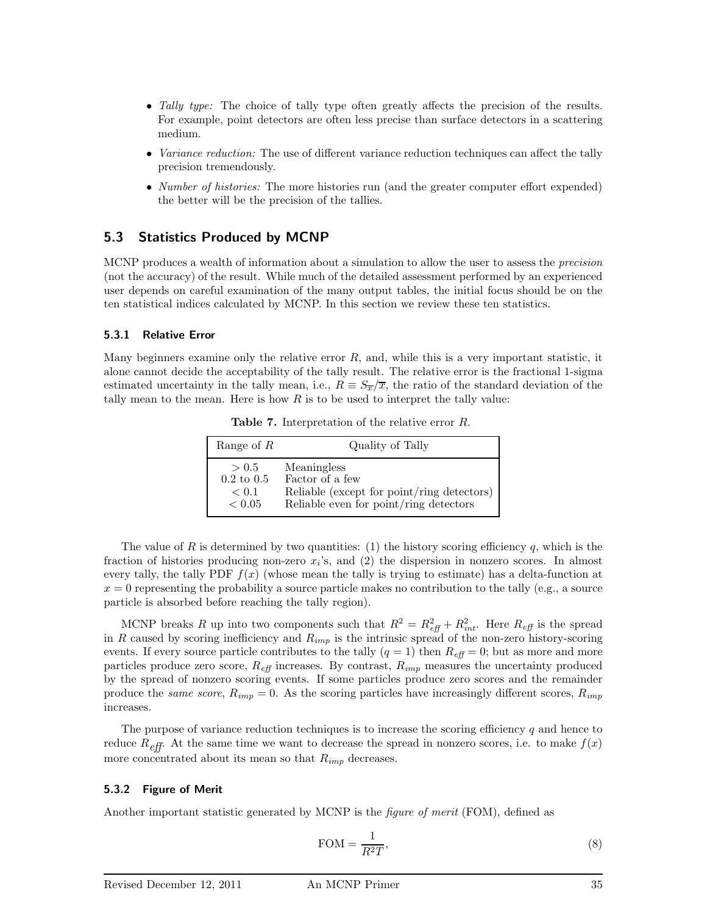- *Tally type:* The choice of tally type often greatly affects the precision of the results. For example, point detectors are often less precise than surface detectors in a scattering medium.
- *Variance reduction:* The use of different variance reduction techniques can affect the tally precision tremendously.
- *Number of histories:* The more histories run (and the greater computer effort expended) the better will be the precision of the tallies.

## 5.3 Statistics Produced by MCNP

MCNP produces a wealth of information about a simulation to allow the user to assess the *precision* (not the accuracy) of the result. While much of the detailed assessment performed by an experienced user depends on careful examination of the many output tables, the initial focus should be on the ten statistical indices calculated by MCNP. In this section we review these ten statistics.

### 5.3.1 Relative Error

Many beginners examine only the relative error $R$, and, while this is a very important statistic, it alone cannot decide the acceptability of the tally result. The relative error is the fractional 1-sigma estimated uncertainty in the tally mean, i.e., $R \equiv S_{\overline{x}}/\overline{x}$, the ratio of the standard deviation of the tally mean to the mean. Here is how $R$ is to be used to interpret the tally value:

**Table 7.** Interpretation of the relative error $R$.

| Range of $R$ | Quality of Tally |
|---|---|
| $> 0.5$ | Meaningless |
| 0.2 to 0.5 | Factor of a few |
| $< 0.1$ | Reliable (except for point/ring detectors) |
| $< 0.05$ | Reliable even for point/ring detectors |

The value of $R$ is determined by two quantities: (1) the history scoring efficiency $q$, which is the fraction of histories producing non-zero $x_i$'s, and (2) the dispersion in nonzero scores. In almost every tally, the tally PDF $f(x)$ (whose mean the tally is trying to estimate) has a delta-function at $x = 0$ representing the probability a source particle makes no contribution to the tally (e.g., a source particle is absorbed before reaching the tally region).

MCNP breaks $R$ up into two components such that $R^2 = R^2_{eff} + R^2_{int}$. Here $R_{eff}$ is the spread in $R$ caused by scoring inefficiency and $R_{imp}$ is the intrinsic spread of the non-zero history-scoring events. If every source particle contributes to the tally ($q = 1$) then $R_{eff} = 0$; but as more and more particles produce zero score, $R_{eff}$ increases. By contrast, $R_{imp}$ measures the uncertainty produced by the spread of nonzero scoring events. If some particles produce zero scores and the remainder produce the *same score*, $R_{imp} = 0$. As the scoring particles have increasingly different scores, $R_{imp}$ increases.

The purpose of variance reduction techniques is to increase the scoring efficiency $q$ and hence to reduce $R_{eff}$. At the same time we want to decrease the spread in nonzero scores, i.e. to make $f(x)$ more concentrated about its mean so that $R_{imp}$ decreases.

### 5.3.2 Figure of Merit

Another important statistic generated by MCNP is the *figure of merit* (FOM), defined as

$$\text{FOM} = \frac{1}{R^2 T}, \tag{8}$$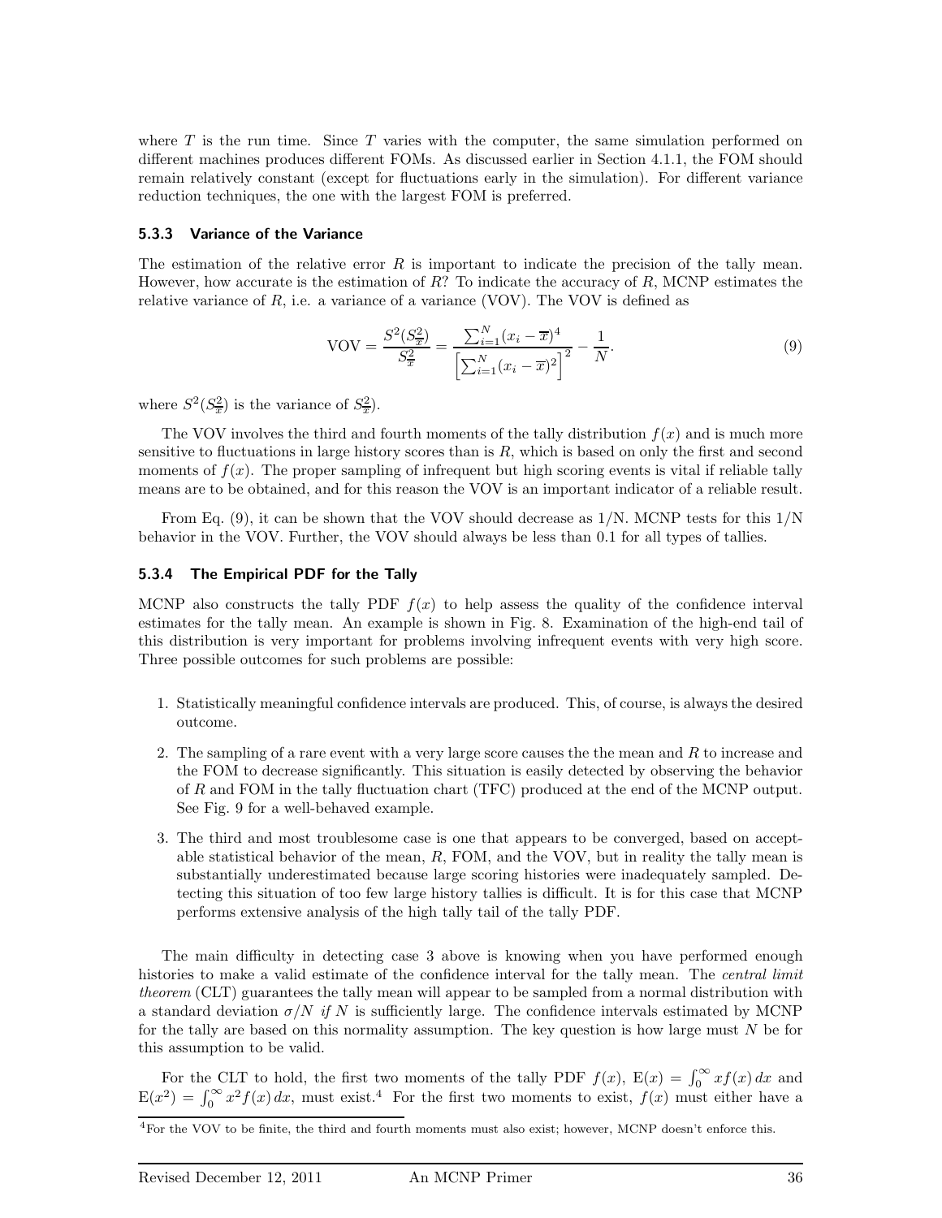where $T$ is the run time. Since $T$ varies with the computer, the same simulation performed on different machines produces different FOMs. As discussed earlier in Section 4.1.1, the FOM should remain relatively constant (except for fluctuations early in the simulation). For different variance reduction techniques, the one with the largest FOM is preferred.

### 5.3.3 Variance of the Variance

The estimation of the relative error $R$ is important to indicate the precision of the tally mean. However, how accurate is the estimation of $R$? To indicate the accuracy of $R$, MCNP estimates the relative variance of $R$, i.e. a variance of a variance (VOV). The VOV is defined as

$$\text{VOV} = \frac{S^2(S_{\overline{x}}^2)}{S_{\overline{x}}^2} = \frac{\sum_{i=1}^{N}(x_i - \overline{x})^4}{\left[\sum_{i=1}^{N}(x_i - \overline{x})^2\right]^2} - \frac{1}{N}. \tag{9}$$

where $S^2(S_{\overline{x}}^2)$ is the variance of $S_{\overline{x}}^2$.

The VOV involves the third and fourth moments of the tally distribution $f(x)$ and is much more sensitive to fluctuations in large history scores than is $R$, which is based on only the first and second moments of $f(x)$. The proper sampling of infrequent but high scoring events is vital if reliable tally means are to be obtained, and for this reason the VOV is an important indicator of a reliable result.

From Eq. (9), it can be shown that the VOV should decrease as 1/N. MCNP tests for this 1/N behavior in the VOV. Further, the VOV should always be less than 0.1 for all types of tallies.

### 5.3.4 The Empirical PDF for the Tally

MCNP also constructs the tally PDF $f(x)$ to help assess the quality of the confidence interval estimates for the tally mean. An example is shown in Fig. 8. Examination of the high-end tail of this distribution is very important for problems involving infrequent events with very high score. Three possible outcomes for such problems are possible:

1. Statistically meaningful confidence intervals are produced. This, of course, is always the desired outcome.
2. The sampling of a rare event with a very large score causes the the mean and $R$ to increase and the FOM to decrease significantly. This situation is easily detected by observing the behavior of $R$ and FOM in the tally fluctuation chart (TFC) produced at the end of the MCNP output. See Fig. 9 for a well-behaved example.
3. The third and most troublesome case is one that appears to be converged, based on acceptable statistical behavior of the mean, $R$, FOM, and the VOV, but in reality the tally mean is substantially underestimated because large scoring histories were inadequately sampled. Detecting this situation of too few large history tallies is difficult. It is for this case that MCNP performs extensive analysis of the high tally tail of the tally PDF.

The main difficulty in detecting case 3 above is knowing when you have performed enough histories to make a valid estimate of the confidence interval for the tally mean. The *central limit theorem* (CLT) guarantees the tally mean will appear to be sampled from a normal distribution with a standard deviation $\sigma/N$ *if* $N$ is sufficiently large. The confidence intervals estimated by MCNP for the tally are based on this normality assumption. The key question is how large must $N$ be for this assumption to be valid.

For the CLT to hold, the first two moments of the tally PDF $f(x)$, $\text{E}(x) = \int_0^\infty x f(x)\, dx$ and $\text{E}(x^2) = \int_0^\infty x^2 f(x)\, dx$, must exist.[4] For the first two moments to exist, $f(x)$ must either have a

[4] For the VOV to be finite, the third and fourth moments must also exist; however, MCNP doesn't enforce this.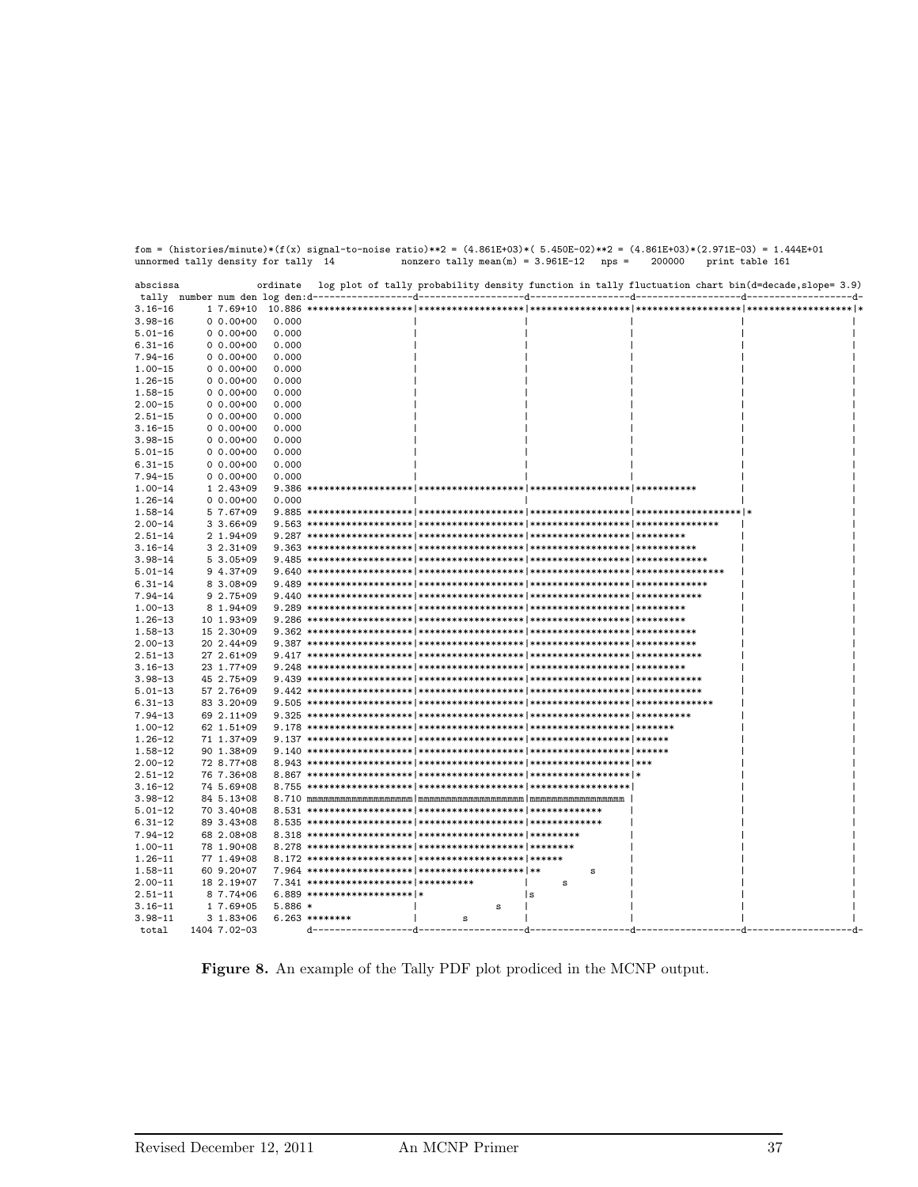```
fom = (histories/minute)*(f(x) signal-to-noise ratio)**2 = (4.861E+03)*( 5.450E-02)**2 = (4.861E+03)*(2.971E-03) = 1.444E+01
unnormed tally density for tally  14           nonzero tally mean(m) = 3.961E-12   nps =    200000    print table 161

abscissa             ordinate   log plot of tally probability density function in tally fluctuation chart bin(d=decade,slope= 3.9)
 tally  number num den log den:d-------------------d-------------------d------------------d-------------------d-------------------d-
3.16-16     1 7.69+10  10.886 *******************|*******************|******************|*******************|*******************|*
3.98-16     0 0.00+00   0.000                    |                   |                  |                   |                   |
5.01-16     0 0.00+00   0.000                    |                   |                  |                   |                   |
6.31-16     0 0.00+00   0.000                    |                   |                  |                   |                   |
7.94-16     0 0.00+00   0.000                    |                   |                  |                   |                   |
1.00-15     0 0.00+00   0.000                    |                   |                  |                   |                   |
1.26-15     0 0.00+00   0.000                    |                   |                  |                   |                   |
1.58-15     0 0.00+00   0.000                    |                   |                  |                   |                   |
2.00-15     0 0.00+00   0.000                    |                   |                  |                   |                   |
2.51-15     0 0.00+00   0.000                    |                   |                  |                   |                   |
3.16-15     0 0.00+00   0.000                    |                   |                  |                   |                   |
3.98-15     0 0.00+00   0.000                    |                   |                  |                   |                   |
5.01-15     0 0.00+00   0.000                    |                   |                  |                   |                   |
6.31-15     0 0.00+00   0.000                    |                   |                  |                   |                   |
7.94-15     0 0.00+00   0.000                    |                   |                  |                   |                   |
1.00-14     1 2.43+09   9.386 *******************|*******************|******************|***********        |                   |
1.26-14     0 0.00+00   0.000                    |                   |                  |                   |                   |
1.58-14     5 7.67+09   9.885 *******************|*******************|******************|*******************|*                  |
2.00-14     3 3.66+09   9.563 *******************|*******************|******************|***************    |                   |
2.51-14     2 1.94+09   9.287 *******************|*******************|******************|*********          |                   |
3.16-14     3 2.31+09   9.363 *******************|*******************|******************|***********        |                   |
3.98-14     5 3.05+09   9.485 *******************|*******************|******************|*************      |                   |
5.01-14     9 4.37+09   9.640 *******************|*******************|******************|*****************  |                   |
6.31-14     8 3.08+09   9.489 *******************|*******************|******************|*************      |                   |
7.94-14     9 2.75+09   9.440 *******************|*******************|******************|************       |                   |
1.00-13     8 1.94+09   9.289 *******************|*******************|******************|*********          |                   |
1.26-13    10 1.93+09   9.286 *******************|*******************|******************|*********          |                   |
1.58-13    15 2.30+09   9.362 *******************|*******************|******************|***********        |                   |
2.00-13    20 2.44+09   9.387 *******************|*******************|******************|***********        |                   |
2.51-13    27 2.61+09   9.417 *******************|*******************|******************|************       |                   |
3.16-13    23 1.77+09   9.248 *******************|*******************|******************|*********          |                   |
3.98-13    45 2.75+09   9.439 *******************|*******************|******************|************       |                   |
5.01-13    57 2.76+09   9.442 *******************|*******************|******************|************       |                   |
6.31-13    83 3.20+09   9.505 *******************|*******************|******************|**************     |                   |
7.94-13    69 2.11+09   9.325 *******************|*******************|******************|**********         |                   |
1.00-12    62 1.51+09   9.178 *******************|*******************|******************|*******            |                   |
1.26-12    71 1.37+09   9.137 *******************|*******************|******************|******             |                   |
1.58-12    90 1.38+09   9.140 *******************|*******************|******************|******             |                   |
2.00-12    72 8.77+08   8.943 *******************|*******************|******************|***                |                   |
2.51-12    76 7.36+08   8.867 *******************|*******************|******************|*                  |                   |
3.16-12    74 5.69+08   8.755 *******************|*******************|******************|                   |                   |
3.98-12    84 5.13+08   8.710 mmmmmmmmmmmmmmmmmmm|mmmmmmmmmmmmmmmmmmm|mmmmmmmmmmmmmmmmm |                   |                   |
5.01-12    70 3.40+08   8.531 *******************|*******************|*************     |                   |                   |
6.31-12    89 3.43+08   8.535 *******************|*******************|*************     |                   |                   |
7.94-12    68 2.08+08   8.318 *******************|*******************|*********         |                   |                   |
1.00-11    78 1.90+08   8.278 *******************|*******************|********          |                   |                   |
1.26-11    77 1.49+08   8.172 *******************|*******************|******            |                   |                   |
1.58-11    60 9.20+07   7.964 *******************|*******************|**        s       |                   |                   |
2.00-11    18 2.19+07   7.341 *******************|**********         |      s           |                   |                   |
2.51-11     8 7.74+06   6.889 *******************|*                  |s                 |                   |                   |
3.16-11     1 7.69+05   5.886 *                  |             s     |                  |                   |                   |
3.98-11     3 1.83+06   6.263 ********           |       s           |                  |                   |                   |
 total   1404 7.02-03         d-------------------d-------------------d------------------d-------------------d-------------------d-
```

**Figure 8.** An example of the Tally PDF plot prodiced in the MCNP output.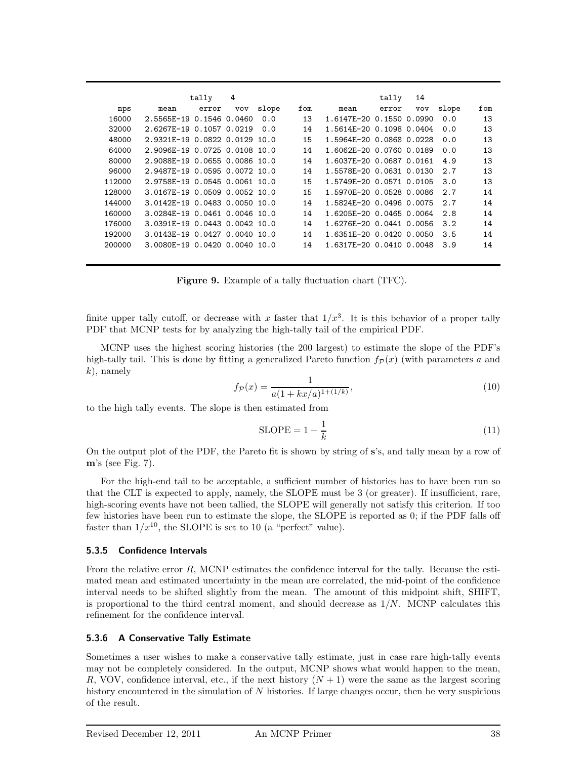| | tally 4 | | | | | tally 14 | | | | |
|---|---|---|---|---|---|---|---|---|---|---|
| nps | mean | error | vov | slope | fom | mean | error | vov | slope | fom |
| 16000 | 2.5565E-19 | 0.1546 | 0.0460 | 0.0 | 13 | 1.6147E-20 | 0.1550 | 0.0990 | 0.0 | 13 |
| 32000 | 2.6267E-19 | 0.1057 | 0.0219 | 0.0 | 14 | 1.5614E-20 | 0.1098 | 0.0404 | 0.0 | 13 |
| 48000 | 2.9321E-19 | 0.0822 | 0.0129 | 10.0 | 15 | 1.5964E-20 | 0.0868 | 0.0228 | 0.0 | 13 |
| 64000 | 2.9096E-19 | 0.0725 | 0.0108 | 10.0 | 14 | 1.6062E-20 | 0.0760 | 0.0189 | 0.0 | 13 |
| 80000 | 2.9088E-19 | 0.0655 | 0.0086 | 10.0 | 14 | 1.6037E-20 | 0.0687 | 0.0161 | 4.9 | 13 |
| 96000 | 2.9487E-19 | 0.0595 | 0.0072 | 10.0 | 14 | 1.5578E-20 | 0.0631 | 0.0130 | 2.7 | 13 |
| 112000 | 2.9758E-19 | 0.0545 | 0.0061 | 10.0 | 15 | 1.5749E-20 | 0.0571 | 0.0105 | 3.0 | 13 |
| 128000 | 3.0167E-19 | 0.0509 | 0.0052 | 10.0 | 15 | 1.5970E-20 | 0.0528 | 0.0086 | 2.7 | 14 |
| 144000 | 3.0142E-19 | 0.0483 | 0.0050 | 10.0 | 14 | 1.5824E-20 | 0.0496 | 0.0075 | 2.7 | 14 |
| 160000 | 3.0284E-19 | 0.0461 | 0.0046 | 10.0 | 14 | 1.6205E-20 | 0.0465 | 0.0064 | 2.8 | 14 |
| 176000 | 3.0391E-19 | 0.0443 | 0.0042 | 10.0 | 14 | 1.6276E-20 | 0.0441 | 0.0056 | 3.2 | 14 |
| 192000 | 3.0143E-19 | 0.0427 | 0.0040 | 10.0 | 14 | 1.6351E-20 | 0.0420 | 0.0050 | 3.5 | 14 |
| 200000 | 3.0080E-19 | 0.0420 | 0.0040 | 10.0 | 14 | 1.6317E-20 | 0.0410 | 0.0048 | 3.9 | 14 |

**Figure 9.** Example of a tally fluctuation chart (TFC).

finite upper tally cutoff, or decrease with $x$ faster that $1/x^3$. It is this behavior of a proper tally PDF that MCNP tests for by analyzing the high-tally tail of the empirical PDF.

MCNP uses the highest scoring histories (the 200 largest) to estimate the slope of the PDF's high-tally tail. This is done by fitting a generalized Pareto function $f_{\mathcal{P}}(x)$ (with parameters $a$ and $k$), namely

$$f_{\mathcal{P}}(x) = \frac{1}{a(1 + kx/a)^{1+(1/k)}}, \tag{10}$$

to the high tally events. The slope is then estimated from

$$\text{SLOPE} = 1 + \frac{1}{k} \tag{11}$$

On the output plot of the PDF, the Pareto fit is shown by string of **s**'s, and tally mean by a row of **m**'s (see Fig. 7).

For the high-end tail to be acceptable, a sufficient number of histories has to have been run so that the CLT is expected to apply, namely, the SLOPE must be 3 (or greater). If insufficient, rare, high-scoring events have not been tallied, the SLOPE will generally not satisfy this criterion. If too few histories have been run to estimate the slope, the SLOPE is reported as 0; if the PDF falls off faster than $1/x^{10}$, the SLOPE is set to 10 (a "perfect" value).

### 5.3.5 Confidence Intervals

From the relative error $R$, MCNP estimates the confidence interval for the tally. Because the estimated mean and estimated uncertainty in the mean are correlated, the mid-point of the confidence interval needs to be shifted slightly from the mean. The amount of this midpoint shift, SHIFT, is proportional to the third central moment, and should decrease as $1/N$. MCNP calculates this refinement for the confidence interval.

### 5.3.6 A Conservative Tally Estimate

Sometimes a user wishes to make a conservative tally estimate, just in case rare high-tally events may not be completely considered. In the output, MCNP shows what would happen to the mean, $R$, VOV, confidence interval, etc., if the next history $(N + 1)$ were the same as the largest scoring history encountered in the simulation of $N$ histories. If large changes occur, then be very suspicious of the result.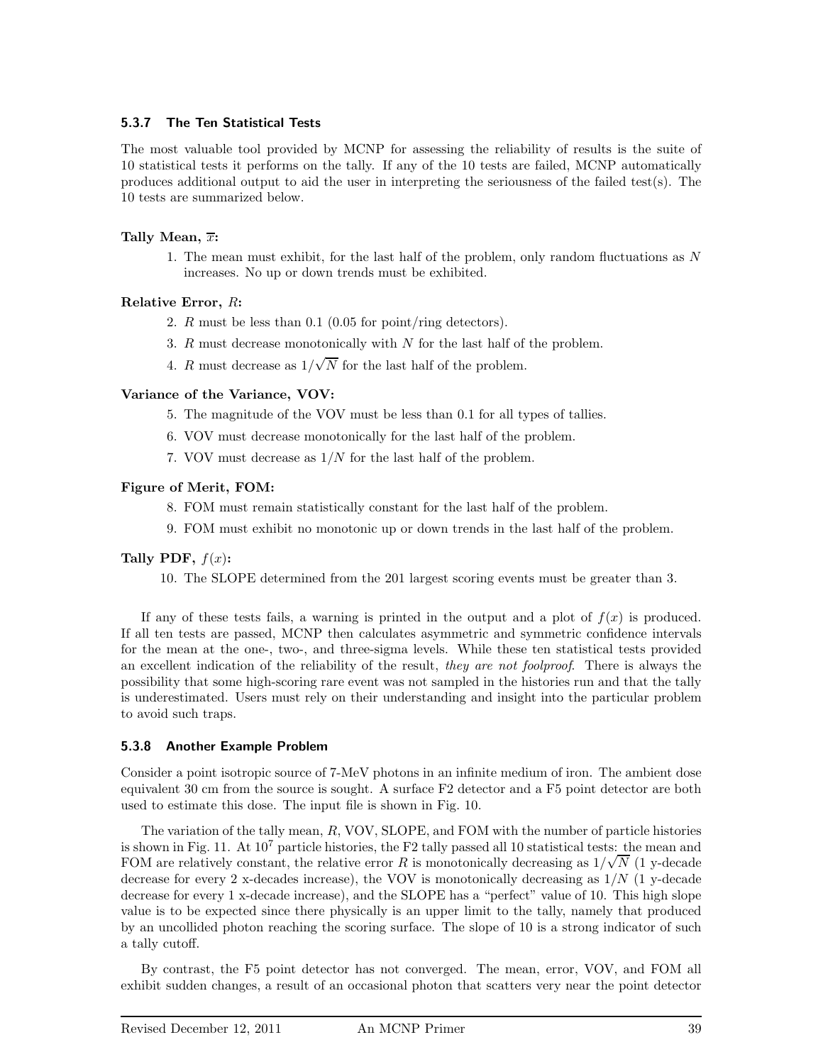### 5.3.7 The Ten Statistical Tests

The most valuable tool provided by MCNP for assessing the reliability of results is the suite of 10 statistical tests it performs on the tally. If any of the 10 tests are failed, MCNP automatically produces additional output to aid the user in interpreting the seriousness of the failed test(s). The 10 tests are summarized below.

**Tally Mean, $\overline{x}$:**

1. The mean must exhibit, for the last half of the problem, only random fluctuations as $N$ increases. No up or down trends must be exhibited.

**Relative Error, $R$:**

2. $R$ must be less than 0.1 (0.05 for point/ring detectors).
3. $R$ must decrease monotonically with $N$ for the last half of the problem.
4. $R$ must decrease as $1/\sqrt{N}$ for the last half of the problem.

**Variance of the Variance, VOV:**

5. The magnitude of the VOV must be less than 0.1 for all types of tallies.
6. VOV must decrease monotonically for the last half of the problem.
7. VOV must decrease as $1/N$ for the last half of the problem.

**Figure of Merit, FOM:**

8. FOM must remain statistically constant for the last half of the problem.
9. FOM must exhibit no monotonic up or down trends in the last half of the problem.

**Tally PDF, $f(x)$:**

10. The SLOPE determined from the 201 largest scoring events must be greater than 3.

If any of these tests fails, a warning is printed in the output and a plot of $f(x)$ is produced. If all ten tests are passed, MCNP then calculates asymmetric and symmetric confidence intervals for the mean at the one-, two-, and three-sigma levels. While these ten statistical tests provided an excellent indication of the reliability of the result, *they are not foolproof*. There is always the possibility that some high-scoring rare event was not sampled in the histories run and that the tally is underestimated. Users must rely on their understanding and insight into the particular problem to avoid such traps.

### 5.3.8 Another Example Problem

Consider a point isotropic source of 7-MeV photons in an infinite medium of iron. The ambient dose equivalent 30 cm from the source is sought. A surface F2 detector and a F5 point detector are both used to estimate this dose. The input file is shown in Fig. 10.

The variation of the tally mean, $R$, VOV, SLOPE, and FOM with the number of particle histories is shown in Fig. 11. At $10^7$ particle histories, the F2 tally passed all 10 statistical tests: the mean and FOM are relatively constant, the relative error $R$ is monotonically decreasing as $1/\sqrt{N}$ (1 y-decade decrease for every 2 x-decades increase), the VOV is monotonically decreasing as $1/N$ (1 y-decade decrease for every 1 x-decade increase), and the SLOPE has a "perfect" value of 10. This high slope value is to be expected since there physically is an upper limit to the tally, namely that produced by an uncollided photon reaching the scoring surface. The slope of 10 is a strong indicator of such a tally cutoff.

By contrast, the F5 point detector has not converged. The mean, error, VOV, and FOM all exhibit sudden changes, a result of an occasional photon that scatters very near the point detector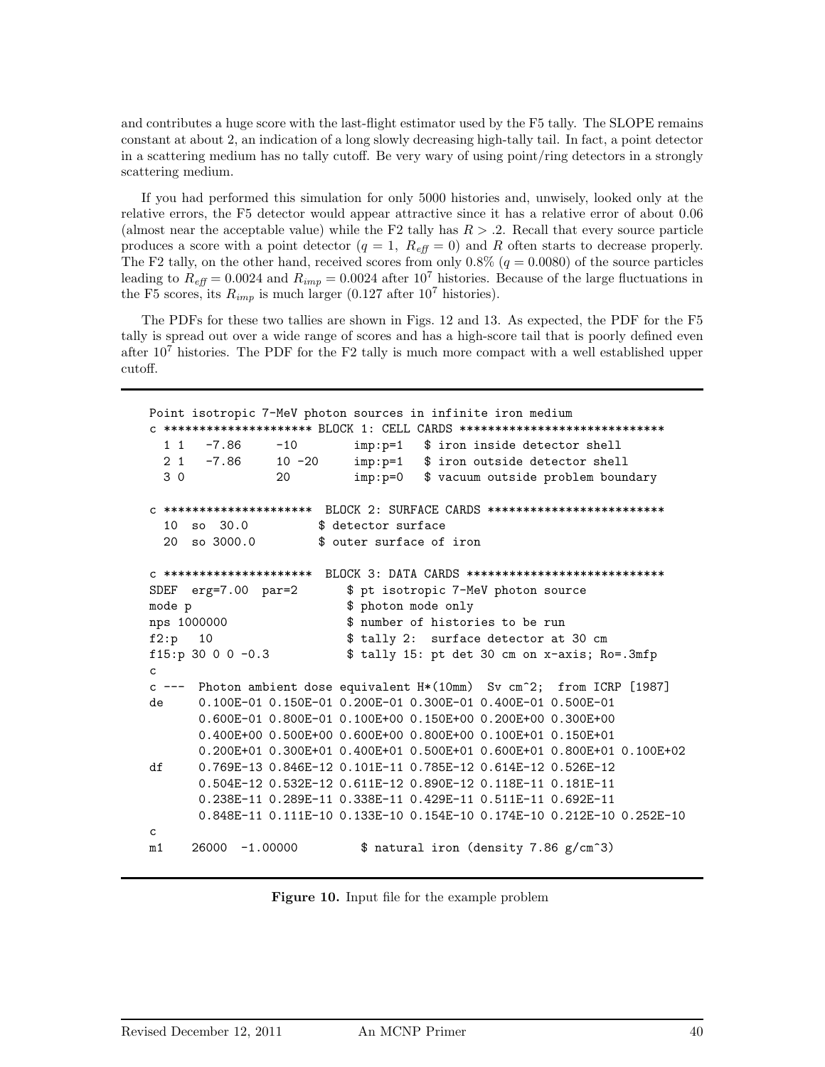and contributes a huge score with the last-flight estimator used by the F5 tally. The SLOPE remains constant at about 2, an indication of a long slowly decreasing high-tally tail. In fact, a point detector in a scattering medium has no tally cutoff. Be very wary of using point/ring detectors in a strongly scattering medium.

If you had performed this simulation for only 5000 histories and, unwisely, looked only at the relative errors, the F5 detector would appear attractive since it has a relative error of about 0.06 (almost near the acceptable value) while the F2 tally has $R > .2$. Recall that every source particle produces a score with a point detector ($q = 1$, $R_{eff} = 0$) and $R$ often starts to decrease properly. The F2 tally, on the other hand, received scores from only 0.8% ($q = 0.0080$) of the source particles leading to $R_{eff} = 0.0024$ and $R_{imp} = 0.0024$ after $10^7$ histories. Because of the large fluctuations in the F5 scores, its $R_{imp}$ is much larger (0.127 after $10^7$ histories).

The PDFs for these two tallies are shown in Figs. 12 and 13. As expected, the PDF for the F5 tally is spread out over a wide range of scores and has a high-score tail that is poorly defined even after $10^7$ histories. The PDF for the F2 tally is much more compact with a well established upper cutoff.

```
Point isotropic 7-MeV photon sources in infinite iron medium
c ********************* BLOCK 1: CELL CARDS *****************************
  1 1   -7.86     -10        imp:p=1   $ iron inside detector shell
  2 1   -7.86     10 -20     imp:p=1   $ iron outside detector shell
  3 0             20         imp:p=0   $ vacuum outside problem boundary

c *********************  BLOCK 2: SURFACE CARDS *************************
  10  so  30.0          $ detector surface
  20  so 3000.0         $ outer surface of iron

c *********************  BLOCK 3: DATA CARDS ****************************
SDEF  erg=7.00  par=2       $ pt isotropic 7-MeV photon source
mode p                      $ photon mode only
nps 1000000                 $ number of histories to be run
f2:p   10                   $ tally 2:  surface detector at 30 cm
f15:p 30 0 0 -0.3           $ tally 15: pt det 30 cm on x-axis; Ro=.3mfp
c
c ---  Photon ambient dose equivalent H*(10mm)  Sv cm^2;  from ICRP [1987]
de     0.100E-01 0.150E-01 0.200E-01 0.300E-01 0.400E-01 0.500E-01
       0.600E-01 0.800E-01 0.100E+00 0.150E+00 0.200E+00 0.300E+00
       0.400E+00 0.500E+00 0.600E+00 0.800E+00 0.100E+01 0.150E+01
       0.200E+01 0.300E+01 0.400E+01 0.500E+01 0.600E+01 0.800E+01 0.100E+02
df     0.769E-13 0.846E-12 0.101E-11 0.785E-12 0.614E-12 0.526E-12
       0.504E-12 0.532E-12 0.611E-12 0.890E-12 0.118E-11 0.181E-11
       0.238E-11 0.289E-11 0.338E-11 0.429E-11 0.511E-11 0.692E-11
       0.848E-11 0.111E-10 0.133E-10 0.154E-10 0.174E-10 0.212E-10 0.252E-10
c
m1    26000  -1.00000         $ natural iron (density 7.86 g/cm^3)
```

**Figure 10.** Input file for the example problem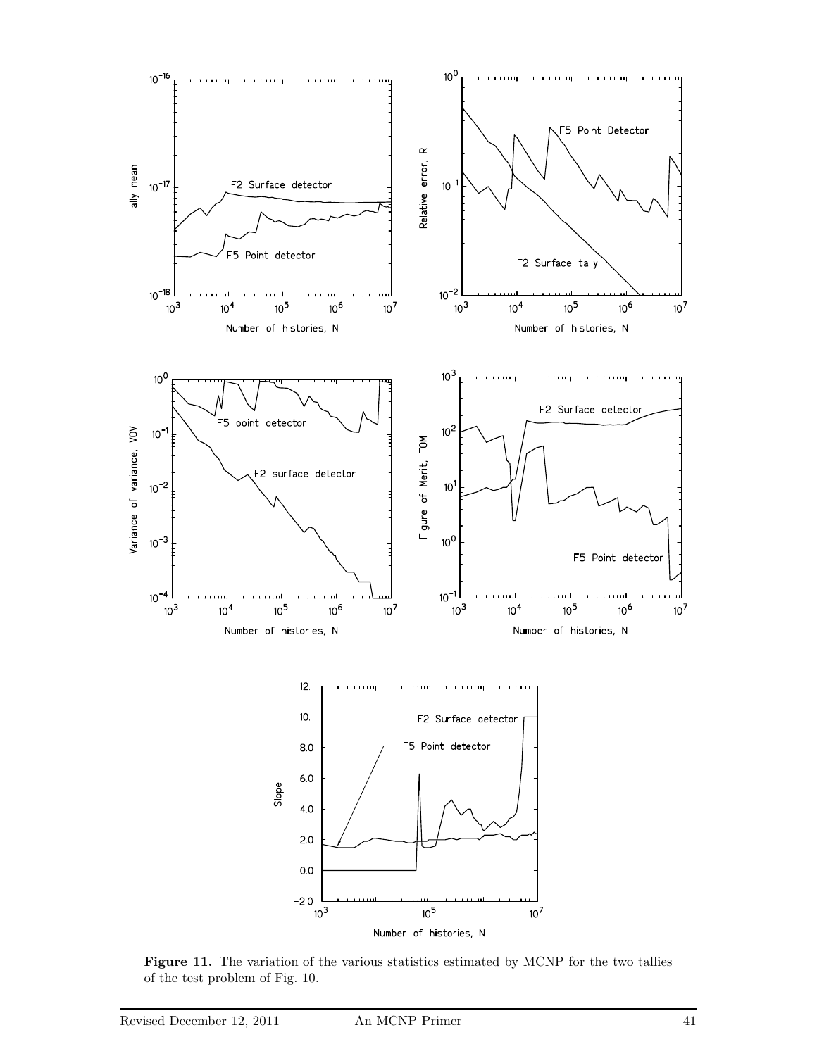**Figure 11.** The variation of the various statistics estimated by MCNP for the two tallies of the test problem of Fig. 10.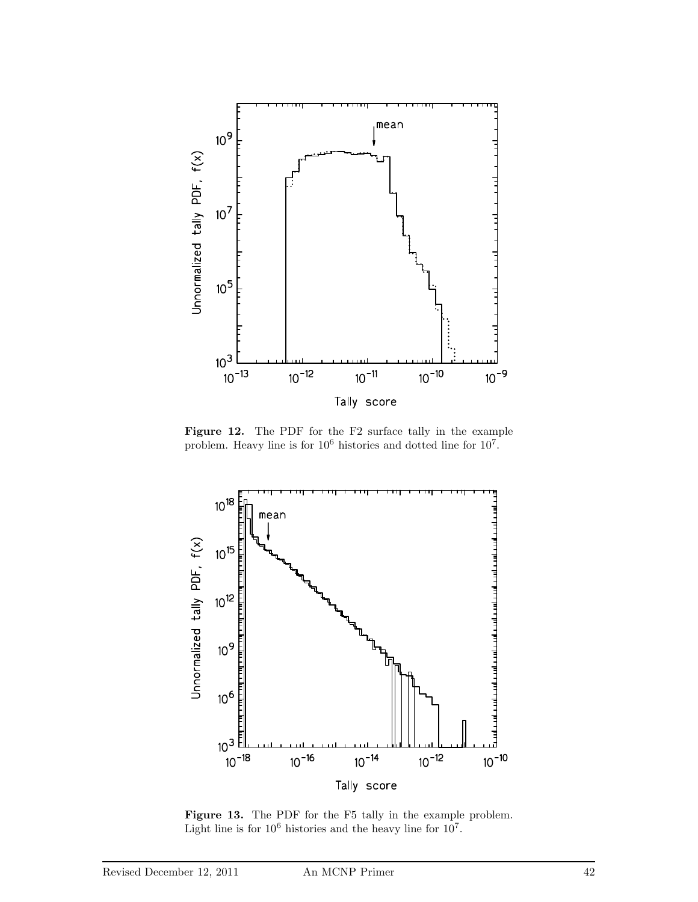mean

$10^9$

$10^7$

$10^5$

$10^3$

Unnormalized tally PDF, f(x)

$10^{-13}$ $10^{-12}$ $10^{-11}$ $10^{-10}$ $10^{-9}$

Tally score

**Figure 12.** The PDF for the F2 surface tally in the example problem. Heavy line is for $10^6$ histories and dotted line for $10^7$.

mean

$10^{18}$

$10^{15}$

$10^{12}$

$10^9$

$10^6$

$10^3$

Unnormalized tally PDF, f(x)

$10^{-18}$ $10^{-16}$ $10^{-14}$ $10^{-12}$ $10^{-10}$

Tally score

**Figure 13.** The PDF for the F5 tally in the example problem. Light line is for $10^6$ histories and the heavy line for $10^7$.